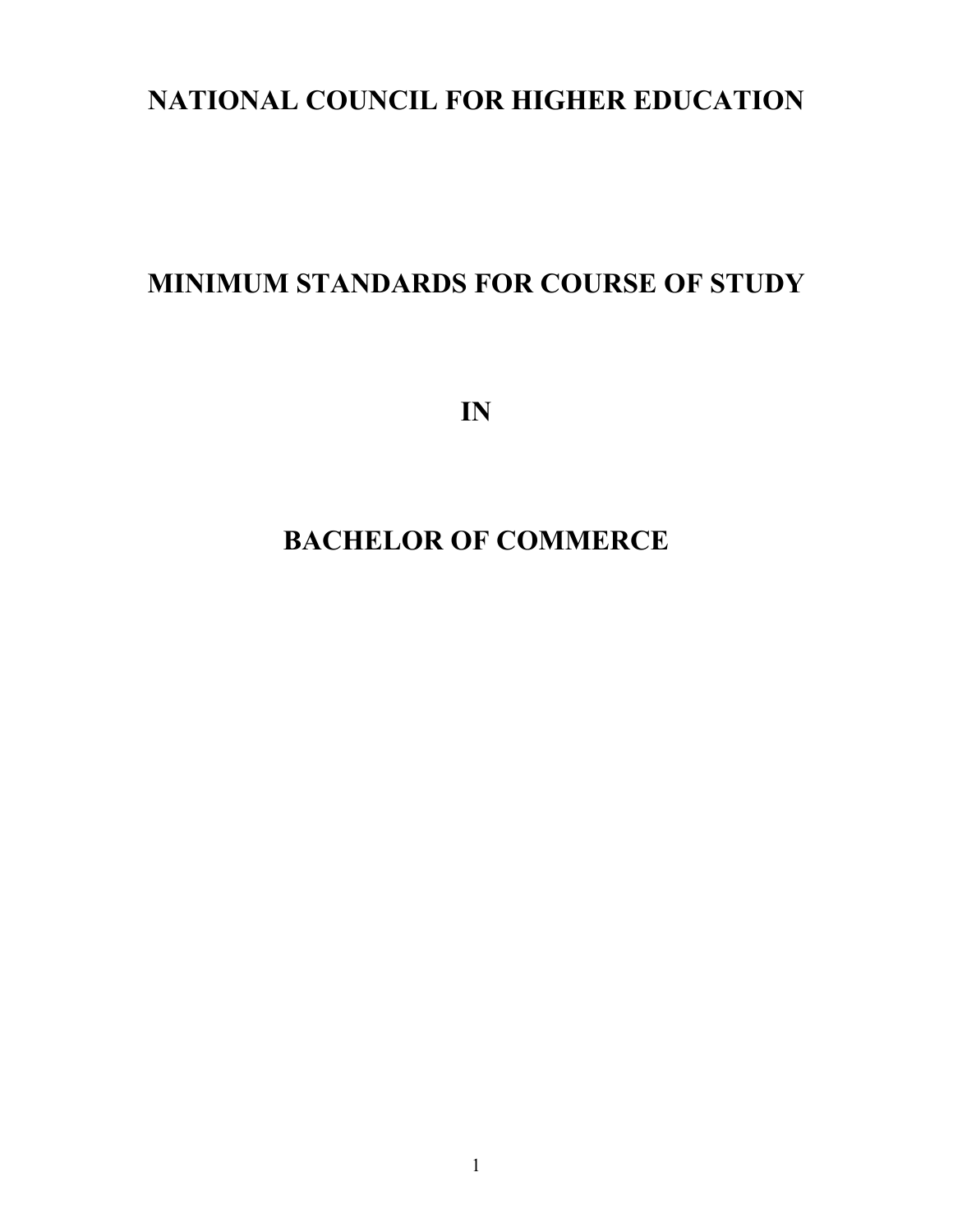# NATIONAL COUNCIL FOR HIGHER EDUCATION

# MINIMUM STANDARDS FOR COURSE OF STUDY

# IN

# BACHELOR OF COMMERCE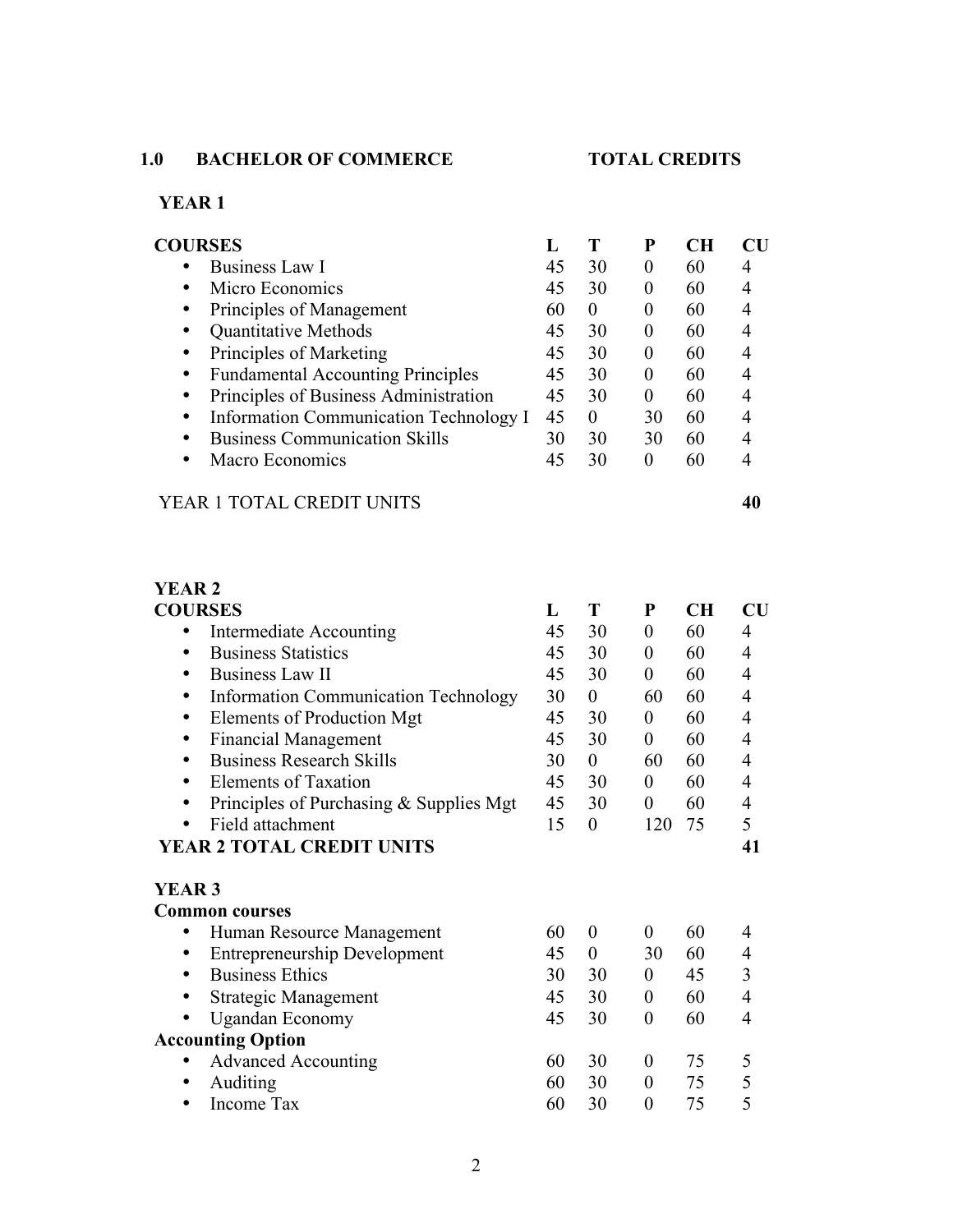## 1.0 BACHELOR OF COMMERCE — TOTAL CREDITS

### YEAR 1

| COURSES | L | T | P | CH | CU |
|---|---|---|---|---|---|
| Business Law I | 45 | 30 | 0 | 60 | 4 |
| Micro Economics | 45 | 30 | 0 | 60 | 4 |
| Principles of Management | 60 | 0 | 0 | 60 | 4 |
| Quantitative Methods | 45 | 30 | 0 | 60 | 4 |
| Principles of Marketing | 45 | 30 | 0 | 60 | 4 |
| Fundamental Accounting Principles | 45 | 30 | 0 | 60 | 4 |
| Principles of Business Administration | 45 | 30 | 0 | 60 | 4 |
| Information Communication Technology I | 45 | 0 | 30 | 60 | 4 |
| Business Communication Skills | 30 | 30 | 30 | 60 | 4 |
| Macro Economics | 45 | 30 | 0 | 60 | 4 |
| YEAR 1 TOTAL CREDIT UNITS | | | | | **40** |

### YEAR 2

| COURSES | L | T | P | CH | CU |
|---|---|---|---|---|---|
| Intermediate Accounting | 45 | 30 | 0 | 60 | 4 |
| Business Statistics | 45 | 30 | 0 | 60 | 4 |
| Business Law II | 45 | 30 | 0 | 60 | 4 |
| Information Communication Technology | 30 | 0 | 60 | 60 | 4 |
| Elements of Production Mgt | 45 | 30 | 0 | 60 | 4 |
| Financial Management | 45 | 30 | 0 | 60 | 4 |
| Business Research Skills | 30 | 0 | 60 | 60 | 4 |
| Elements of Taxation | 45 | 30 | 0 | 60 | 4 |
| Principles of Purchasing & Supplies Mgt | 45 | 30 | 0 | 60 | 4 |
| Field attachment | 15 | 0 | 120 | 75 | 5 |
| **YEAR 2 TOTAL CREDIT UNITS** | | | | | **41** |

### YEAR 3

| Courses | L | T | P | CH | CU |
|---|---|---|---|---|---|
| **Common courses** | | | | | |
| Human Resource Management | 60 | 0 | 0 | 60 | 4 |
| Entrepreneurship Development | 45 | 0 | 30 | 60 | 4 |
| Business Ethics | 30 | 30 | 0 | 45 | 3 |
| Strategic Management | 45 | 30 | 0 | 60 | 4 |
| Ugandan Economy | 45 | 30 | 0 | 60 | 4 |
| **Accounting Option** | | | | | |
| Advanced Accounting | 60 | 30 | 0 | 75 | 5 |
| Auditing | 60 | 30 | 0 | 75 | 5 |
| Income Tax | 60 | 30 | 0 | 75 | 5 |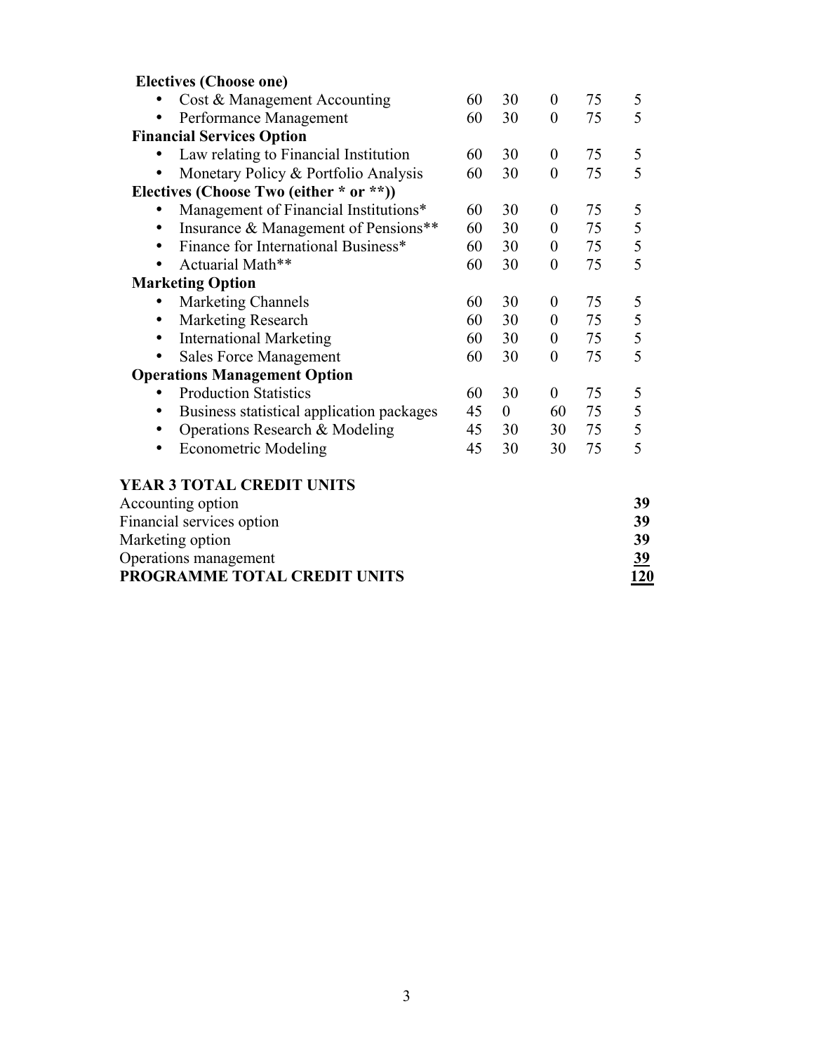| Course | | | | | |
|---|---|---|---|---|---|
| **Electives (Choose one)** | | | | | |
| • Cost & Management Accounting | 60 | 30 | 0 | 75 | 5 |
| • Performance Management | 60 | 30 | 0 | 75 | 5 |
| **Financial Services Option** | | | | | |
| • Law relating to Financial Institution | 60 | 30 | 0 | 75 | 5 |
| • Monetary Policy & Portfolio Analysis | 60 | 30 | 0 | 75 | 5 |
| **Electives (Choose Two (either * or **))** | | | | | |
| • Management of Financial Institutions* | 60 | 30 | 0 | 75 | 5 |
| • Insurance & Management of Pensions** | 60 | 30 | 0 | 75 | 5 |
| • Finance for International Business* | 60 | 30 | 0 | 75 | 5 |
| • Actuarial Math** | 60 | 30 | 0 | 75 | 5 |
| **Marketing Option** | | | | | |
| • Marketing Channels | 60 | 30 | 0 | 75 | 5 |
| • Marketing Research | 60 | 30 | 0 | 75 | 5 |
| • International Marketing | 60 | 30 | 0 | 75 | 5 |
| • Sales Force Management | 60 | 30 | 0 | 75 | 5 |
| **Operations Management Option** | | | | | |
| • Production Statistics | 60 | 30 | 0 | 75 | 5 |
| • Business statistical application packages | 45 | 0 | 60 | 75 | 5 |
| • Operations Research & Modeling | 45 | 30 | 30 | 75 | 5 |
| • Econometric Modeling | 45 | 30 | 30 | 75 | 5 |

**YEAR 3 TOTAL CREDIT UNITS**

| | |
|---|---|
| Accounting option | **39** |
| Financial services option | **39** |
| Marketing option | **39** |
| Operations management | **39** |
| **PROGRAMME TOTAL CREDIT UNITS** | **120** |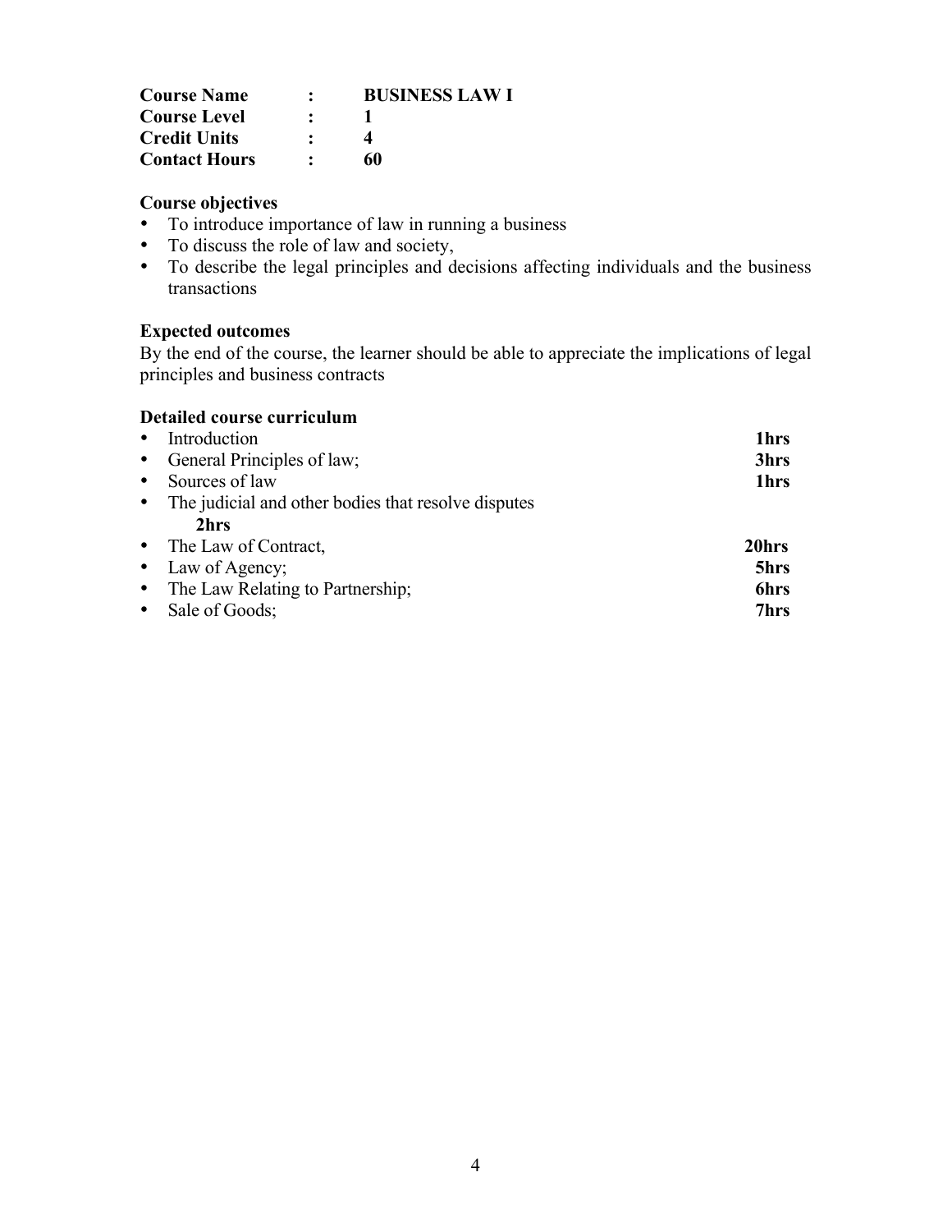| | | |
|---|---|---|
| **Course Name** | : | **BUSINESS LAW I** |
| **Course Level** | : | **1** |
| **Credit Units** | : | **4** |
| **Contact Hours** | : | **60** |

**Course objectives**

- To introduce importance of law in running a business
- To discuss the role of law and society,
- To describe the legal principles and decisions affecting individuals and the business transactions

**Expected outcomes**

By the end of the course, the learner should be able to appreciate the implications of legal principles and business contracts

**Detailed course curriculum**

- Introduction **1hrs**
- General Principles of law; **3hrs**
- Sources of law **1hrs**
- The judicial and other bodies that resolve disputes **2hrs**
- The Law of Contract, **20hrs**
- Law of Agency; **5hrs**
- The Law Relating to Partnership; **6hrs**
- Sale of Goods; **7hrs**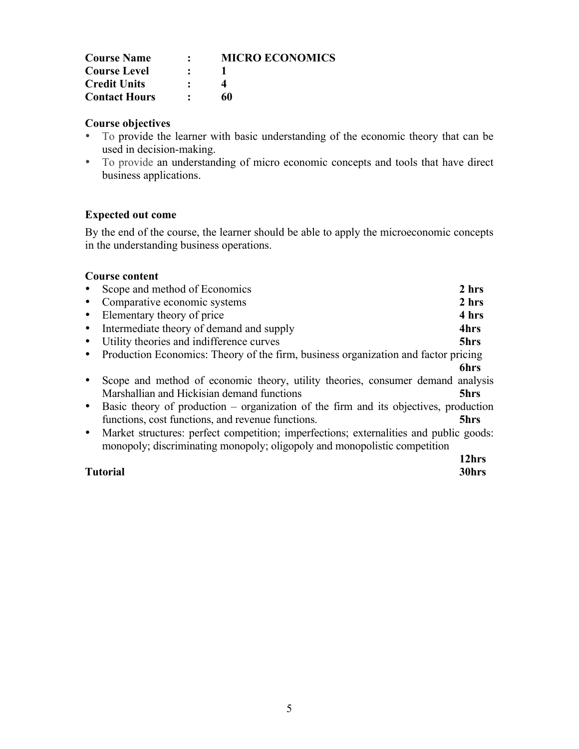| | | |
|---|---|---|
| **Course Name** | **:** | **MICRO ECONOMICS** |
| **Course Level** | **:** | **1** |
| **Credit Units** | **:** | **4** |
| **Contact Hours** | **:** | **60** |

**Course objectives**

- To provide the learner with basic understanding of the economic theory that can be used in decision-making.
- To provide an understanding of micro economic concepts and tools that have direct business applications.

**Expected out come**

By the end of the course, the learner should be able to apply the microeconomic concepts in the understanding business operations.

**Course content**

- Scope and method of Economics **2 hrs**
- Comparative economic systems **2 hrs**
- Elementary theory of price **4 hrs**
- Intermediate theory of demand and supply **4hrs**
- Utility theories and indifference curves **5hrs**
- Production Economics: Theory of the firm, business organization and factor pricing **6hrs**
- Scope and method of economic theory, utility theories, consumer demand analysis Marshallian and Hickisian demand functions **5hrs**
- Basic theory of production – organization of the firm and its objectives, production functions, cost functions, and revenue functions. **5hrs**
- Market structures: perfect competition; imperfections; externalities and public goods: monopoly; discriminating monopoly; oligopoly and monopolistic competition **12hrs**

**Tutorial** **30hrs**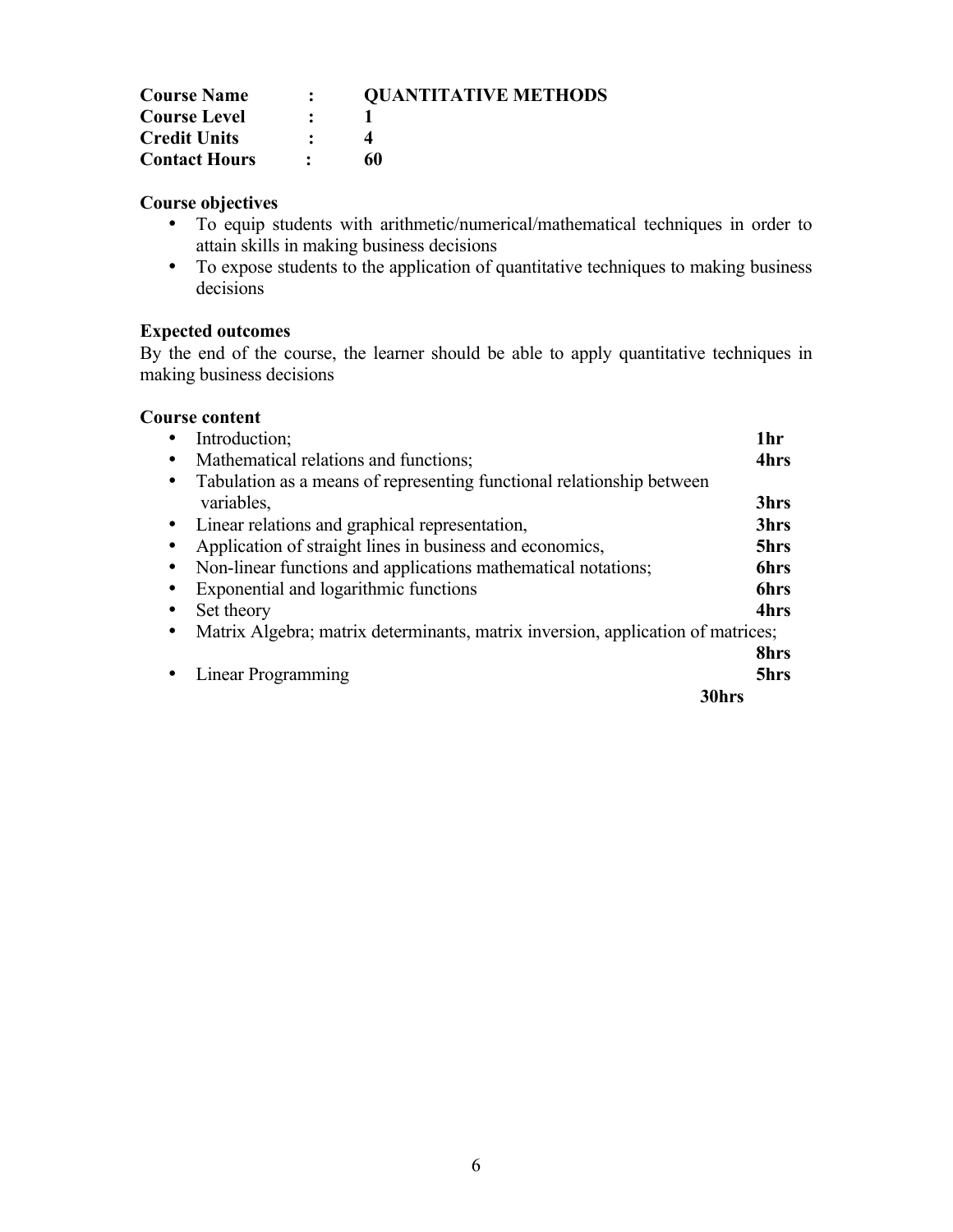| | | |
|---|---|---|
| **Course Name** | **:** | **QUANTITATIVE METHODS** |
| **Course Level** | **:** | **1** |
| **Credit Units** | **:** | **4** |
| **Contact Hours** | **:** | **60** |

**Course objectives**

- To equip students with arithmetic/numerical/mathematical techniques in order to attain skills in making business decisions
- To expose students to the application of quantitative techniques to making business decisions

**Expected outcomes**

By the end of the course, the learner should be able to apply quantitative techniques in making business decisions

**Course content**

- Introduction; **1hr**
- Mathematical relations and functions; **4hrs**
- Tabulation as a means of representing functional relationship between variables, **3hrs**
- Linear relations and graphical representation, **3hrs**
- Application of straight lines in business and economics, **5hrs**
- Non-linear functions and applications mathematical notations; **6hrs**
- Exponential and logarithmic functions **6hrs**
- Set theory **4hrs**
- Matrix Algebra; matrix determinants, matrix inversion, application of matrices; **8hrs**
- Linear Programming **5hrs**

**30hrs**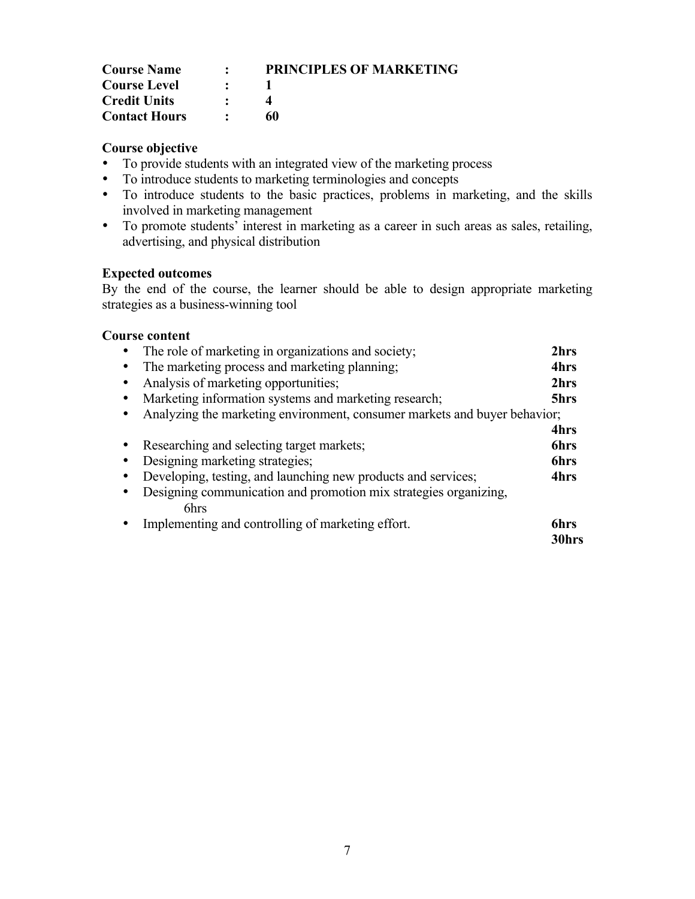| | | |
|---|---|---|
| **Course Name** | **:** | **PRINCIPLES OF MARKETING** |
| **Course Level** | **:** | **1** |
| **Credit Units** | **:** | **4** |
| **Contact Hours** | **:** | **60** |

**Course objective**

- To provide students with an integrated view of the marketing process
- To introduce students to marketing terminologies and concepts
- To introduce students to the basic practices, problems in marketing, and the skills involved in marketing management
- To promote students' interest in marketing as a career in such areas as sales, retailing, advertising, and physical distribution

**Expected outcomes**

By the end of the course, the learner should be able to design appropriate marketing strategies as a business-winning tool

**Course content**

- The role of marketing in organizations and society; **2hrs**
- The marketing process and marketing planning; **4hrs**
- Analysis of marketing opportunities; **2hrs**
- Marketing information systems and marketing research; **5hrs**
- Analyzing the marketing environment, consumer markets and buyer behavior; **4hrs**
- Researching and selecting target markets; **6hrs**
- Designing marketing strategies; **6hrs**
- Developing, testing, and launching new products and services; **4hrs**
- Designing communication and promotion mix strategies organizing, 6hrs
- Implementing and controlling of marketing effort. **6hrs**

**30hrs**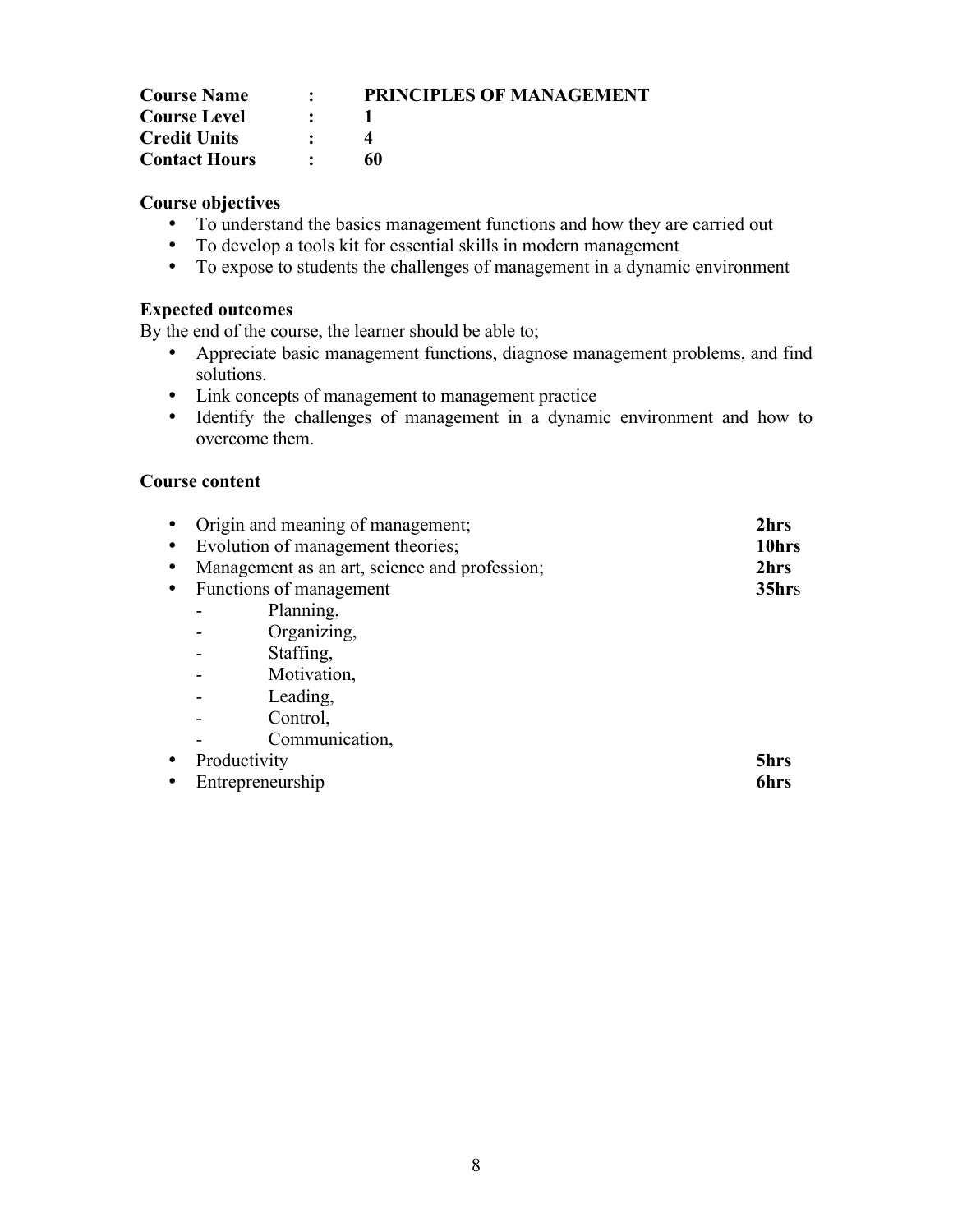| | | |
|---|---|---|
| **Course Name** | **:** | **PRINCIPLES OF MANAGEMENT** |
| **Course Level** | **:** | **1** |
| **Credit Units** | **:** | **4** |
| **Contact Hours** | **:** | **60** |

**Course objectives**

- To understand the basics management functions and how they are carried out
- To develop a tools kit for essential skills in modern management
- To expose to students the challenges of management in a dynamic environment

**Expected outcomes**

By the end of the course, the learner should be able to;

- Appreciate basic management functions, diagnose management problems, and find solutions.
- Link concepts of management to management practice
- Identify the challenges of management in a dynamic environment and how to overcome them.

**Course content**

| | |
|---|---|
| • Origin and meaning of management; | **2hrs** |
| • Evolution of management theories; | **10hrs** |
| • Management as an art, science and profession; | **2hrs** |
| • Functions of management | **35hr**s |
| - Planning, | |
| - Organizing, | |
| - Staffing, | |
| - Motivation, | |
| - Leading, | |
| - Control, | |
| - Communication, | |
| • Productivity | **5hrs** |
| • Entrepreneurship | **6hrs** |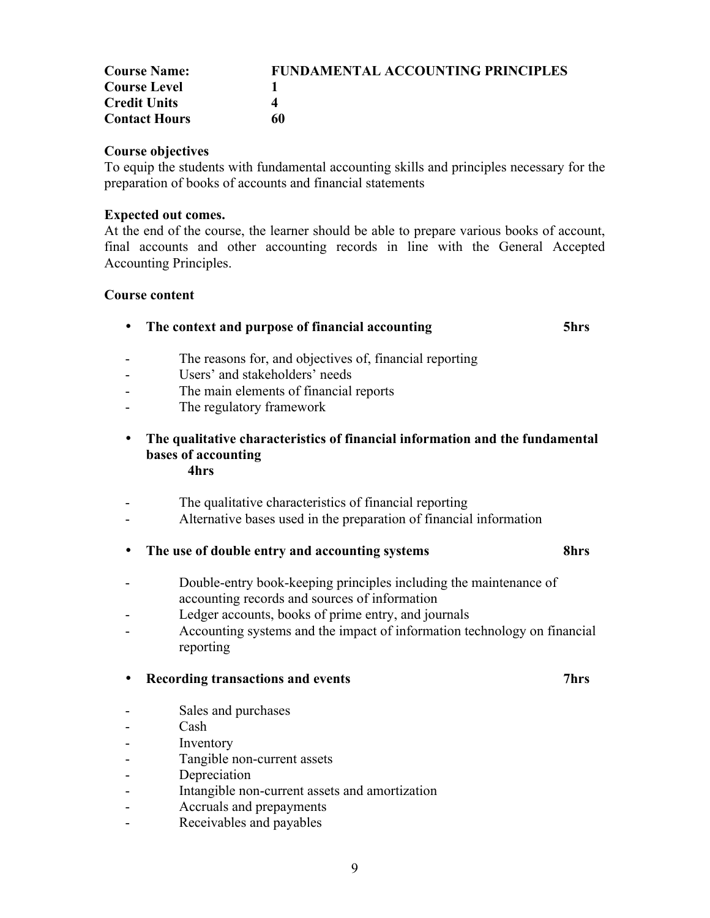| | |
|---|---|
| **Course Name:** | **FUNDAMENTAL ACCOUNTING PRINCIPLES** |
| **Course Level** | **1** |
| **Credit Units** | **4** |
| **Contact Hours** | **60** |

**Course objectives**

To equip the students with fundamental accounting skills and principles necessary for the preparation of books of accounts and financial statements

**Expected out comes.**

At the end of the course, the learner should be able to prepare various books of account, final accounts and other accounting records in line with the General Accepted Accounting Principles.

**Course content**

- **The context and purpose of financial accounting** **5hrs**

  - The reasons for, and objectives of, financial reporting
  - Users' and stakeholders' needs
  - The main elements of financial reports
  - The regulatory framework

- **The qualitative characteristics of financial information and the fundamental bases of accounting** **4hrs**

  - The qualitative characteristics of financial reporting
  - Alternative bases used in the preparation of financial information

- **The use of double entry and accounting systems** **8hrs**

  - Double-entry book-keeping principles including the maintenance of accounting records and sources of information
  - Ledger accounts, books of prime entry, and journals
  - Accounting systems and the impact of information technology on financial reporting

- **Recording transactions and events** **7hrs**

  - Sales and purchases
  - Cash
  - Inventory
  - Tangible non-current assets
  - Depreciation
  - Intangible non-current assets and amortization
  - Accruals and prepayments
  - Receivables and payables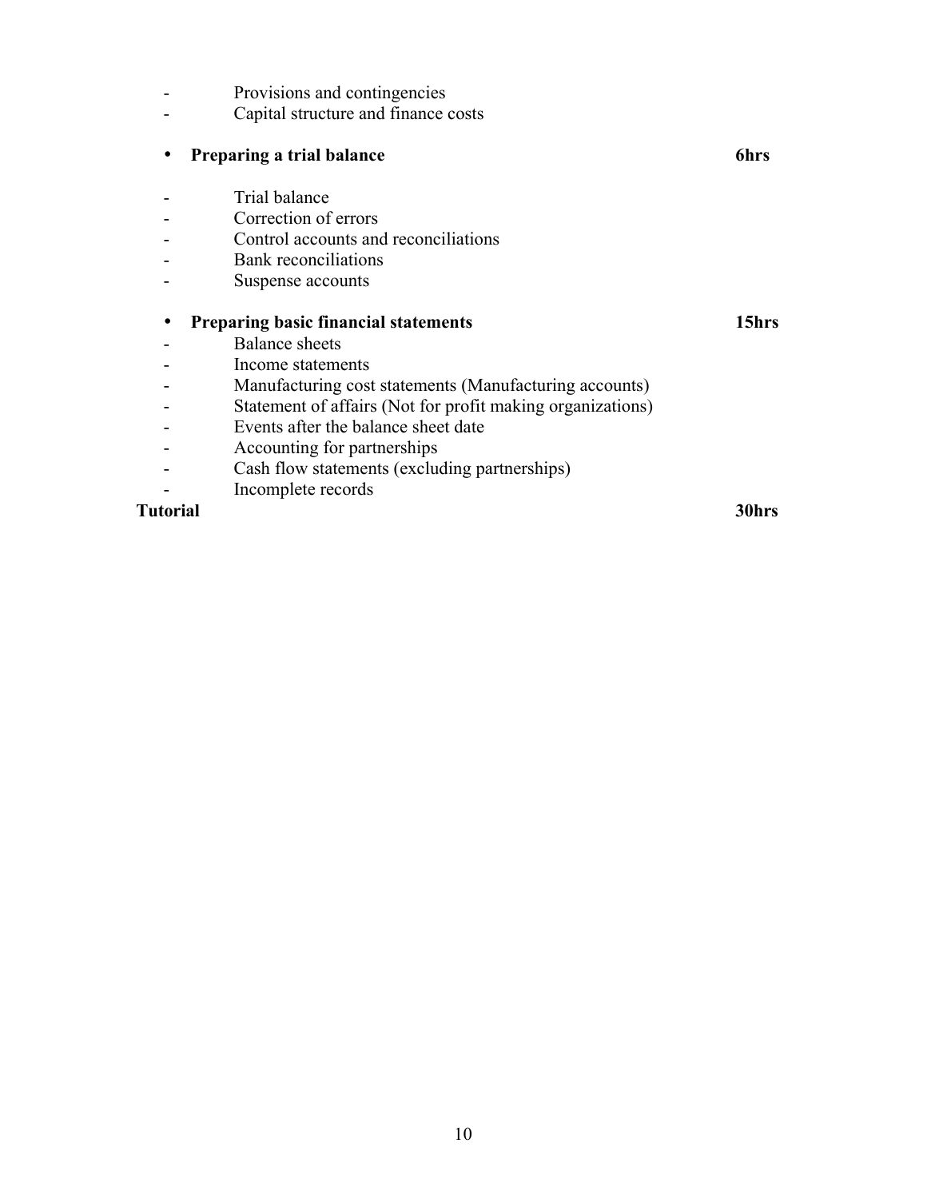- Provisions and contingencies
- Capital structure and finance costs

- **Preparing a trial balance** **6hrs**

- Trial balance
- Correction of errors
- Control accounts and reconciliations
- Bank reconciliations
- Suspense accounts

- **Preparing basic financial statements** **15hrs**

- Balance sheets
- Income statements
- Manufacturing cost statements (Manufacturing accounts)
- Statement of affairs (Not for profit making organizations)
- Events after the balance sheet date
- Accounting for partnerships
- Cash flow statements (excluding partnerships)
- Incomplete records

**Tutorial** **30hrs**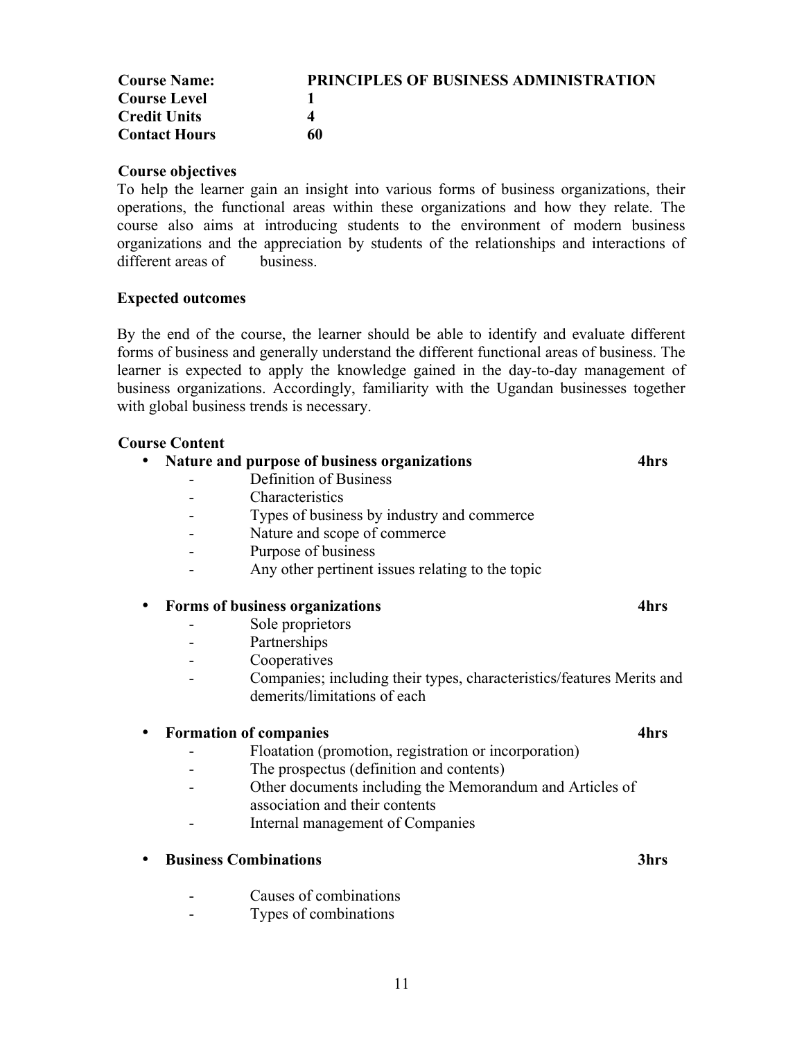| | |
|---|---|
| **Course Name:** | **PRINCIPLES OF BUSINESS ADMINISTRATION** |
| **Course Level** | **1** |
| **Credit Units** | **4** |
| **Contact Hours** | **60** |

**Course objectives**

To help the learner gain an insight into various forms of business organizations, their operations, the functional areas within these organizations and how they relate. The course also aims at introducing students to the environment of modern business organizations and the appreciation by students of the relationships and interactions of different areas of business.

**Expected outcomes**

By the end of the course, the learner should be able to identify and evaluate different forms of business and generally understand the different functional areas of business. The learner is expected to apply the knowledge gained in the day-to-day management of business organizations. Accordingly, familiarity with the Ugandan businesses together with global business trends is necessary.

**Course Content**

- **Nature and purpose of business organizations** **4hrs**
  - Definition of Business
  - Characteristics
  - Types of business by industry and commerce
  - Nature and scope of commerce
  - Purpose of business
  - Any other pertinent issues relating to the topic

- **Forms of business organizations** **4hrs**
  - Sole proprietors
  - Partnerships
  - Cooperatives
  - Companies; including their types, characteristics/features Merits and demerits/limitations of each

- **Formation of companies** **4hrs**
  - Floatation (promotion, registration or incorporation)
  - The prospectus (definition and contents)
  - Other documents including the Memorandum and Articles of association and their contents
  - Internal management of Companies

- **Business Combinations** **3hrs**
  - Causes of combinations
  - Types of combinations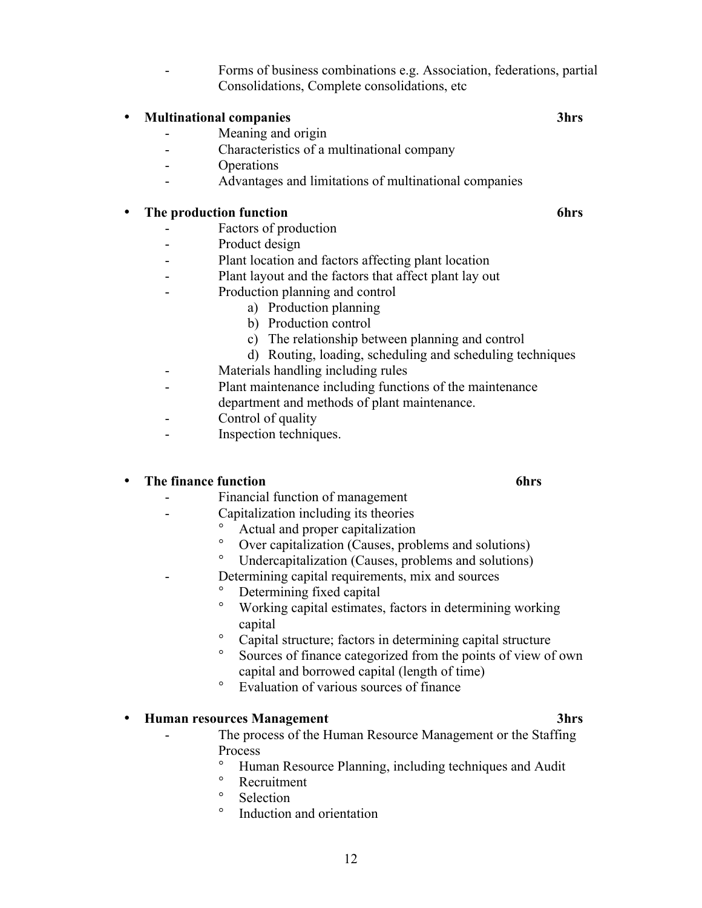- Forms of business combinations e.g. Association, federations, partial Consolidations, Complete consolidations, etc

- **Multinational companies** **3hrs**
  - Meaning and origin
  - Characteristics of a multinational company
  - Operations
  - Advantages and limitations of multinational companies

- **The production function** **6hrs**
  - Factors of production
  - Product design
  - Plant location and factors affecting plant location
  - Plant layout and the factors that affect plant lay out
  - Production planning and control
    a) Production planning
    b) Production control
    c) The relationship between planning and control
    d) Routing, loading, scheduling and scheduling techniques
  - Materials handling including rules
  - Plant maintenance including functions of the maintenance department and methods of plant maintenance.
  - Control of quality
  - Inspection techniques.

- **The finance function** **6hrs**
  - Financial function of management
  - Capitalization including its theories
    - Actual and proper capitalization
    - Over capitalization (Causes, problems and solutions)
    - Undercapitalization (Causes, problems and solutions)
  - Determining capital requirements, mix and sources
    - Determining fixed capital
    - Working capital estimates, factors in determining working capital
    - Capital structure; factors in determining capital structure
    - Sources of finance categorized from the points of view of own capital and borrowed capital (length of time)
    - Evaluation of various sources of finance

- **Human resources Management** **3hrs**
  - The process of the Human Resource Management or the Staffing Process
    - Human Resource Planning, including techniques and Audit
    - Recruitment
    - Selection
    - Induction and orientation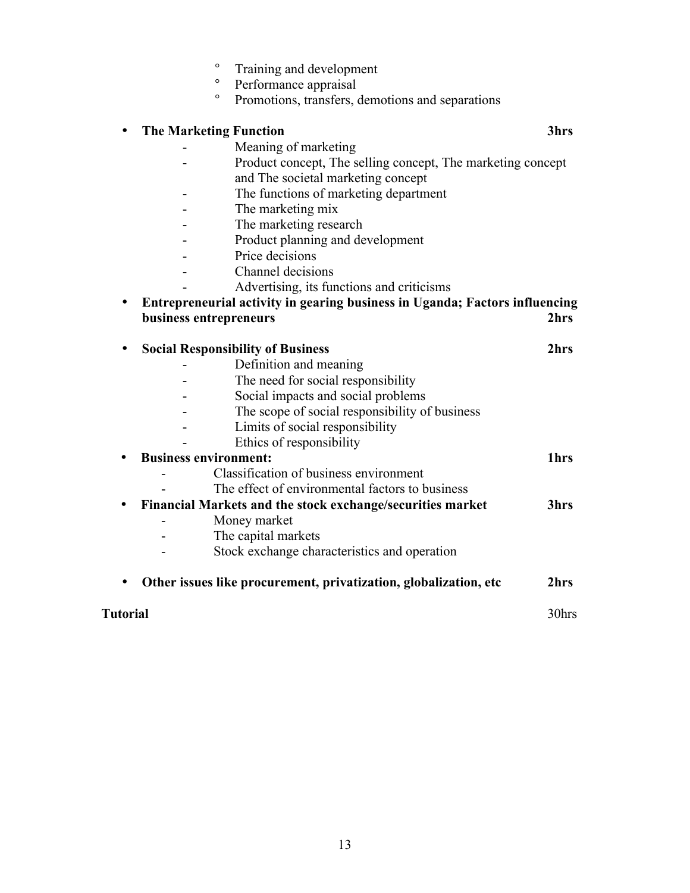- Training and development
  - Performance appraisal
  - Promotions, transfers, demotions and separations

- **The Marketing Function** **3hrs**
  - Meaning of marketing
  - Product concept, The selling concept, The marketing concept and The societal marketing concept
  - The functions of marketing department
  - The marketing mix
  - The marketing research
  - Product planning and development
  - Price decisions
  - Channel decisions
  - Advertising, its functions and criticisms
- **Entrepreneurial activity in gearing business in Uganda; Factors influencing business entrepreneurs** **2hrs**

- **Social Responsibility of Business** **2hrs**
  - Definition and meaning
  - The need for social responsibility
  - Social impacts and social problems
  - The scope of social responsibility of business
  - Limits of social responsibility
  - Ethics of responsibility
- **Business environment:** **1hrs**
  - Classification of business environment
  - The effect of environmental factors to business
- **Financial Markets and the stock exchange/securities market** **3hrs**
  - Money market
  - The capital markets
  - Stock exchange characteristics and operation

- **Other issues like procurement, privatization, globalization, etc** **2hrs**

**Tutorial** 30hrs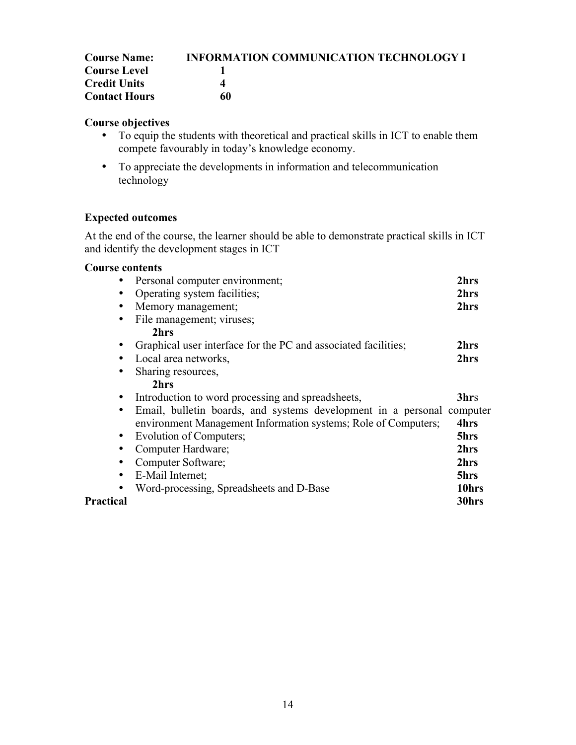**Course Name:** **INFORMATION COMMUNICATION TECHNOLOGY I**
**Course Level** **1**
**Credit Units** **4**
**Contact Hours** **60**

**Course objectives**

- To equip the students with theoretical and practical skills in ICT to enable them compete favourably in today's knowledge economy.
- To appreciate the developments in information and telecommunication technology

**Expected outcomes**

At the end of the course, the learner should be able to demonstrate practical skills in ICT and identify the development stages in ICT

**Course contents**

| Topic | Hours |
|---|---|
| • Personal computer environment; | **2hrs** |
| • Operating system facilities; | **2hrs** |
| • Memory management; | **2hrs** |
| • File management; viruses; | **2hrs** |
| • Graphical user interface for the PC and associated facilities; | **2hrs** |
| • Local area networks, | **2hrs** |
| • Sharing resources, | **2hrs** |
| • Introduction to word processing and spreadsheets, | **3hr**s |
| • Email, bulletin boards, and systems development in a personal computer environment Management Information systems; Role of Computers; | **4hrs** |
| • Evolution of Computers; | **5hrs** |
| • Computer Hardware; | **2hrs** |
| • Computer Software; | **2hrs** |
| • E-Mail Internet; | **5hrs** |
| • Word-processing, Spreadsheets and D-Base | **10hrs** |
| **Practical** | **30hrs** |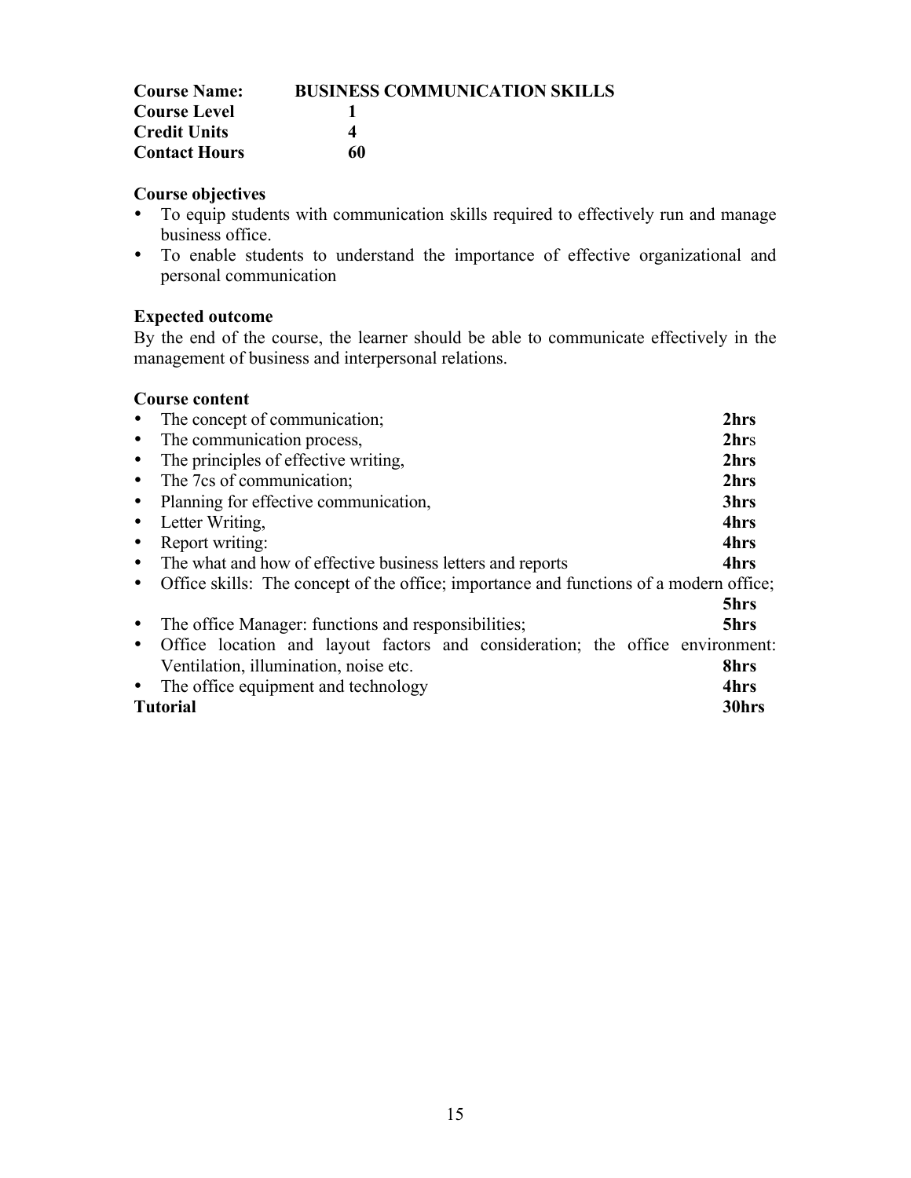**Course Name:** **BUSINESS COMMUNICATION SKILLS**
**Course Level** **1**
**Credit Units** **4**
**Contact Hours** **60**

**Course objectives**

- To equip students with communication skills required to effectively run and manage business office.
- To enable students to understand the importance of effective organizational and personal communication

**Expected outcome**

By the end of the course, the learner should be able to communicate effectively in the management of business and interpersonal relations.

**Course content**

- The concept of communication; **2hrs**
- The communication process, **2hrs**
- The principles of effective writing, **2hrs**
- The 7cs of communication; **2hrs**
- Planning for effective communication, **3hrs**
- Letter Writing, **4hrs**
- Report writing: **4hrs**
- The what and how of effective business letters and reports **4hrs**
- Office skills: The concept of the office; importance and functions of a modern office; **5hrs**
- The office Manager: functions and responsibilities; **5hrs**
- Office location and layout factors and consideration; the office environment: Ventilation, illumination, noise etc. **8hrs**
- The office equipment and technology **4hrs**

**Tutorial** **30hrs**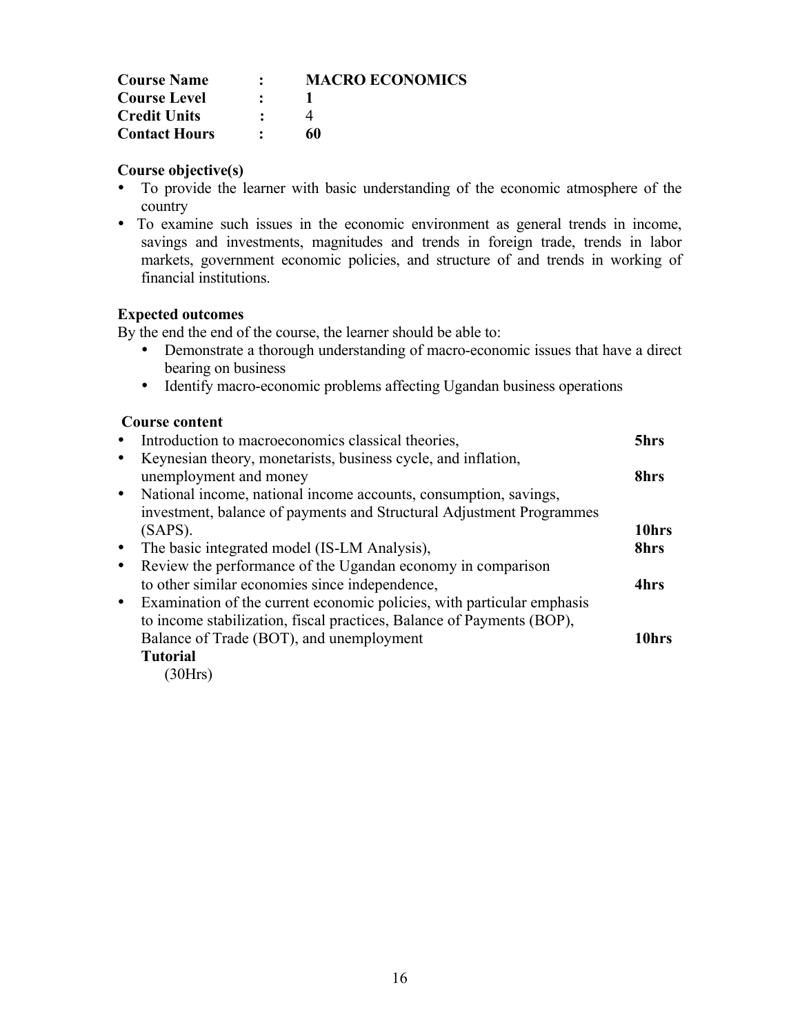| | | |
|---|---|---|
| **Course Name** | **:** | **MACRO ECONOMICS** |
| **Course Level** | **:** | **1** |
| **Credit Units** | **:** | 4 |
| **Contact Hours** | **:** | **60** |

**Course objective(s)**

- To provide the learner with basic understanding of the economic atmosphere of the country
- To examine such issues in the economic environment as general trends in income, savings and investments, magnitudes and trends in foreign trade, trends in labor markets, government economic policies, and structure of and trends in working of financial institutions.

**Expected outcomes**

By the end the end of the course, the learner should be able to:

- Demonstrate a thorough understanding of macro-economic issues that have a direct bearing on business
- Identify macro-economic problems affecting Ugandan business operations

**Course content**

| | |
|---|---|
| • Introduction to macroeconomics classical theories, | **5hrs** |
| • Keynesian theory, monetarists, business cycle, and inflation, unemployment and money | **8hrs** |
| • National income, national income accounts, consumption, savings, investment, balance of payments and Structural Adjustment Programmes (SAPS). | **10hrs** |
| • The basic integrated model (IS-LM Analysis), | **8hrs** |
| • Review the performance of the Ugandan economy in comparison to other similar economies since independence, | **4hrs** |
| • Examination of the current economic policies, with particular emphasis to income stabilization, fiscal practices, Balance of Payments (BOP), Balance of Trade (BOT), and unemployment | **10hrs** |

**Tutorial**

(30Hrs)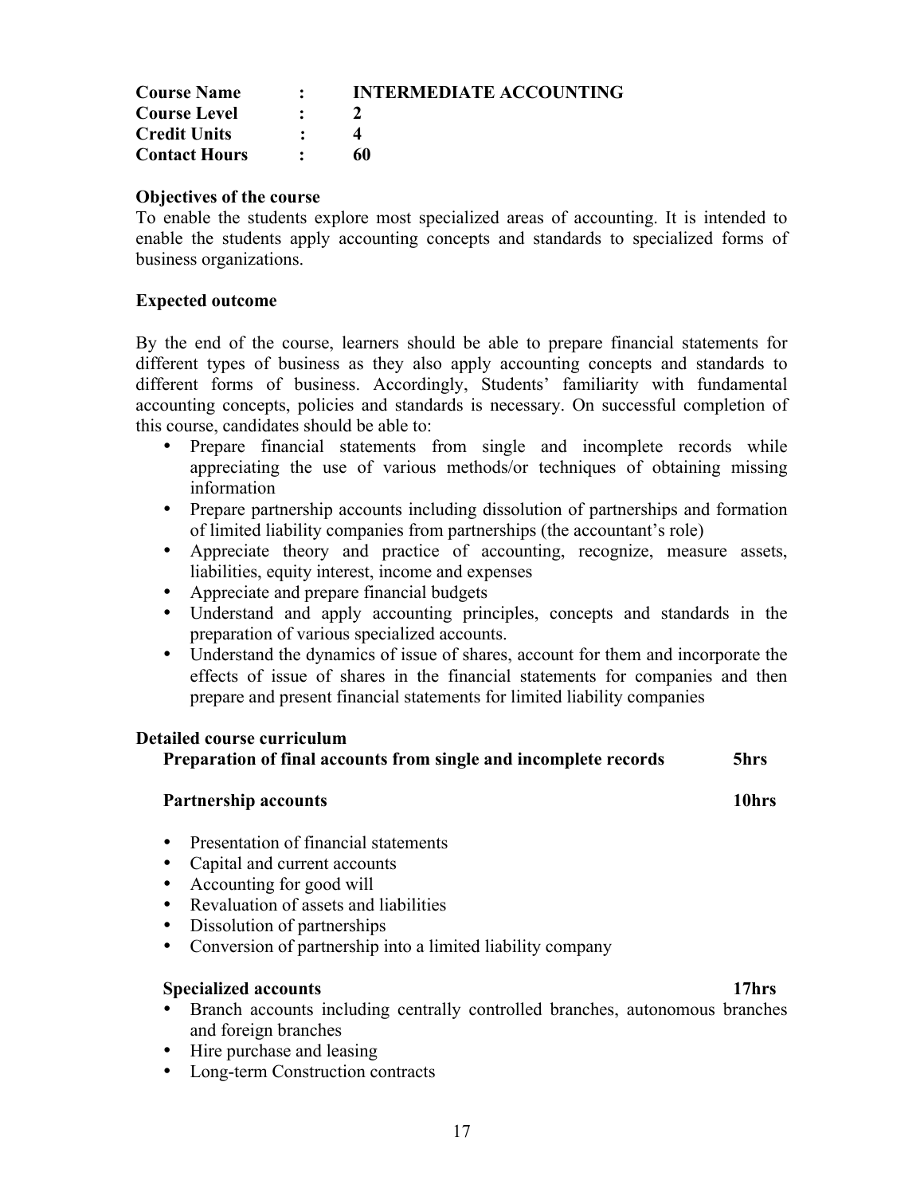| | | |
|---|---|---|
| **Course Name** | **:** | **INTERMEDIATE ACCOUNTING** |
| **Course Level** | **:** | **2** |
| **Credit Units** | **:** | **4** |
| **Contact Hours** | **:** | **60** |

**Objectives of the course**

To enable the students explore most specialized areas of accounting. It is intended to enable the students apply accounting concepts and standards to specialized forms of business organizations.

**Expected outcome**

By the end of the course, learners should be able to prepare financial statements for different types of business as they also apply accounting concepts and standards to different forms of business. Accordingly, Students' familiarity with fundamental accounting concepts, policies and standards is necessary. On successful completion of this course, candidates should be able to:

- Prepare financial statements from single and incomplete records while appreciating the use of various methods/or techniques of obtaining missing information
- Prepare partnership accounts including dissolution of partnerships and formation of limited liability companies from partnerships (the accountant's role)
- Appreciate theory and practice of accounting, recognize, measure assets, liabilities, equity interest, income and expenses
- Appreciate and prepare financial budgets
- Understand and apply accounting principles, concepts and standards in the preparation of various specialized accounts.
- Understand the dynamics of issue of shares, account for them and incorporate the effects of issue of shares in the financial statements for companies and then prepare and present financial statements for limited liability companies

**Detailed course curriculum**

**Preparation of final accounts from single and incomplete records** **5hrs**

**Partnership accounts** **10hrs**

- Presentation of financial statements
- Capital and current accounts
- Accounting for good will
- Revaluation of assets and liabilities
- Dissolution of partnerships
- Conversion of partnership into a limited liability company

**Specialized accounts** **17hrs**

- Branch accounts including centrally controlled branches, autonomous branches and foreign branches
- Hire purchase and leasing
- Long-term Construction contracts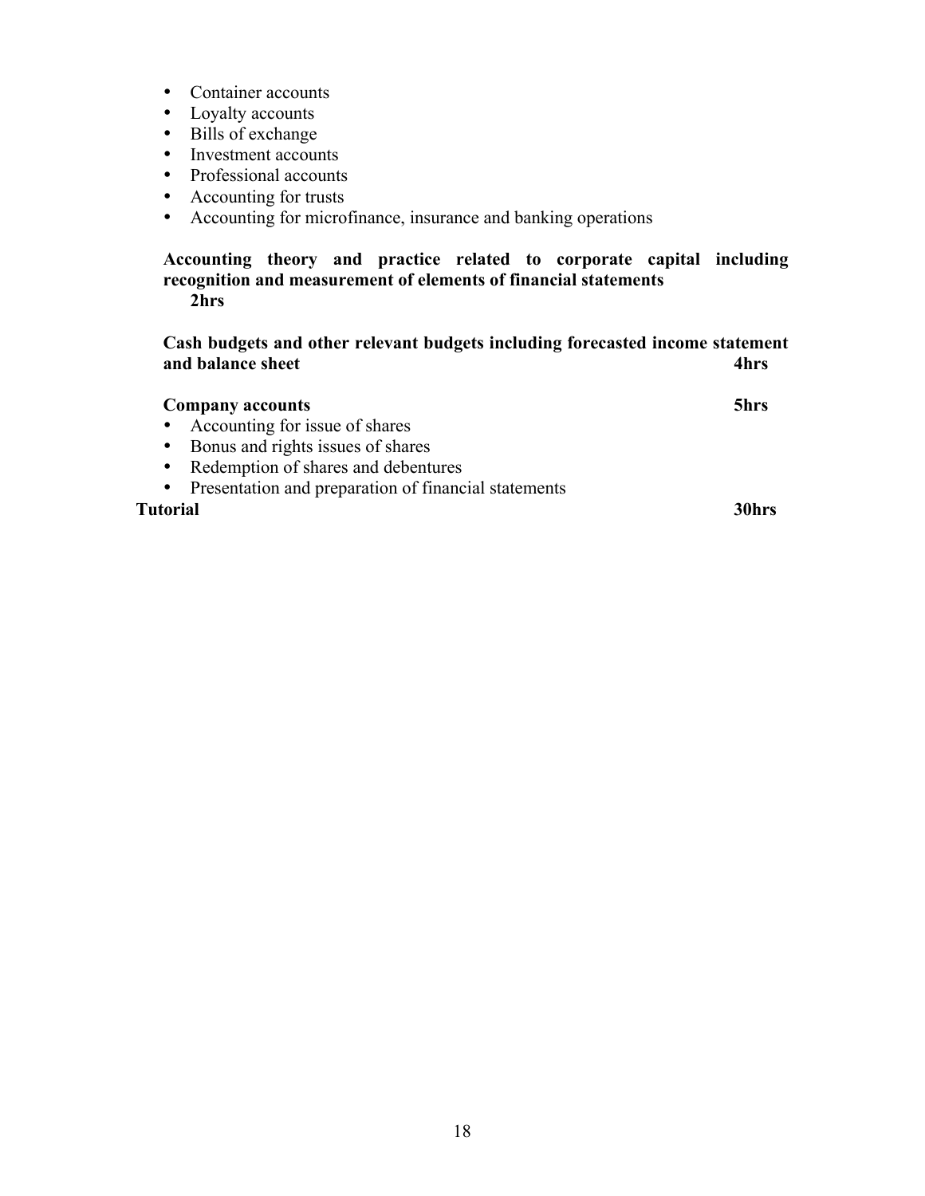- Container accounts
- Loyalty accounts
- Bills of exchange
- Investment accounts
- Professional accounts
- Accounting for trusts
- Accounting for microfinance, insurance and banking operations

**Accounting theory and practice related to corporate capital including recognition and measurement of elements of financial statements 2hrs**

**Cash budgets and other relevant budgets including forecasted income statement and balance sheet 4hrs**

**Company accounts 5hrs**

- Accounting for issue of shares
- Bonus and rights issues of shares
- Redemption of shares and debentures
- Presentation and preparation of financial statements

**Tutorial 30hrs**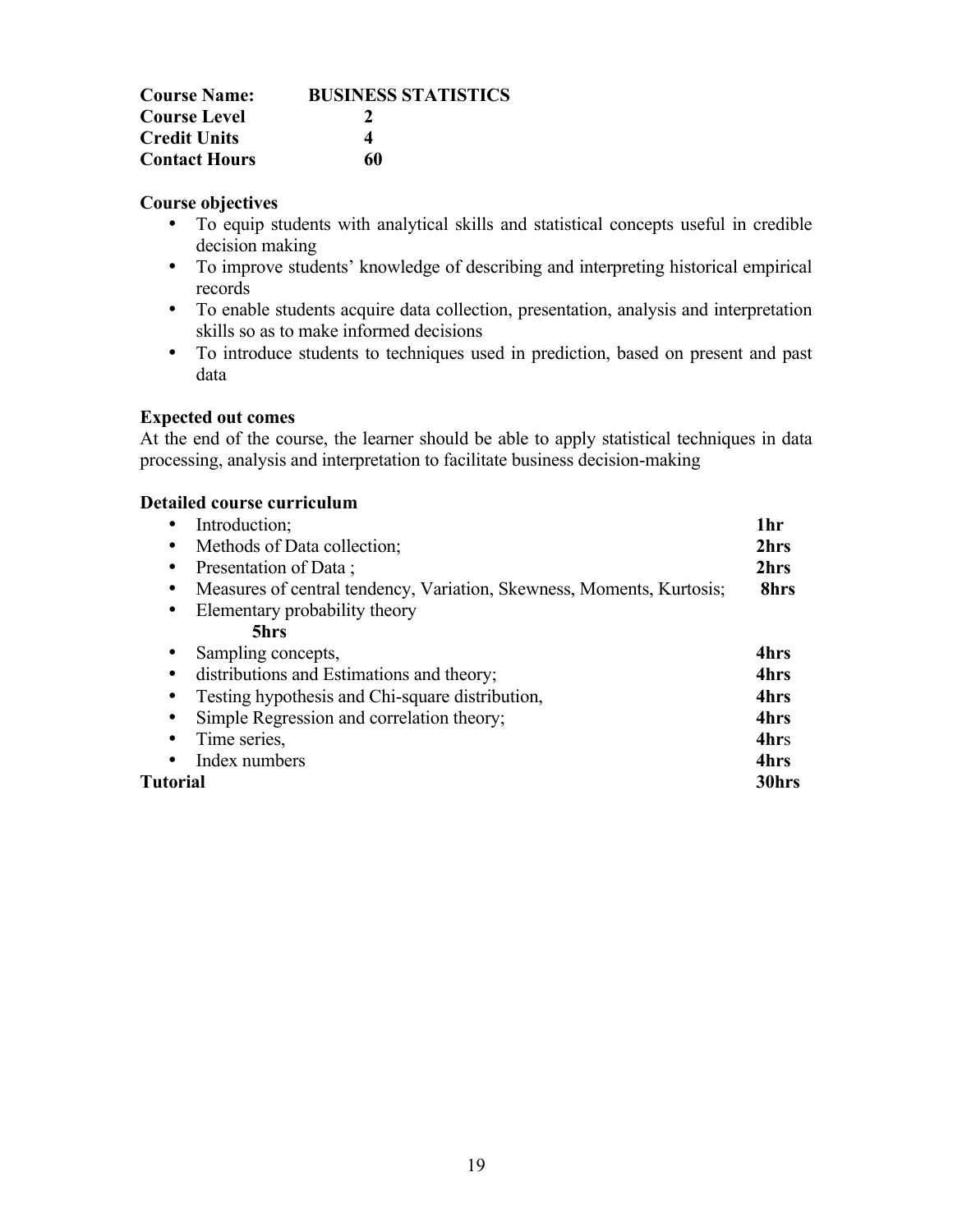| | |
|---|---|
| **Course Name:** | **BUSINESS STATISTICS** |
| **Course Level** | **2** |
| **Credit Units** | **4** |
| **Contact Hours** | **60** |

**Course objectives**

- To equip students with analytical skills and statistical concepts useful in credible decision making
- To improve students' knowledge of describing and interpreting historical empirical records
- To enable students acquire data collection, presentation, analysis and interpretation skills so as to make informed decisions
- To introduce students to techniques used in prediction, based on present and past data

**Expected out comes**

At the end of the course, the learner should be able to apply statistical techniques in data processing, analysis and interpretation to facilitate business decision-making

**Detailed course curriculum**

- Introduction; **1hr**
- Methods of Data collection; **2hrs**
- Presentation of Data ; **2hrs**
- Measures of central tendency, Variation, Skewness, Moments, Kurtosis; **8hrs**
- Elementary probability theory **5hrs**
- Sampling concepts, **4hrs**
- distributions and Estimations and theory; **4hrs**
- Testing hypothesis and Chi-square distribution, **4hrs**
- Simple Regression and correlation theory; **4hrs**
- Time series, **4hrs**
- Index numbers **4hrs**

**Tutorial** **30hrs**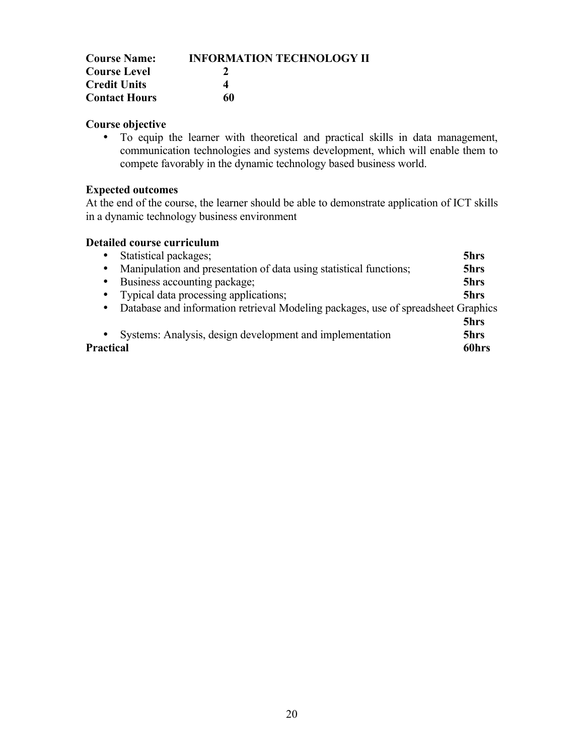**Course Name:** **INFORMATION TECHNOLOGY II**
**Course Level** **2**
**Credit Units** **4**
**Contact Hours** **60**

**Course objective**

- To equip the learner with theoretical and practical skills in data management, communication technologies and systems development, which will enable them to compete favorably in the dynamic technology based business world.

**Expected outcomes**

At the end of the course, the learner should be able to demonstrate application of ICT skills in a dynamic technology business environment

**Detailed course curriculum**

- Statistical packages; **5hrs**
- Manipulation and presentation of data using statistical functions; **5hrs**
- Business accounting package; **5hrs**
- Typical data processing applications; **5hrs**
- Database and information retrieval Modeling packages, use of spreadsheet Graphics **5hrs**
- Systems: Analysis, design development and implementation **5hrs**

**Practical** **60hrs**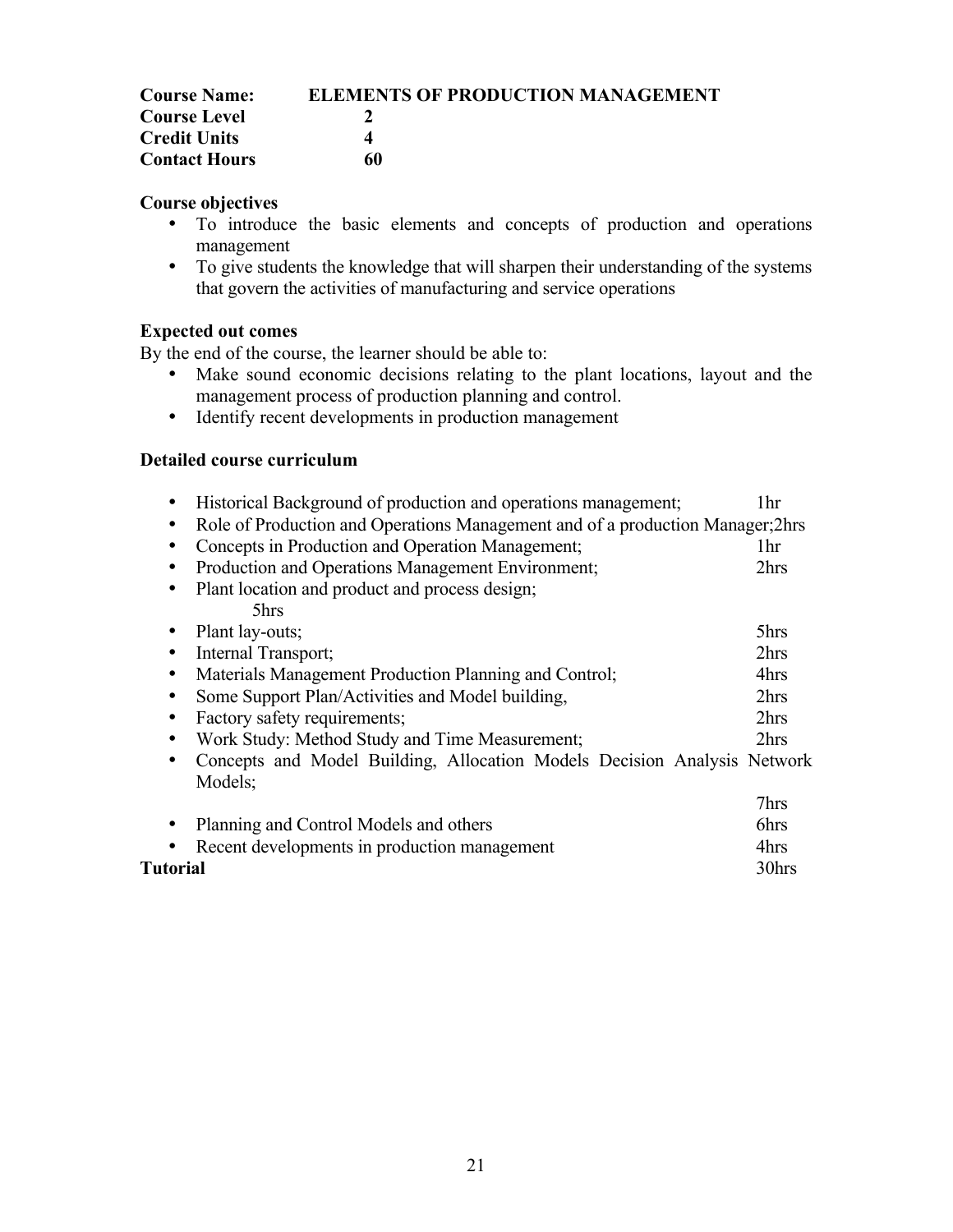| | |
|---|---|
| **Course Name:** | **ELEMENTS OF PRODUCTION MANAGEMENT** |
| **Course Level** | **2** |
| **Credit Units** | **4** |
| **Contact Hours** | **60** |

**Course objectives**

- To introduce the basic elements and concepts of production and operations management
- To give students the knowledge that will sharpen their understanding of the systems that govern the activities of manufacturing and service operations

**Expected out comes**

By the end of the course, the learner should be able to:

- Make sound economic decisions relating to the plant locations, layout and the management process of production planning and control.
- Identify recent developments in production management

**Detailed course curriculum**

- Historical Background of production and operations management; 1hr
- Role of Production and Operations Management and of a production Manager;2hrs
- Concepts in Production and Operation Management; 1hr
- Production and Operations Management Environment; 2hrs
- Plant location and product and process design; 5hrs
- Plant lay-outs; 5hrs
- Internal Transport; 2hrs
- Materials Management Production Planning and Control; 4hrs
- Some Support Plan/Activities and Model building, 2hrs
- Factory safety requirements; 2hrs
- Work Study: Method Study and Time Measurement; 2hrs
- Concepts and Model Building, Allocation Models Decision Analysis Network Models; 7hrs
- Planning and Control Models and others 6hrs
- Recent developments in production management 4hrs

**Tutorial** 30hrs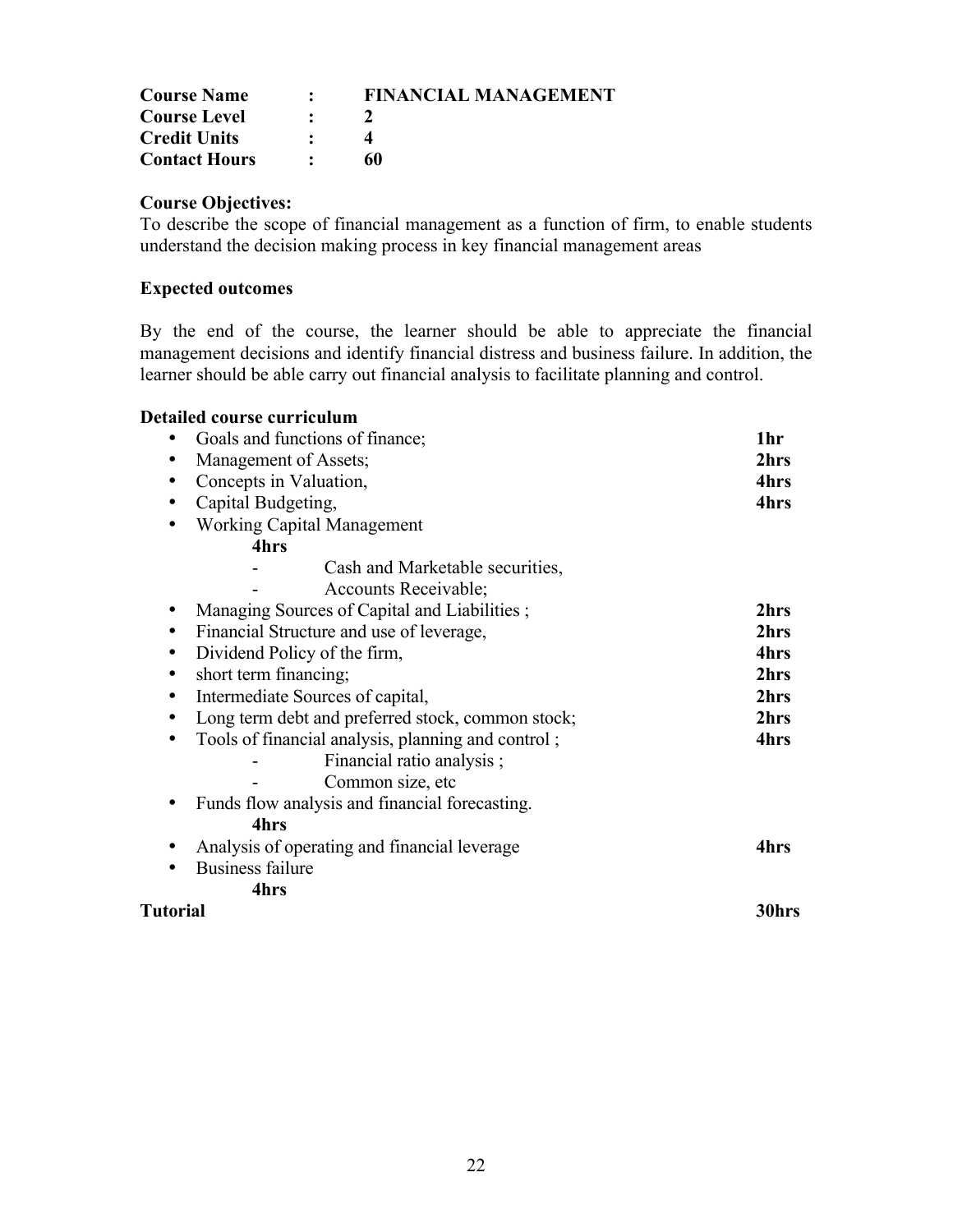**Course Name** : **FINANCIAL MANAGEMENT**
**Course Level** : **2**
**Credit Units** : **4**
**Contact Hours** : **60**

**Course Objectives:**
To describe the scope of financial management as a function of firm, to enable students understand the decision making process in key financial management areas

**Expected outcomes**

By the end of the course, the learner should be able to appreciate the financial management decisions and identify financial distress and business failure. In addition, the learner should be able carry out financial analysis to facilitate planning and control.

**Detailed course curriculum**

- Goals and functions of finance; **1hr**
- Management of Assets; **2hrs**
- Concepts in Valuation, **4hrs**
- Capital Budgeting, **4hrs**
- Working Capital Management **4hrs**
  - Cash and Marketable securities,
  - Accounts Receivable;
- Managing Sources of Capital and Liabilities ; **2hrs**
- Financial Structure and use of leverage, **2hrs**
- Dividend Policy of the firm, **4hrs**
- short term financing; **2hrs**
- Intermediate Sources of capital, **2hrs**
- Long term debt and preferred stock, common stock; **2hrs**
- Tools of financial analysis, planning and control ; **4hrs**
  - Financial ratio analysis ;
  - Common size, etc
- Funds flow analysis and financial forecasting. **4hrs**
- Analysis of operating and financial leverage **4hrs**
- Business failure **4hrs**

**Tutorial** **30hrs**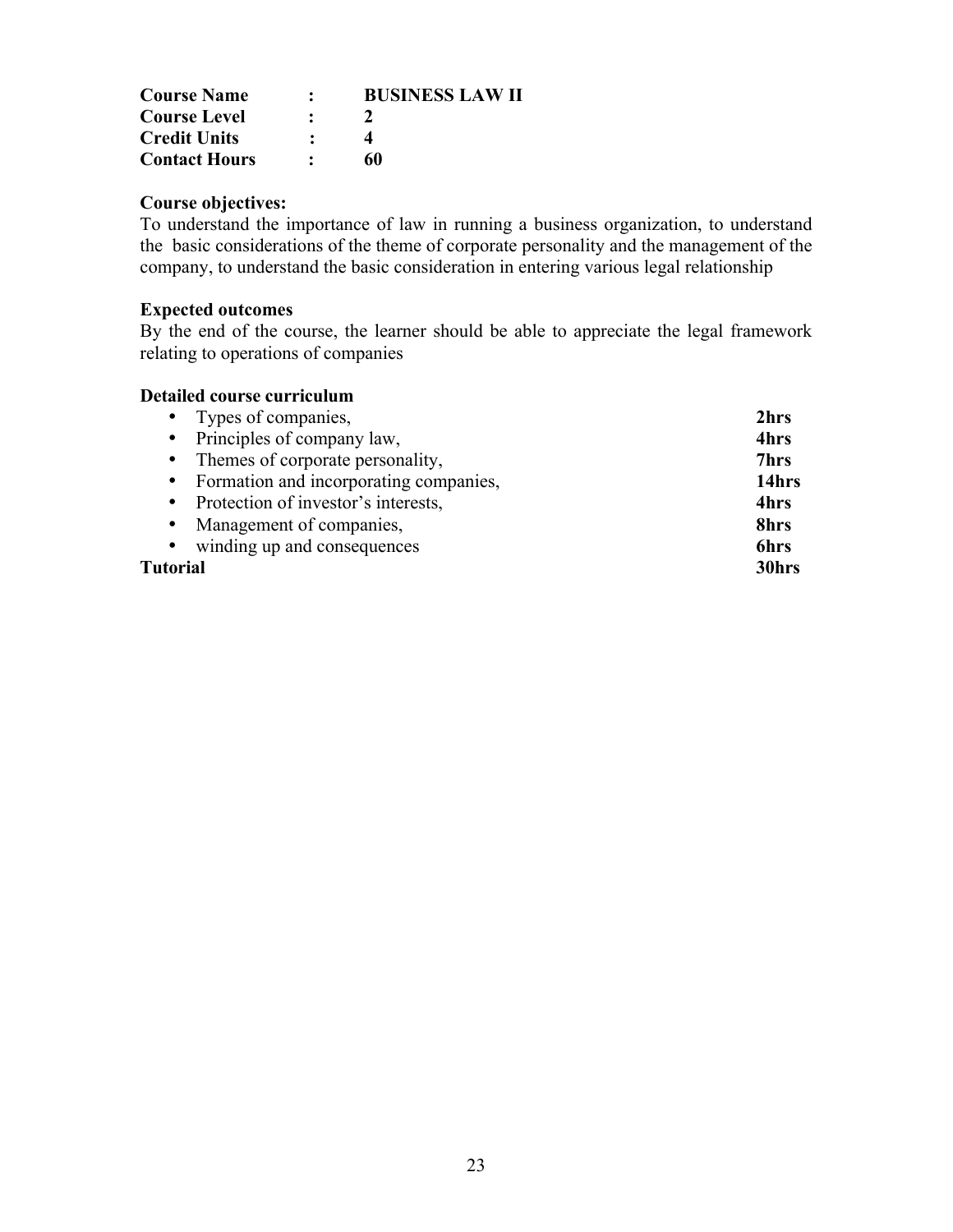| | | |
|---|---|---|
| **Course Name** | **:** | **BUSINESS LAW II** |
| **Course Level** | **:** | **2** |
| **Credit Units** | **:** | **4** |
| **Contact Hours** | **:** | **60** |

**Course objectives:**

To understand the importance of law in running a business organization, to understand the basic considerations of the theme of corporate personality and the management of the company, to understand the basic consideration in entering various legal relationship

**Expected outcomes**

By the end of the course, the learner should be able to appreciate the legal framework relating to operations of companies

**Detailed course curriculum**

| Topic | Hours |
|---|---|
| • Types of companies, | **2hrs** |
| • Principles of company law, | **4hrs** |
| • Themes of corporate personality, | **7hrs** |
| • Formation and incorporating companies, | **14hrs** |
| • Protection of investor's interests, | **4hrs** |
| • Management of companies, | **8hrs** |
| • winding up and consequences | **6hrs** |
| **Tutorial** | **30hrs** |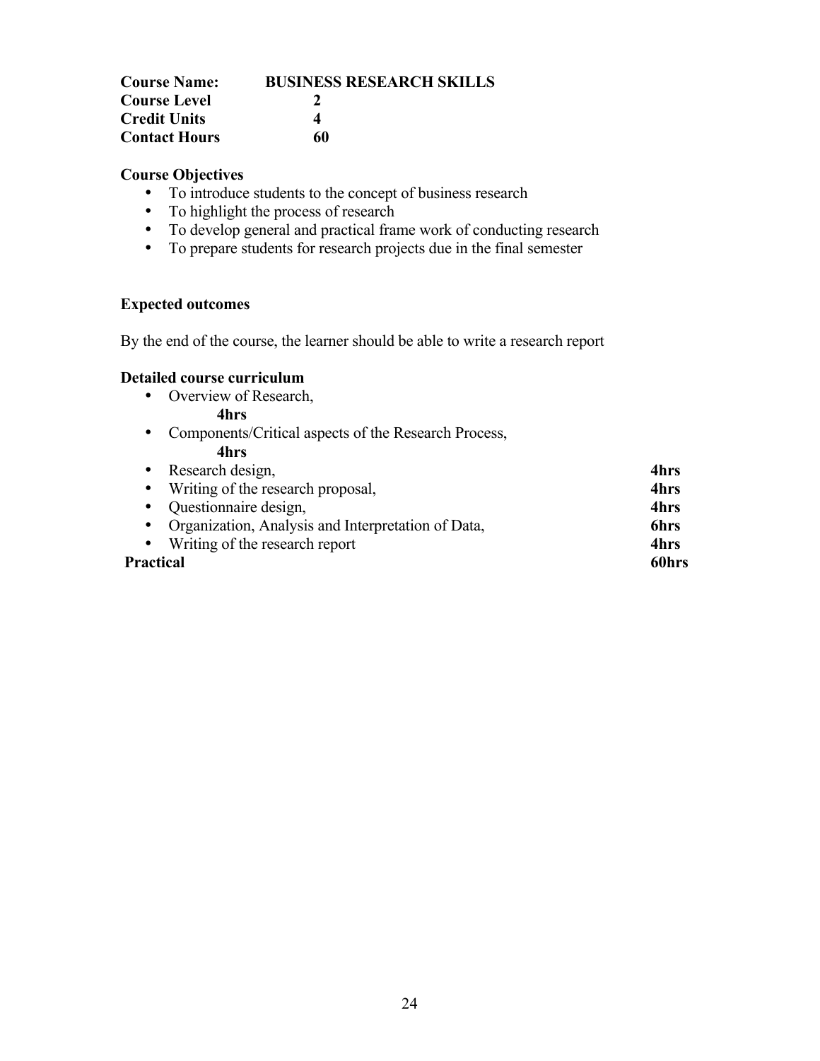**Course Name:** **BUSINESS RESEARCH SKILLS**
**Course Level** **2**
**Credit Units** **4**
**Contact Hours** **60**

**Course Objectives**

- To introduce students to the concept of business research
- To highlight the process of research
- To develop general and practical frame work of conducting research
- To prepare students for research projects due in the final semester

**Expected outcomes**

By the end of the course, the learner should be able to write a research report

**Detailed course curriculum**

- Overview of Research, **4hrs**
- Components/Critical aspects of the Research Process, **4hrs**
- Research design, **4hrs**
- Writing of the research proposal, **4hrs**
- Questionnaire design, **4hrs**
- Organization, Analysis and Interpretation of Data, **6hrs**
- Writing of the research report **4hrs**

**Practical** **60hrs**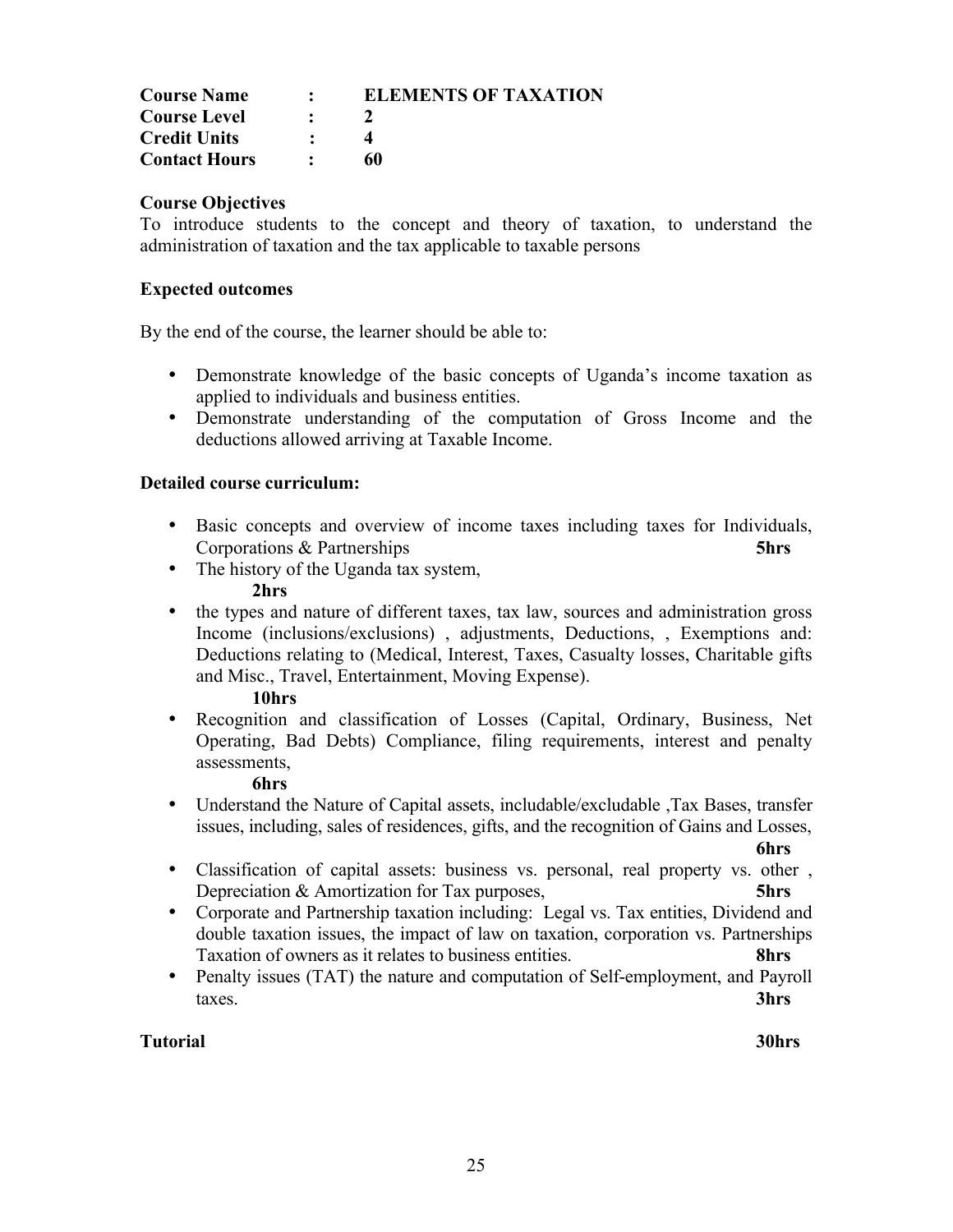**Course Name** : **ELEMENTS OF TAXATION**
**Course Level** : **2**
**Credit Units** : **4**
**Contact Hours** : **60**

**Course Objectives**

To introduce students to the concept and theory of taxation, to understand the administration of taxation and the tax applicable to taxable persons

**Expected outcomes**

By the end of the course, the learner should be able to:

- Demonstrate knowledge of the basic concepts of Uganda's income taxation as applied to individuals and business entities.
- Demonstrate understanding of the computation of Gross Income and the deductions allowed arriving at Taxable Income.

**Detailed course curriculum:**

- Basic concepts and overview of income taxes including taxes for Individuals, Corporations & Partnerships **5hrs**
- The history of the Uganda tax system, **2hrs**
- the types and nature of different taxes, tax law, sources and administration gross Income (inclusions/exclusions) , adjustments, Deductions, , Exemptions and: Deductions relating to (Medical, Interest, Taxes, Casualty losses, Charitable gifts and Misc., Travel, Entertainment, Moving Expense). **10hrs**
- Recognition and classification of Losses (Capital, Ordinary, Business, Net Operating, Bad Debts) Compliance, filing requirements, interest and penalty assessments, **6hrs**
- Understand the Nature of Capital assets, includable/excludable ,Tax Bases, transfer issues, including, sales of residences, gifts, and the recognition of Gains and Losses, **6hrs**
- Classification of capital assets: business vs. personal, real property vs. other , Depreciation & Amortization for Tax purposes, **5hrs**
- Corporate and Partnership taxation including: Legal vs. Tax entities, Dividend and double taxation issues, the impact of law on taxation, corporation vs. Partnerships Taxation of owners as it relates to business entities. **8hrs**
- Penalty issues (TAT) the nature and computation of Self-employment, and Payroll taxes. **3hrs**

**Tutorial** **30hrs**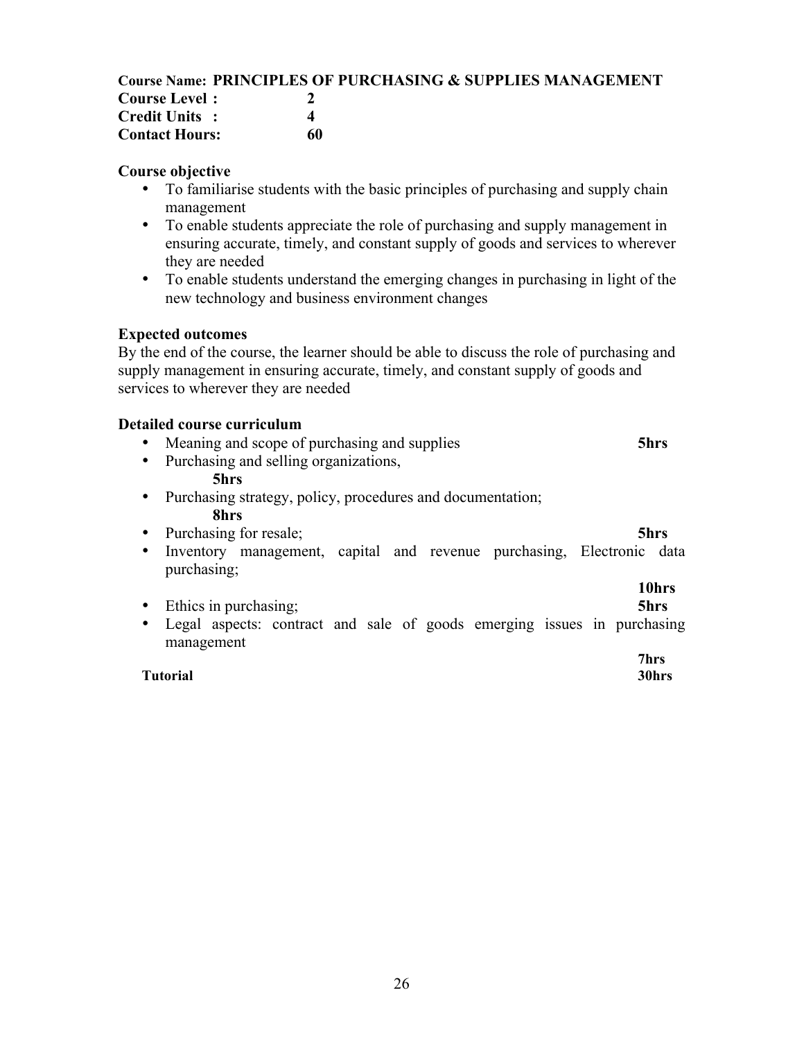**Course Name: PRINCIPLES OF PURCHASING & SUPPLIES MANAGEMENT**
**Course Level : 2**
**Credit Units : 4**
**Contact Hours: 60**

### Course objective

- To familiarise students with the basic principles of purchasing and supply chain management
- To enable students appreciate the role of purchasing and supply management in ensuring accurate, timely, and constant supply of goods and services to wherever they are needed
- To enable students understand the emerging changes in purchasing in light of the new technology and business environment changes

### Expected outcomes

By the end of the course, the learner should be able to discuss the role of purchasing and supply management in ensuring accurate, timely, and constant supply of goods and services to wherever they are needed

### Detailed course curriculum

- Meaning and scope of purchasing and supplies **5hrs**
- Purchasing and selling organizations, **5hrs**
- Purchasing strategy, policy, procedures and documentation; **8hrs**
- Purchasing for resale; **5hrs**
- Inventory management, capital and revenue purchasing, Electronic data purchasing; **10hrs**
- Ethics in purchasing; **5hrs**
- Legal aspects: contract and sale of goods emerging issues in purchasing management **7hrs**

**Tutorial 30hrs**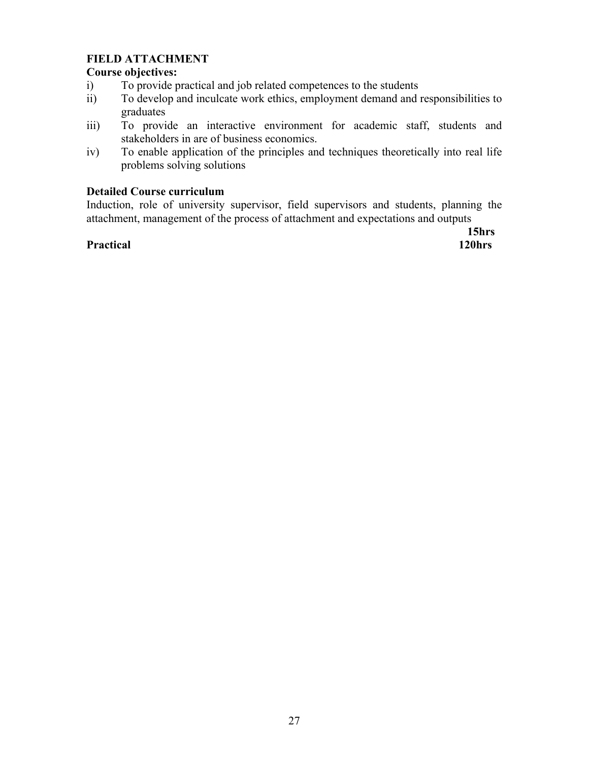**FIELD ATTACHMENT**

**Course objectives:**

i) To provide practical and job related competences to the students
ii) To develop and inculcate work ethics, employment demand and responsibilities to graduates
iii) To provide an interactive environment for academic staff, students and stakeholders in are of business economics.
iv) To enable application of the principles and techniques theoretically into real life problems solving solutions

**Detailed Course curriculum**

Induction, role of university supervisor, field supervisors and students, planning the attachment, management of the process of attachment and expectations and outputs **15hrs**

**Practical** **120hrs**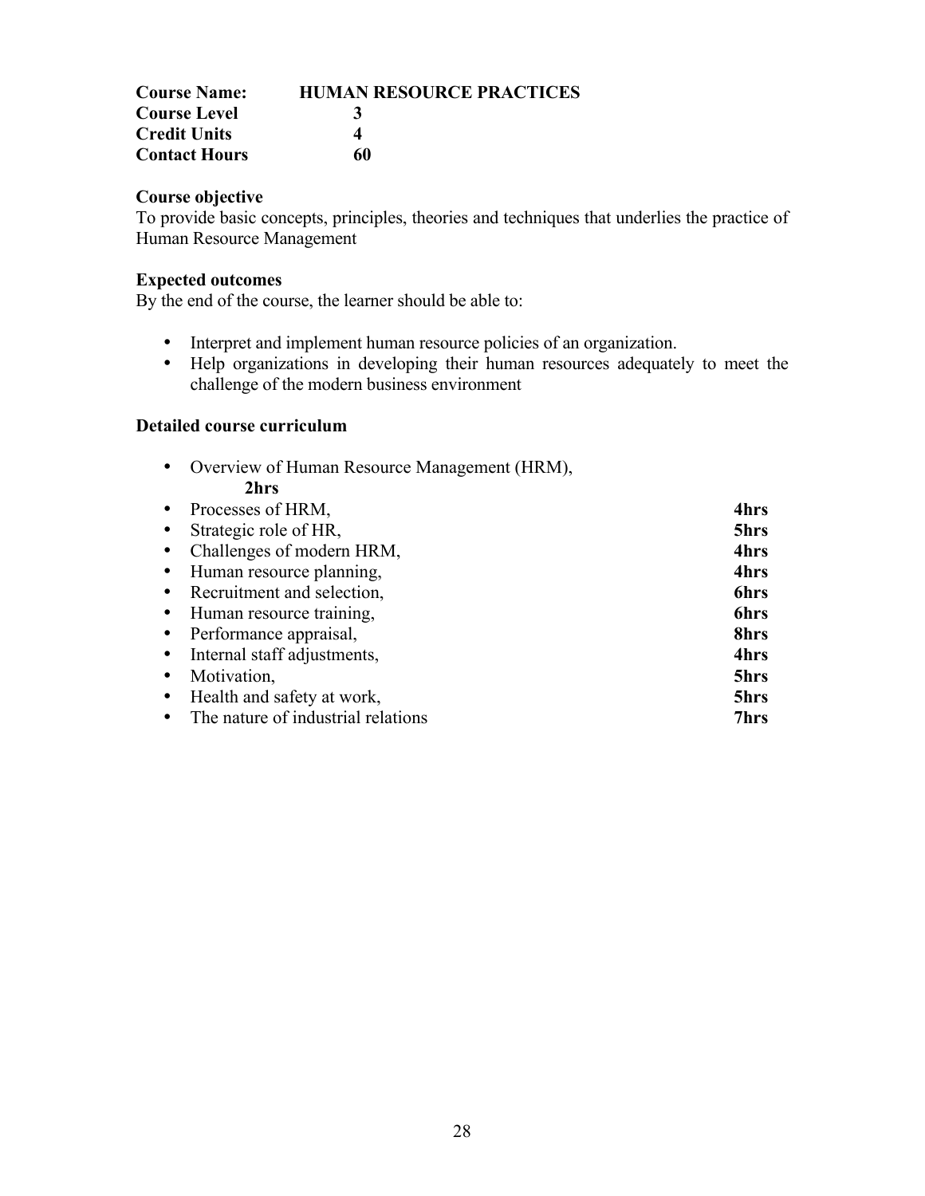**Course Name:** **HUMAN RESOURCE PRACTICES**
**Course Level** **3**
**Credit Units** **4**
**Contact Hours** **60**

**Course objective**

To provide basic concepts, principles, theories and techniques that underlies the practice of Human Resource Management

**Expected outcomes**

By the end of the course, the learner should be able to:

- Interpret and implement human resource policies of an organization.
- Help organizations in developing their human resources adequately to meet the challenge of the modern business environment

**Detailed course curriculum**

- Overview of Human Resource Management (HRM), **2hrs**
- Processes of HRM, **4hrs**
- Strategic role of HR, **5hrs**
- Challenges of modern HRM, **4hrs**
- Human resource planning, **4hrs**
- Recruitment and selection, **6hrs**
- Human resource training, **6hrs**
- Performance appraisal, **8hrs**
- Internal staff adjustments, **4hrs**
- Motivation, **5hrs**
- Health and safety at work, **5hrs**
- The nature of industrial relations **7hrs**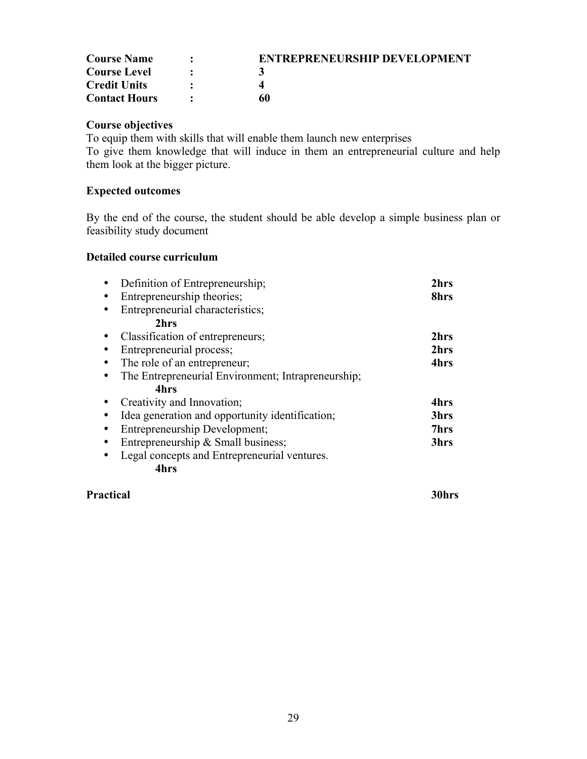| | | |
|---|---|---|
| **Course Name** | **:** | **ENTREPRENEURSHIP DEVELOPMENT** |
| **Course Level** | **:** | **3** |
| **Credit Units** | **:** | **4** |
| **Contact Hours** | **:** | **60** |

**Course objectives**

To equip them with skills that will enable them launch new enterprises

To give them knowledge that will induce in them an entrepreneurial culture and help them look at the bigger picture.

**Expected outcomes**

By the end of the course, the student should be able develop a simple business plan or feasibility study document

**Detailed course curriculum**

- Definition of Entrepreneurship; **2hrs**
- Entrepreneurship theories; **8hrs**
- Entrepreneurial characteristics; **2hrs**
- Classification of entrepreneurs; **2hrs**
- Entrepreneurial process; **2hrs**
- The role of an entrepreneur; **4hrs**
- The Entrepreneurial Environment; Intrapreneurship; **4hrs**
- Creativity and Innovation; **4hrs**
- Idea generation and opportunity identification; **3hrs**
- Entrepreneurship Development; **7hrs**
- Entrepreneurship & Small business; **3hrs**
- Legal concepts and Entrepreneurial ventures. **4hrs**

**Practical** **30hrs**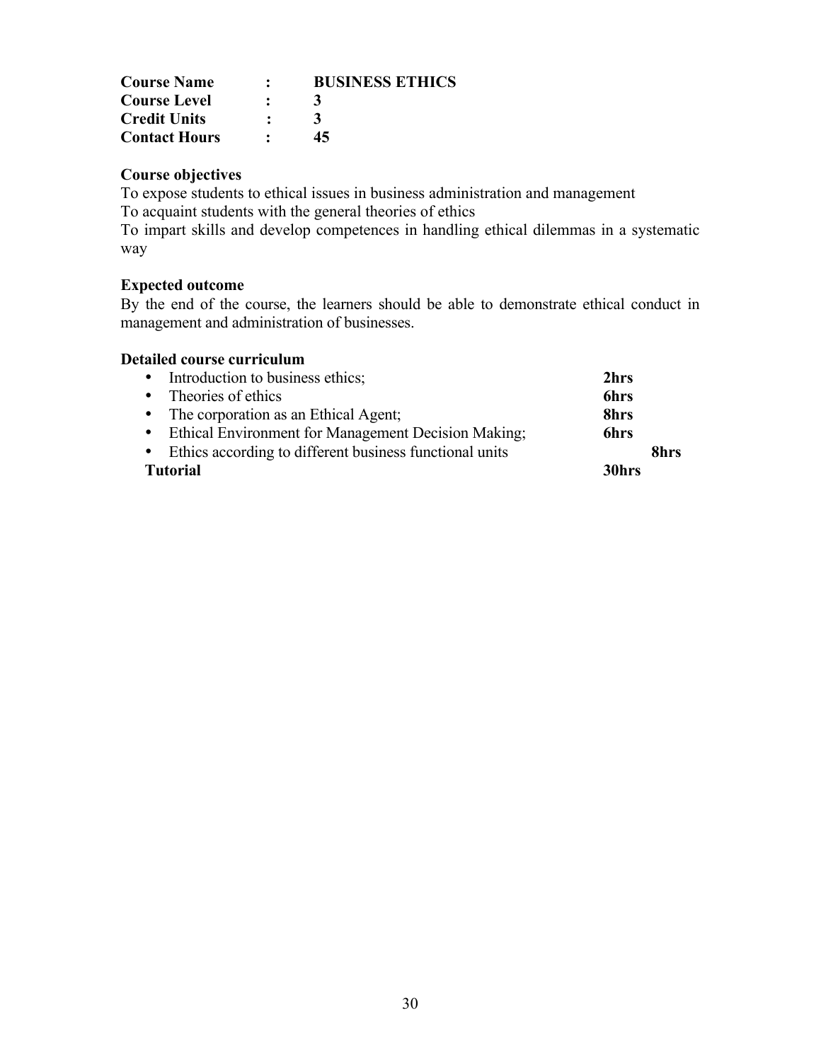| | | |
|---|---|---|
| **Course Name** | **:** | **BUSINESS ETHICS** |
| **Course Level** | **:** | **3** |
| **Credit Units** | **:** | **3** |
| **Contact Hours** | **:** | **45** |

**Course objectives**

To expose students to ethical issues in business administration and management

To acquaint students with the general theories of ethics

To impart skills and develop competences in handling ethical dilemmas in a systematic way

**Expected outcome**

By the end of the course, the learners should be able to demonstrate ethical conduct in management and administration of businesses.

**Detailed course curriculum**

- Introduction to business ethics; **2hrs**
- Theories of ethics **6hrs**
- The corporation as an Ethical Agent; **8hrs**
- Ethical Environment for Management Decision Making; **6hrs**
- Ethics according to different business functional units **8hrs**

**Tutorial** **30hrs**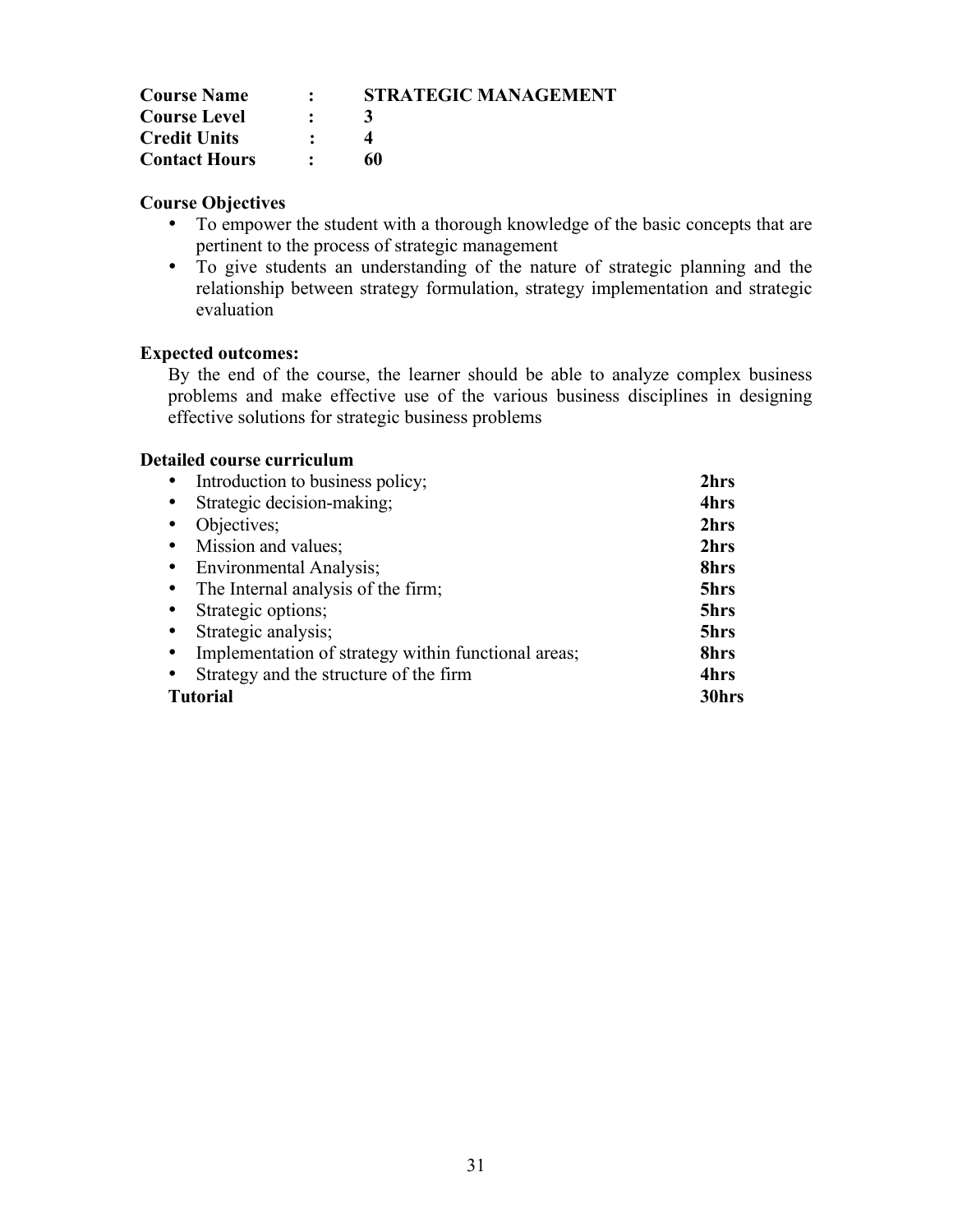| | | |
|---|---|---|
| **Course Name** | **:** | **STRATEGIC MANAGEMENT** |
| **Course Level** | **:** | **3** |
| **Credit Units** | **:** | **4** |
| **Contact Hours** | **:** | **60** |

**Course Objectives**

- To empower the student with a thorough knowledge of the basic concepts that are pertinent to the process of strategic management
- To give students an understanding of the nature of strategic planning and the relationship between strategy formulation, strategy implementation and strategic evaluation

**Expected outcomes:**

By the end of the course, the learner should be able to analyze complex business problems and make effective use of the various business disciplines in designing effective solutions for strategic business problems

**Detailed course curriculum**

| | |
|---|---|
| • Introduction to business policy; | **2hrs** |
| • Strategic decision-making; | **4hrs** |
| • Objectives; | **2hrs** |
| • Mission and values; | **2hrs** |
| • Environmental Analysis; | **8hrs** |
| • The Internal analysis of the firm; | **5hrs** |
| • Strategic options; | **5hrs** |
| • Strategic analysis; | **5hrs** |
| • Implementation of strategy within functional areas; | **8hrs** |
| • Strategy and the structure of the firm | **4hrs** |
| **Tutorial** | **30hrs** |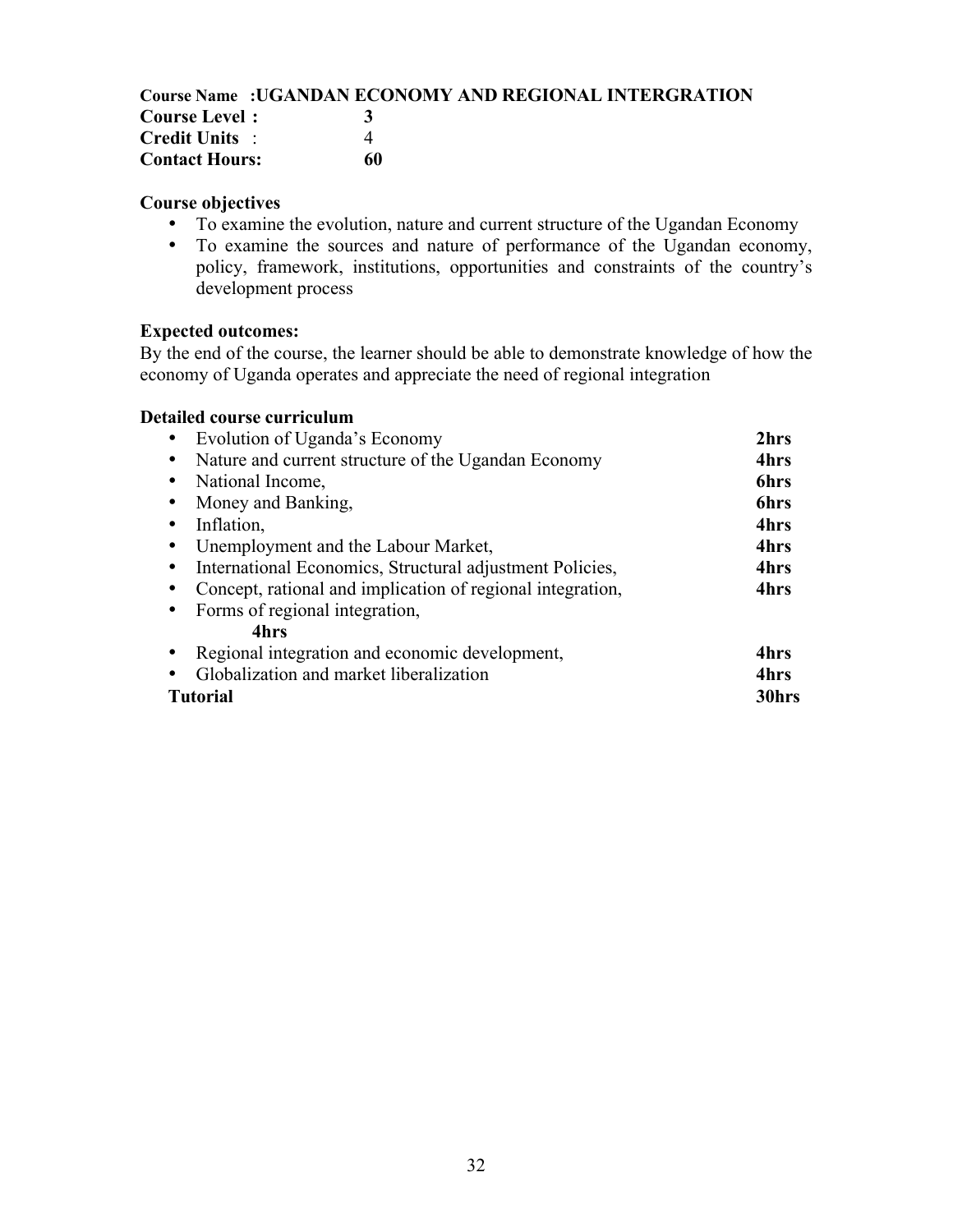**Course Name :UGANDAN ECONOMY AND REGIONAL INTERGRATION**
**Course Level :** **3**
**Credit Units** : 4
**Contact Hours:** **60**

**Course objectives**

- To examine the evolution, nature and current structure of the Ugandan Economy
- To examine the sources and nature of performance of the Ugandan economy, policy, framework, institutions, opportunities and constraints of the country's development process

**Expected outcomes:**

By the end of the course, the learner should be able to demonstrate knowledge of how the economy of Uganda operates and appreciate the need of regional integration

**Detailed course curriculum**

- Evolution of Uganda's Economy **2hrs**
- Nature and current structure of the Ugandan Economy **4hrs**
- National Income, **6hrs**
- Money and Banking, **6hrs**
- Inflation, **4hrs**
- Unemployment and the Labour Market, **4hrs**
- International Economics, Structural adjustment Policies, **4hrs**
- Concept, rational and implication of regional integration, **4hrs**
- Forms of regional integration, **4hrs**
- Regional integration and economic development, **4hrs**
- Globalization and market liberalization **4hrs**

**Tutorial** **30hrs**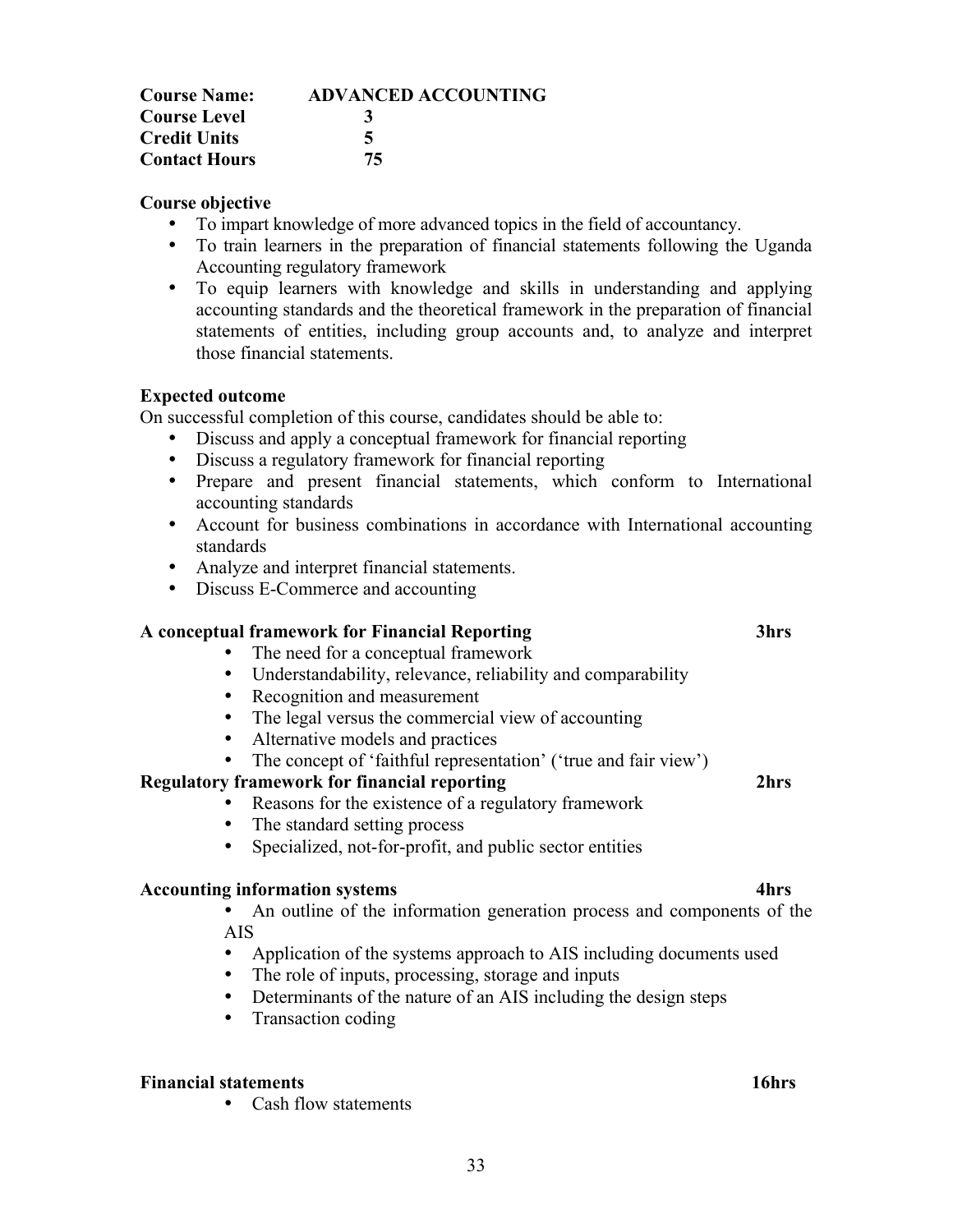| | |
|---|---|
| **Course Name:** | **ADVANCED ACCOUNTING** |
| **Course Level** | **3** |
| **Credit Units** | **5** |
| **Contact Hours** | **75** |

**Course objective**

- To impart knowledge of more advanced topics in the field of accountancy.
- To train learners in the preparation of financial statements following the Uganda Accounting regulatory framework
- To equip learners with knowledge and skills in understanding and applying accounting standards and the theoretical framework in the preparation of financial statements of entities, including group accounts and, to analyze and interpret those financial statements.

**Expected outcome**

On successful completion of this course, candidates should be able to:

- Discuss and apply a conceptual framework for financial reporting
- Discuss a regulatory framework for financial reporting
- Prepare and present financial statements, which conform to International accounting standards
- Account for business combinations in accordance with International accounting standards
- Analyze and interpret financial statements.
- Discuss E-Commerce and accounting

**A conceptual framework for Financial Reporting** **3hrs**

- The need for a conceptual framework
- Understandability, relevance, reliability and comparability
- Recognition and measurement
- The legal versus the commercial view of accounting
- Alternative models and practices
- The concept of 'faithful representation' ('true and fair view')

**Regulatory framework for financial reporting** **2hrs**

- Reasons for the existence of a regulatory framework
- The standard setting process
- Specialized, not-for-profit, and public sector entities

**Accounting information systems** **4hrs**

- An outline of the information generation process and components of the AIS
- Application of the systems approach to AIS including documents used
- The role of inputs, processing, storage and inputs
- Determinants of the nature of an AIS including the design steps
- Transaction coding

**Financial statements** **16hrs**

- Cash flow statements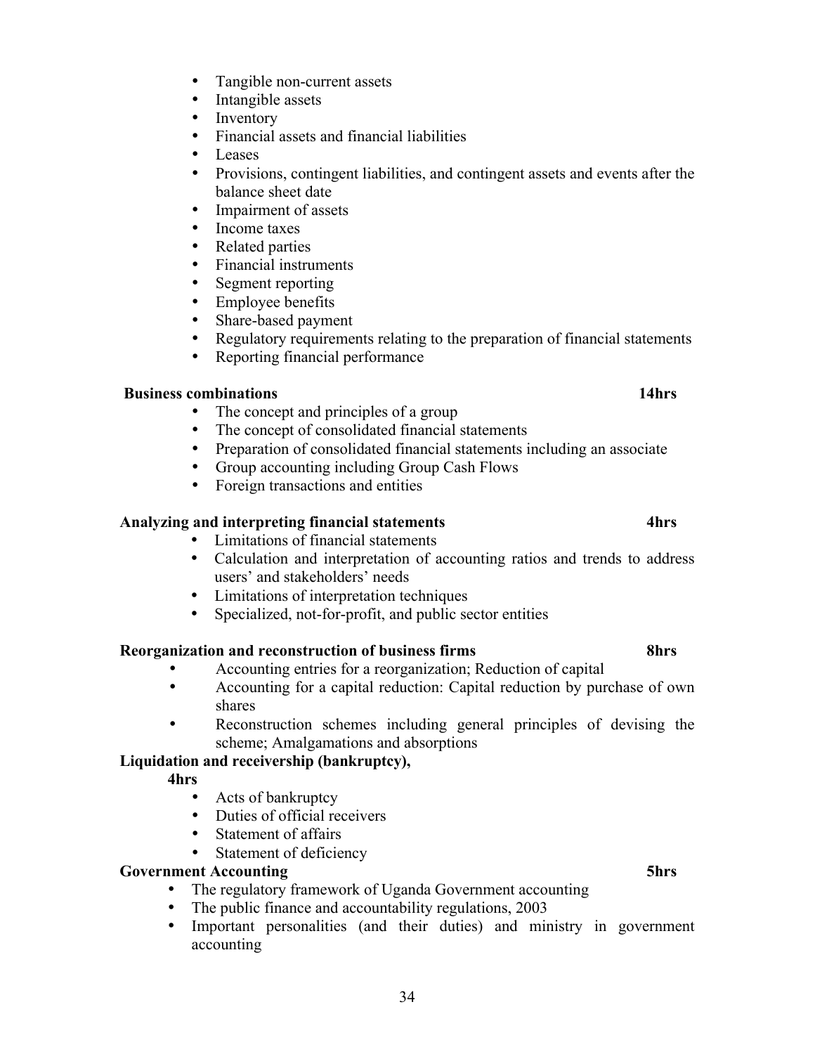- Tangible non-current assets
- Intangible assets
- Inventory
- Financial assets and financial liabilities
- Leases
- Provisions, contingent liabilities, and contingent assets and events after the balance sheet date
- Impairment of assets
- Income taxes
- Related parties
- Financial instruments
- Segment reporting
- Employee benefits
- Share-based payment
- Regulatory requirements relating to the preparation of financial statements
- Reporting financial performance

**Business combinations** **14hrs**

- The concept and principles of a group
- The concept of consolidated financial statements
- Preparation of consolidated financial statements including an associate
- Group accounting including Group Cash Flows
- Foreign transactions and entities

**Analyzing and interpreting financial statements** **4hrs**

- Limitations of financial statements
- Calculation and interpretation of accounting ratios and trends to address users' and stakeholders' needs
- Limitations of interpretation techniques
- Specialized, not-for-profit, and public sector entities

**Reorganization and reconstruction of business firms** **8hrs**

- Accounting entries for a reorganization; Reduction of capital
- Accounting for a capital reduction: Capital reduction by purchase of own shares
- Reconstruction schemes including general principles of devising the scheme; Amalgamations and absorptions

**Liquidation and receivership (bankruptcy),**
**4hrs**

- Acts of bankruptcy
- Duties of official receivers
- Statement of affairs
- Statement of deficiency

**Government Accounting** **5hrs**

- The regulatory framework of Uganda Government accounting
- The public finance and accountability regulations, 2003
- Important personalities (and their duties) and ministry in government accounting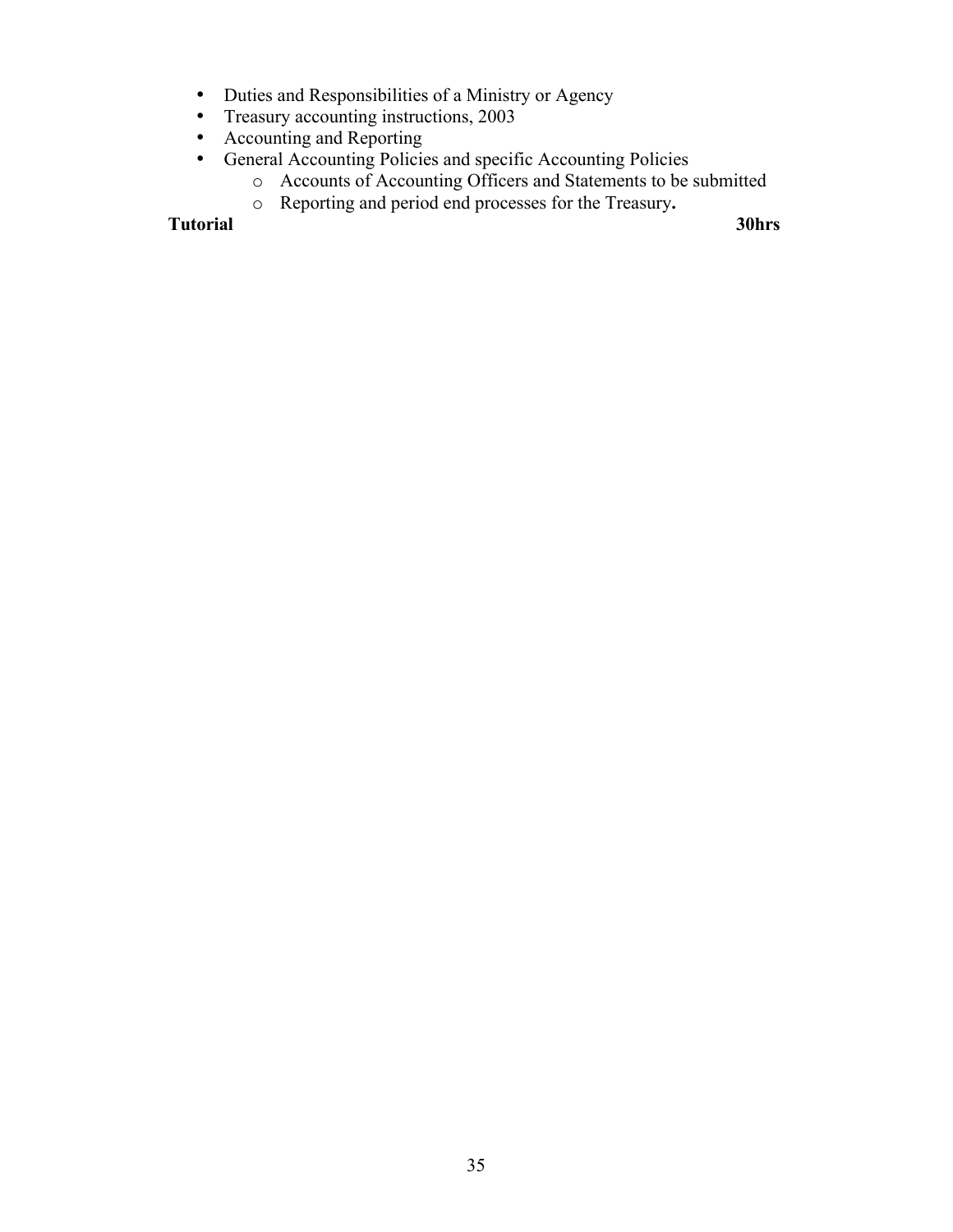- Duties and Responsibilities of a Ministry or Agency
- Treasury accounting instructions, 2003
- Accounting and Reporting
- General Accounting Policies and specific Accounting Policies
  - Accounts of Accounting Officers and Statements to be submitted
  - Reporting and period end processes for the Treasury**.**

**Tutorial** **30hrs**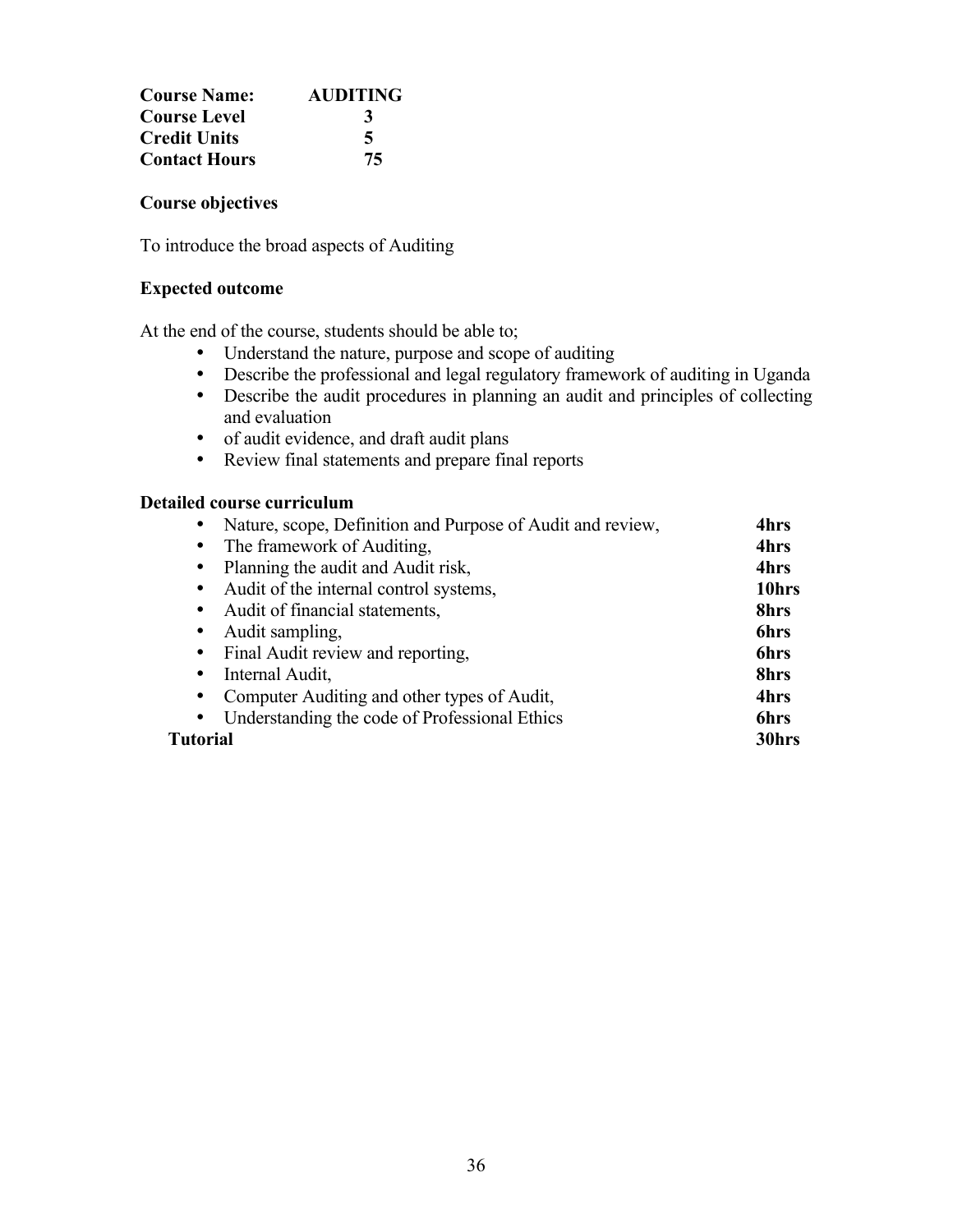| | |
|---|---|
| **Course Name:** | **AUDITING** |
| **Course Level** | **3** |
| **Credit Units** | **5** |
| **Contact Hours** | **75** |

**Course objectives**

To introduce the broad aspects of Auditing

**Expected outcome**

At the end of the course, students should be able to;

- Understand the nature, purpose and scope of auditing
- Describe the professional and legal regulatory framework of auditing in Uganda
- Describe the audit procedures in planning an audit and principles of collecting and evaluation
- of audit evidence, and draft audit plans
- Review final statements and prepare final reports

**Detailed course curriculum**

| | |
|---|---|
| • Nature, scope, Definition and Purpose of Audit and review, | **4hrs** |
| • The framework of Auditing, | **4hrs** |
| • Planning the audit and Audit risk, | **4hrs** |
| • Audit of the internal control systems, | **10hrs** |
| • Audit of financial statements, | **8hrs** |
| • Audit sampling, | **6hrs** |
| • Final Audit review and reporting, | **6hrs** |
| • Internal Audit, | **8hrs** |
| • Computer Auditing and other types of Audit, | **4hrs** |
| • Understanding the code of Professional Ethics | **6hrs** |
| **Tutorial** | **30hrs** |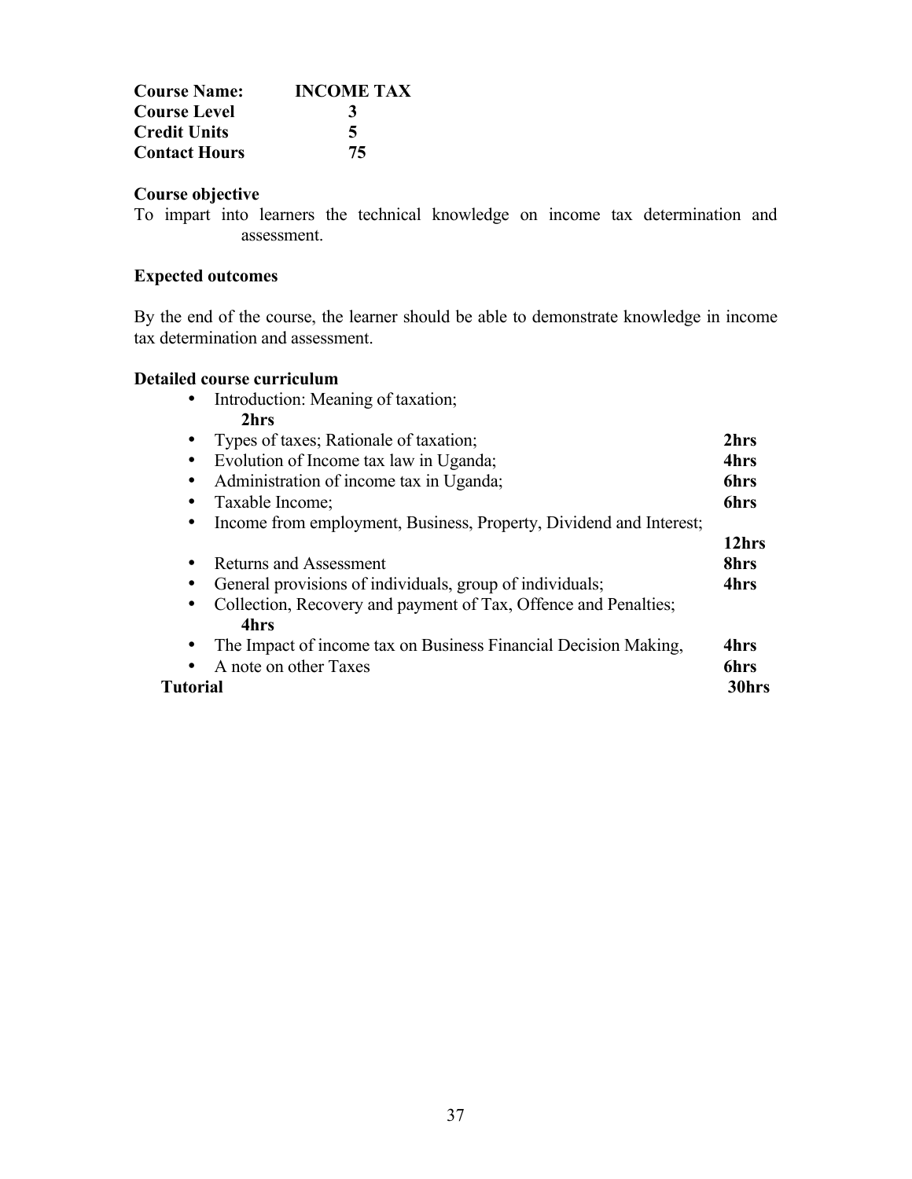**Course Name:** **INCOME TAX**
**Course Level** **3**
**Credit Units** **5**
**Contact Hours** **75**

**Course objective**

To impart into learners the technical knowledge on income tax determination and assessment.

**Expected outcomes**

By the end of the course, the learner should be able to demonstrate knowledge in income tax determination and assessment.

**Detailed course curriculum**

- Introduction: Meaning of taxation; **2hrs**
- Types of taxes; Rationale of taxation; **2hrs**
- Evolution of Income tax law in Uganda; **4hrs**
- Administration of income tax in Uganda; **6hrs**
- Taxable Income; **6hrs**
- Income from employment, Business, Property, Dividend and Interest; **12hrs**
- Returns and Assessment **8hrs**
- General provisions of individuals, group of individuals; **4hrs**
- Collection, Recovery and payment of Tax, Offence and Penalties; **4hrs**
- The Impact of income tax on Business Financial Decision Making, **4hrs**
- A note on other Taxes **6hrs**

**Tutorial** **30hrs**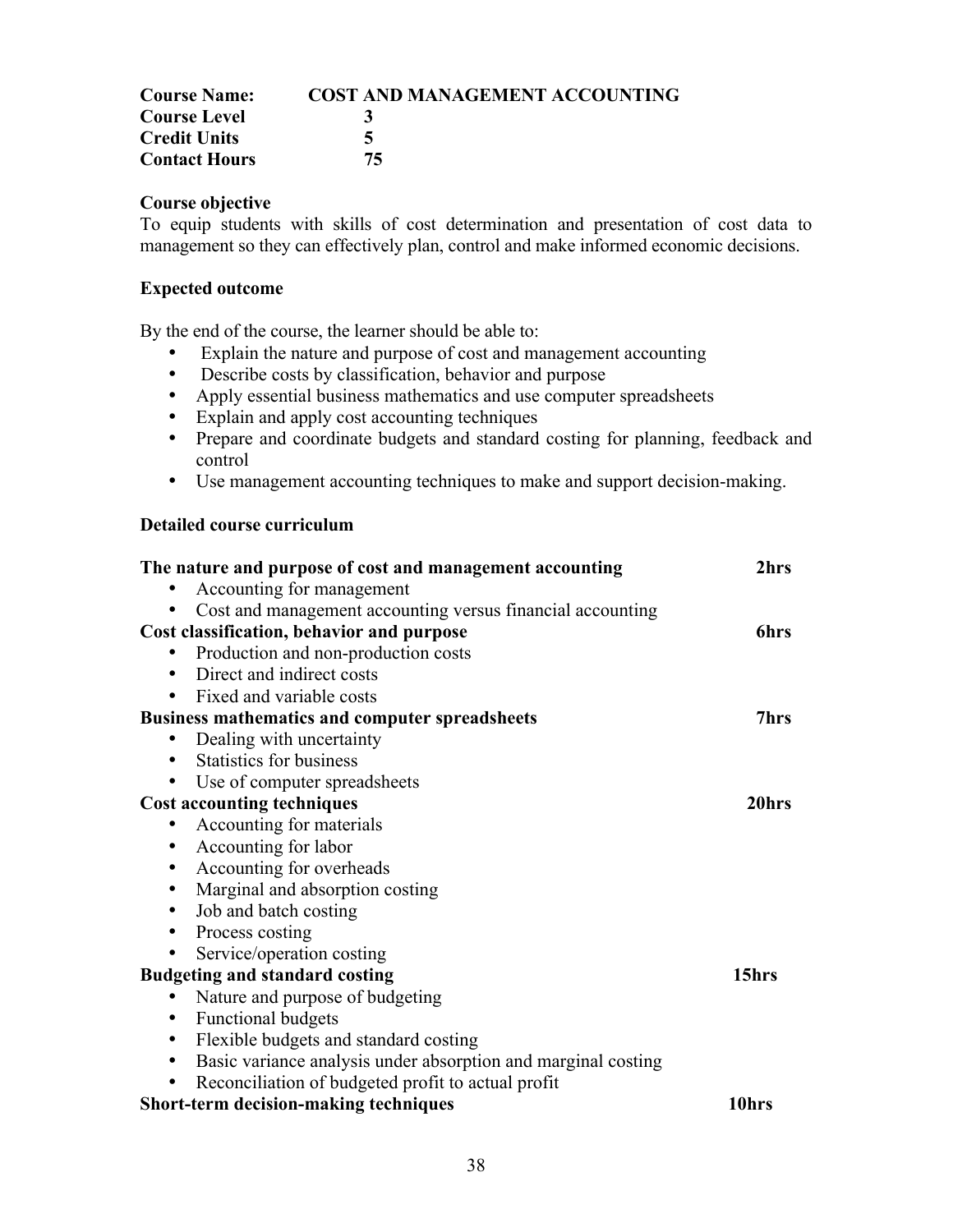| | |
|---|---|
| **Course Name:** | **COST AND MANAGEMENT ACCOUNTING** |
| **Course Level** | **3** |
| **Credit Units** | **5** |
| **Contact Hours** | **75** |

**Course objective**

To equip students with skills of cost determination and presentation of cost data to management so they can effectively plan, control and make informed economic decisions.

**Expected outcome**

By the end of the course, the learner should be able to:

- Explain the nature and purpose of cost and management accounting
- Describe costs by classification, behavior and purpose
- Apply essential business mathematics and use computer spreadsheets
- Explain and apply cost accounting techniques
- Prepare and coordinate budgets and standard costing for planning, feedback and control
- Use management accounting techniques to make and support decision-making.

**Detailed course curriculum**

**The nature and purpose of cost and management accounting** — **2hrs**

- Accounting for management
- Cost and management accounting versus financial accounting

**Cost classification, behavior and purpose** — **6hrs**

- Production and non-production costs
- Direct and indirect costs
- Fixed and variable costs

**Business mathematics and computer spreadsheets** — **7hrs**

- Dealing with uncertainty
- Statistics for business
- Use of computer spreadsheets

**Cost accounting techniques** — **20hrs**

- Accounting for materials
- Accounting for labor
- Accounting for overheads
- Marginal and absorption costing
- Job and batch costing
- Process costing
- Service/operation costing

**Budgeting and standard costing** — **15hrs**

- Nature and purpose of budgeting
- Functional budgets
- Flexible budgets and standard costing
- Basic variance analysis under absorption and marginal costing
- Reconciliation of budgeted profit to actual profit

**Short-term decision-making techniques** — **10hrs**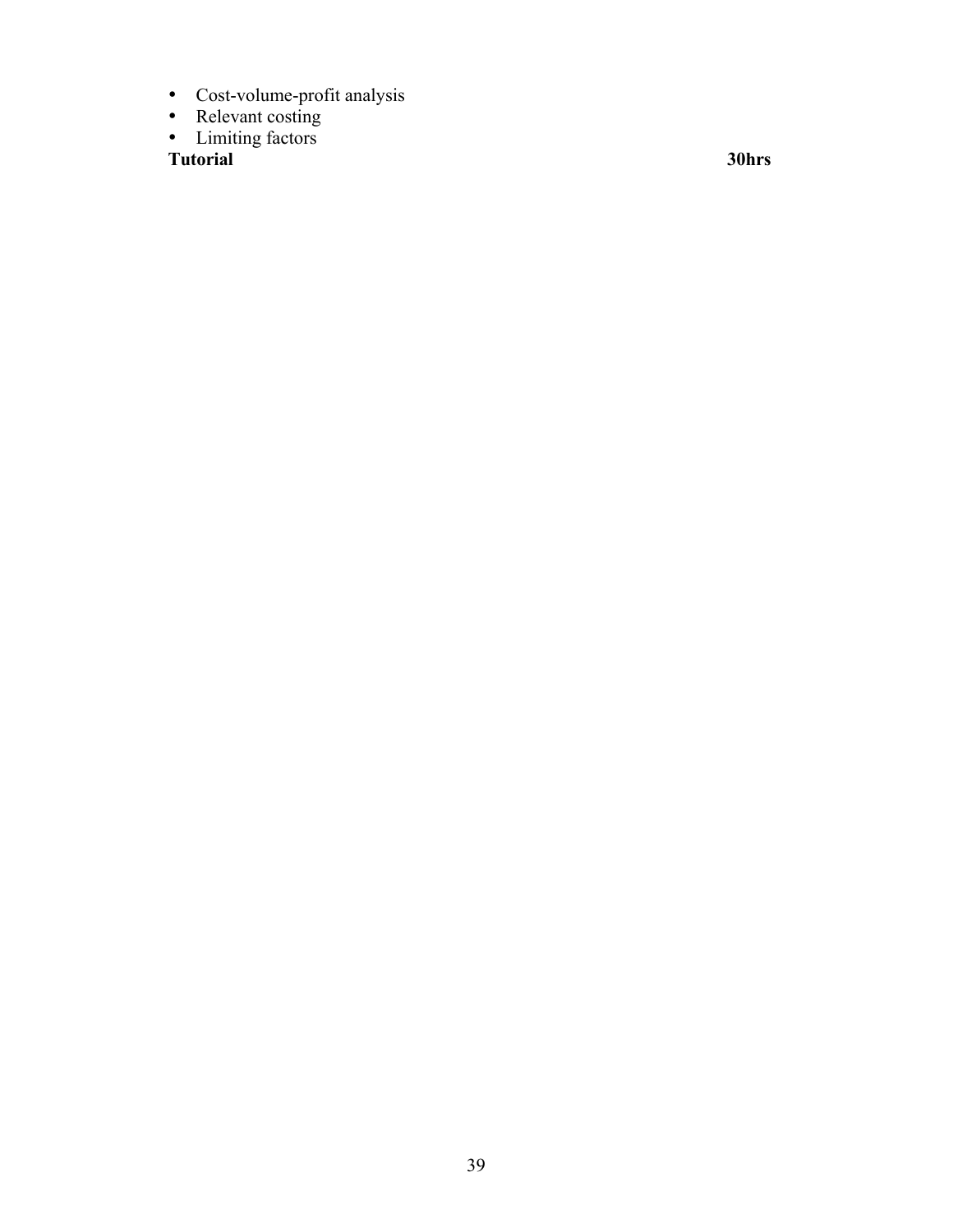- Cost-volume-profit analysis
- Relevant costing
- Limiting factors

**Tutorial** **30hrs**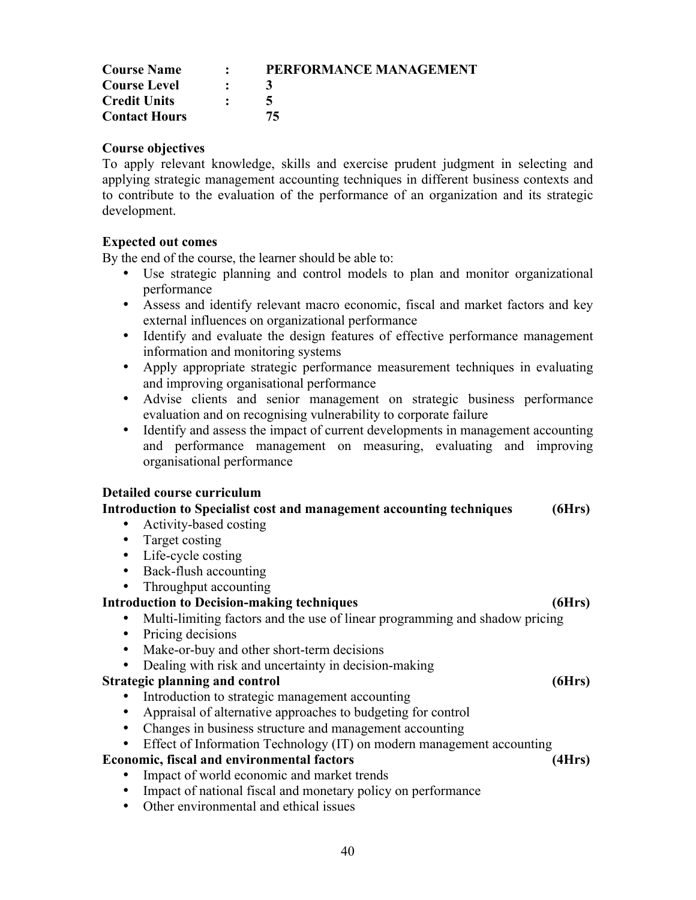**Course Name : PERFORMANCE MANAGEMENT**
**Course Level : 3**
**Credit Units : 5**
**Contact Hours 75**

**Course objectives**

To apply relevant knowledge, skills and exercise prudent judgment in selecting and applying strategic management accounting techniques in different business contexts and to contribute to the evaluation of the performance of an organization and its strategic development.

**Expected out comes**

By the end of the course, the learner should be able to:

- Use strategic planning and control models to plan and monitor organizational performance
- Assess and identify relevant macro economic, fiscal and market factors and key external influences on organizational performance
- Identify and evaluate the design features of effective performance management information and monitoring systems
- Apply appropriate strategic performance measurement techniques in evaluating and improving organisational performance
- Advise clients and senior management on strategic business performance evaluation and on recognising vulnerability to corporate failure
- Identify and assess the impact of current developments in management accounting and performance management on measuring, evaluating and improving organisational performance

**Detailed course curriculum**

**Introduction to Specialist cost and management accounting techniques (6Hrs)**

- Activity-based costing
- Target costing
- Life-cycle costing
- Back-flush accounting
- Throughput accounting

**Introduction to Decision-making techniques (6Hrs)**

- Multi-limiting factors and the use of linear programming and shadow pricing
- Pricing decisions
- Make-or-buy and other short-term decisions
- Dealing with risk and uncertainty in decision-making

**Strategic planning and control (6Hrs)**

- Introduction to strategic management accounting
- Appraisal of alternative approaches to budgeting for control
- Changes in business structure and management accounting
- Effect of Information Technology (IT) on modern management accounting

**Economic, fiscal and environmental factors (4Hrs)**

- Impact of world economic and market trends
- Impact of national fiscal and monetary policy on performance
- Other environmental and ethical issues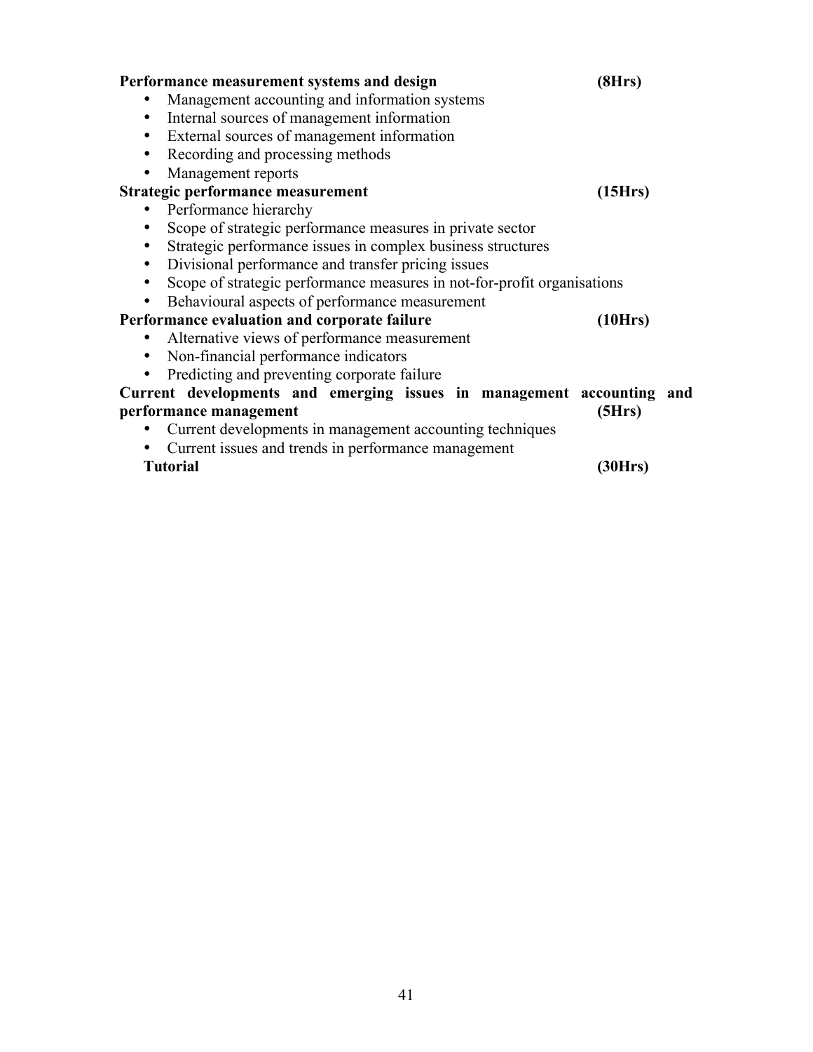**Performance measurement systems and design (8Hrs)**

- Management accounting and information systems
- Internal sources of management information
- External sources of management information
- Recording and processing methods
- Management reports

**Strategic performance measurement (15Hrs)**

- Performance hierarchy
- Scope of strategic performance measures in private sector
- Strategic performance issues in complex business structures
- Divisional performance and transfer pricing issues
- Scope of strategic performance measures in not-for-profit organisations
- Behavioural aspects of performance measurement

**Performance evaluation and corporate failure (10Hrs)**

- Alternative views of performance measurement
- Non-financial performance indicators
- Predicting and preventing corporate failure

**Current developments and emerging issues in management accounting and performance management (5Hrs)**

- Current developments in management accounting techniques
- Current issues and trends in performance management

**Tutorial (30Hrs)**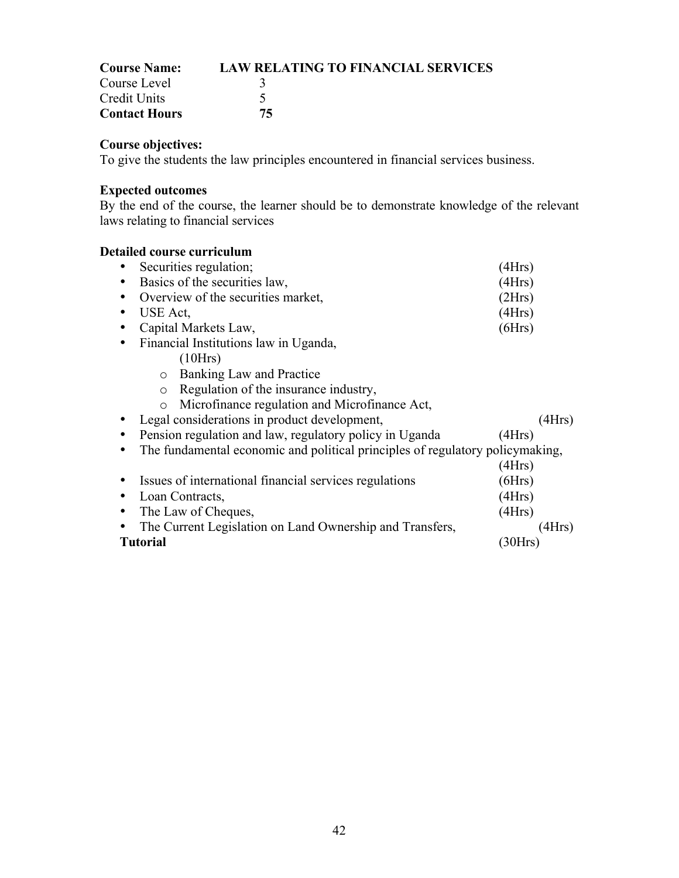**Course Name:** **LAW RELATING TO FINANCIAL SERVICES**
Course Level 3
Credit Units 5
**Contact Hours** **75**

**Course objectives:**
To give the students the law principles encountered in financial services business.

**Expected outcomes**
By the end of the course, the learner should be to demonstrate knowledge of the relevant laws relating to financial services

**Detailed course curriculum**

- Securities regulation; (4Hrs)
- Basics of the securities law, (4Hrs)
- Overview of the securities market, (2Hrs)
- USE Act, (4Hrs)
- Capital Markets Law, (6Hrs)
- Financial Institutions law in Uganda, (10Hrs)
  - Banking Law and Practice
  - Regulation of the insurance industry,
  - Microfinance regulation and Microfinance Act,
- Legal considerations in product development, (4Hrs)
- Pension regulation and law, regulatory policy in Uganda (4Hrs)
- The fundamental economic and political principles of regulatory policymaking, (4Hrs)
- Issues of international financial services regulations (6Hrs)
- Loan Contracts, (4Hrs)
- The Law of Cheques, (4Hrs)
- The Current Legislation on Land Ownership and Transfers, (4Hrs)

**Tutorial** (30Hrs)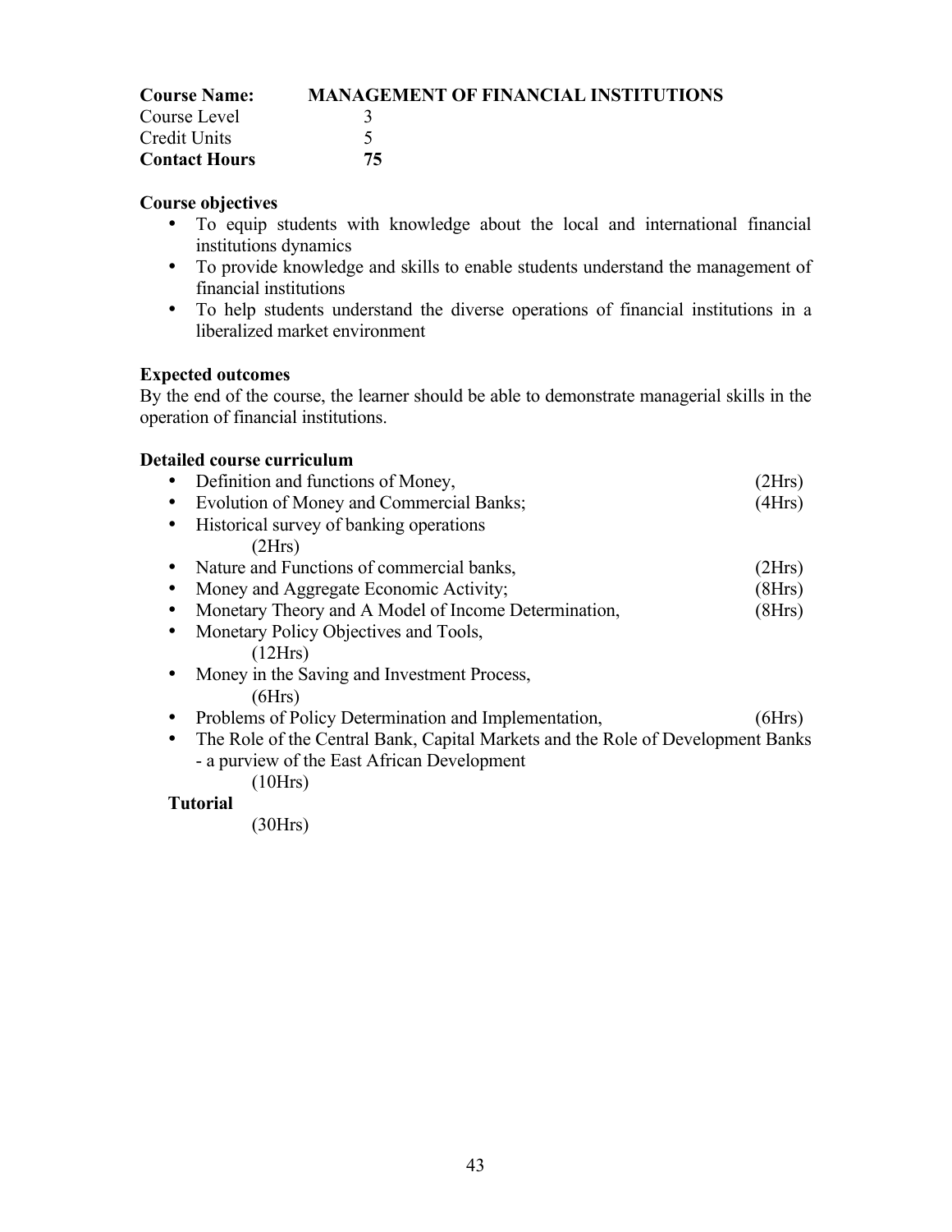**Course Name:** **MANAGEMENT OF FINANCIAL INSTITUTIONS**
Course Level 3
Credit Units 5
**Contact Hours** **75**

**Course objectives**

- To equip students with knowledge about the local and international financial institutions dynamics
- To provide knowledge and skills to enable students understand the management of financial institutions
- To help students understand the diverse operations of financial institutions in a liberalized market environment

**Expected outcomes**

By the end of the course, the learner should be able to demonstrate managerial skills in the operation of financial institutions.

**Detailed course curriculum**

- Definition and functions of Money, (2Hrs)
- Evolution of Money and Commercial Banks; (4Hrs)
- Historical survey of banking operations (2Hrs)
- Nature and Functions of commercial banks, (2Hrs)
- Money and Aggregate Economic Activity; (8Hrs)
- Monetary Theory and A Model of Income Determination, (8Hrs)
- Monetary Policy Objectives and Tools, (12Hrs)
- Money in the Saving and Investment Process, (6Hrs)
- Problems of Policy Determination and Implementation, (6Hrs)
- The Role of the Central Bank, Capital Markets and the Role of Development Banks - a purview of the East African Development (10Hrs)

**Tutorial** (30Hrs)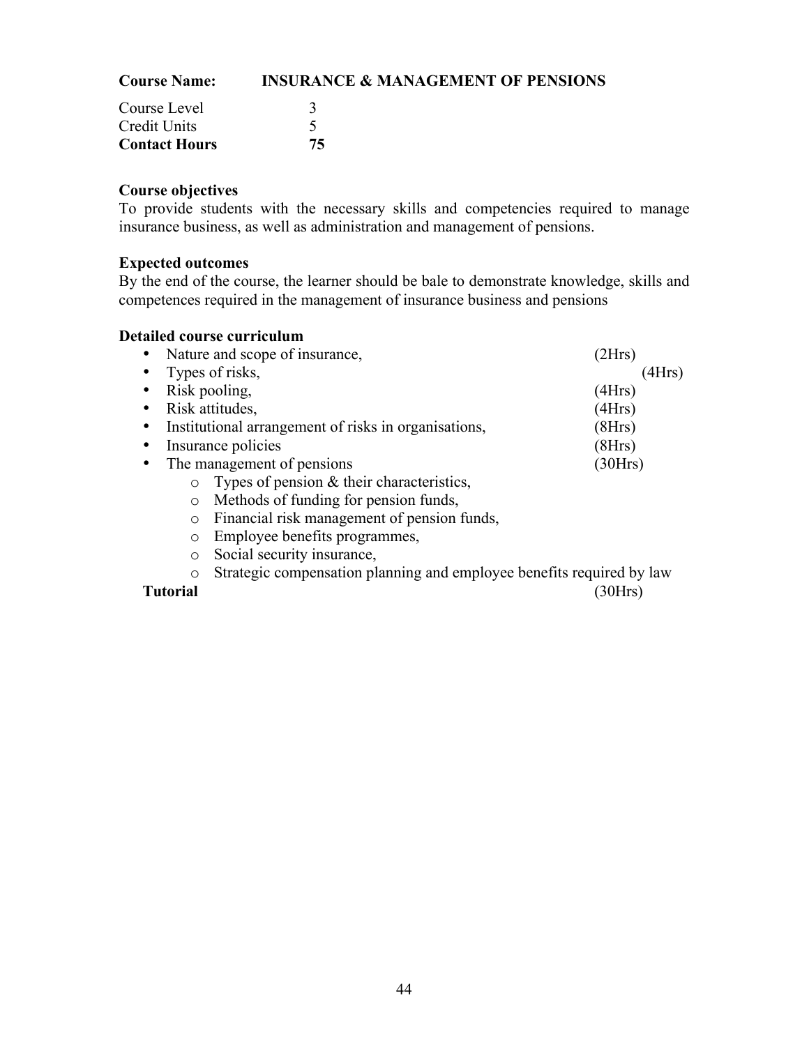**Course Name:** **INSURANCE & MANAGEMENT OF PENSIONS**

Course Level 3
Credit Units 5
**Contact Hours** **75**

**Course objectives**

To provide students with the necessary skills and competencies required to manage insurance business, as well as administration and management of pensions.

**Expected outcomes**

By the end of the course, the learner should be bale to demonstrate knowledge, skills and competences required in the management of insurance business and pensions

**Detailed course curriculum**

- Nature and scope of insurance, (2Hrs)
- Types of risks, (4Hrs)
- Risk pooling, (4Hrs)
- Risk attitudes, (4Hrs)
- Institutional arrangement of risks in organisations, (8Hrs)
- Insurance policies (8Hrs)
- The management of pensions (30Hrs)
  - Types of pension & their characteristics,
  - Methods of funding for pension funds,
  - Financial risk management of pension funds,
  - Employee benefits programmes,
  - Social security insurance,
  - Strategic compensation planning and employee benefits required by law

**Tutorial** (30Hrs)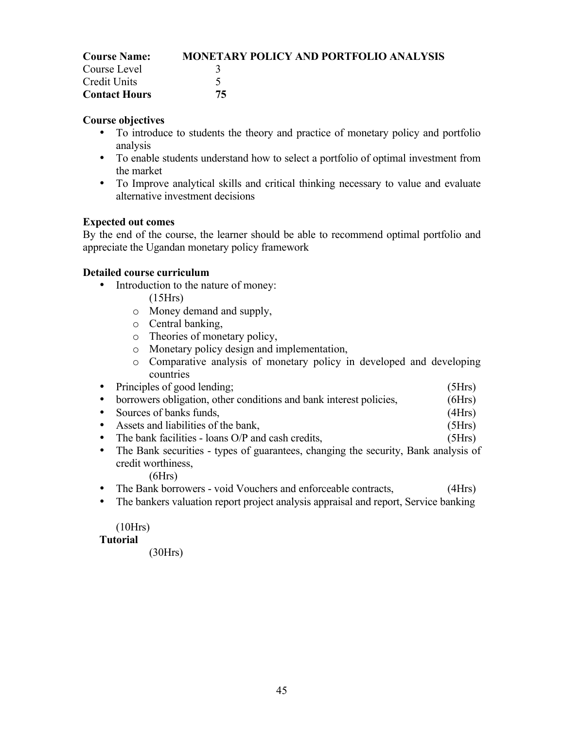| **Course Name:** | **MONETARY POLICY AND PORTFOLIO ANALYSIS** |
|---|---|
| Course Level | 3 |
| Credit Units | 5 |
| **Contact Hours** | **75** |

**Course objectives**

- To introduce to students the theory and practice of monetary policy and portfolio analysis
- To enable students understand how to select a portfolio of optimal investment from the market
- To Improve analytical skills and critical thinking necessary to value and evaluate alternative investment decisions

**Expected out comes**

By the end of the course, the learner should be able to recommend optimal portfolio and appreciate the Ugandan monetary policy framework

**Detailed course curriculum**

- Introduction to the nature of money: (15Hrs)
  - Money demand and supply,
  - Central banking,
  - Theories of monetary policy,
  - Monetary policy design and implementation,
  - Comparative analysis of monetary policy in developed and developing countries
- Principles of good lending; (5Hrs)
- borrowers obligation, other conditions and bank interest policies, (6Hrs)
- Sources of banks funds, (4Hrs)
- Assets and liabilities of the bank, (5Hrs)
- The bank facilities - loans O/P and cash credits, (5Hrs)
- The Bank securities - types of guarantees, changing the security, Bank analysis of credit worthiness, (6Hrs)
- The Bank borrowers - void Vouchers and enforceable contracts, (4Hrs)
- The bankers valuation report project analysis appraisal and report, Service banking (10Hrs)

**Tutorial** (30Hrs)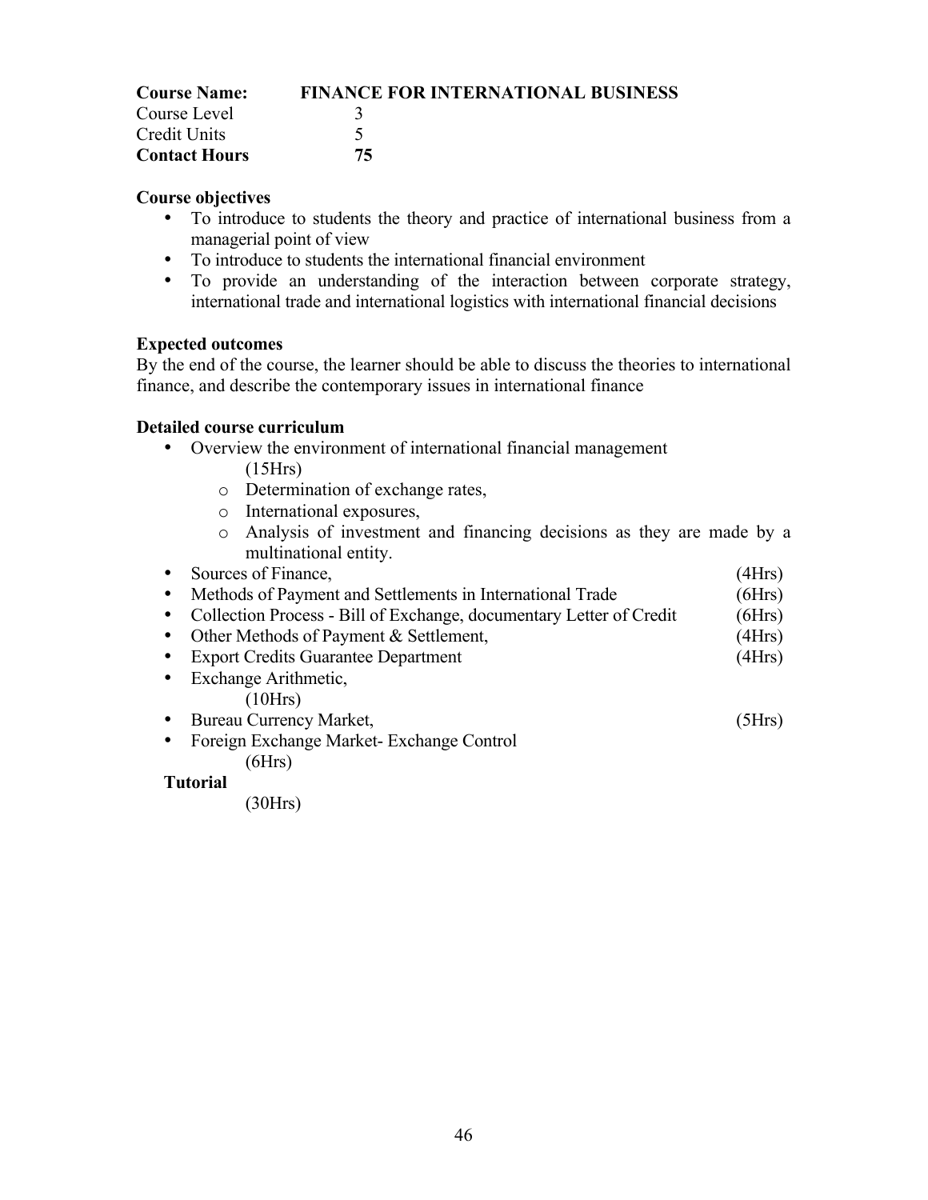**Course Name:** **FINANCE FOR INTERNATIONAL BUSINESS**
Course Level 3
Credit Units 5
**Contact Hours** **75**

**Course objectives**

- To introduce to students the theory and practice of international business from a managerial point of view
- To introduce to students the international financial environment
- To provide an understanding of the interaction between corporate strategy, international trade and international logistics with international financial decisions

**Expected outcomes**

By the end of the course, the learner should be able to discuss the theories to international finance, and describe the contemporary issues in international finance

**Detailed course curriculum**

- Overview the environment of international financial management (15Hrs)
  - Determination of exchange rates,
  - International exposures,
  - Analysis of investment and financing decisions as they are made by a multinational entity.
- Sources of Finance, (4Hrs)
- Methods of Payment and Settlements in International Trade (6Hrs)
- Collection Process - Bill of Exchange, documentary Letter of Credit (6Hrs)
- Other Methods of Payment & Settlement, (4Hrs)
- Export Credits Guarantee Department (4Hrs)
- Exchange Arithmetic, (10Hrs)
- Bureau Currency Market, (5Hrs)
- Foreign Exchange Market- Exchange Control (6Hrs)

**Tutorial** (30Hrs)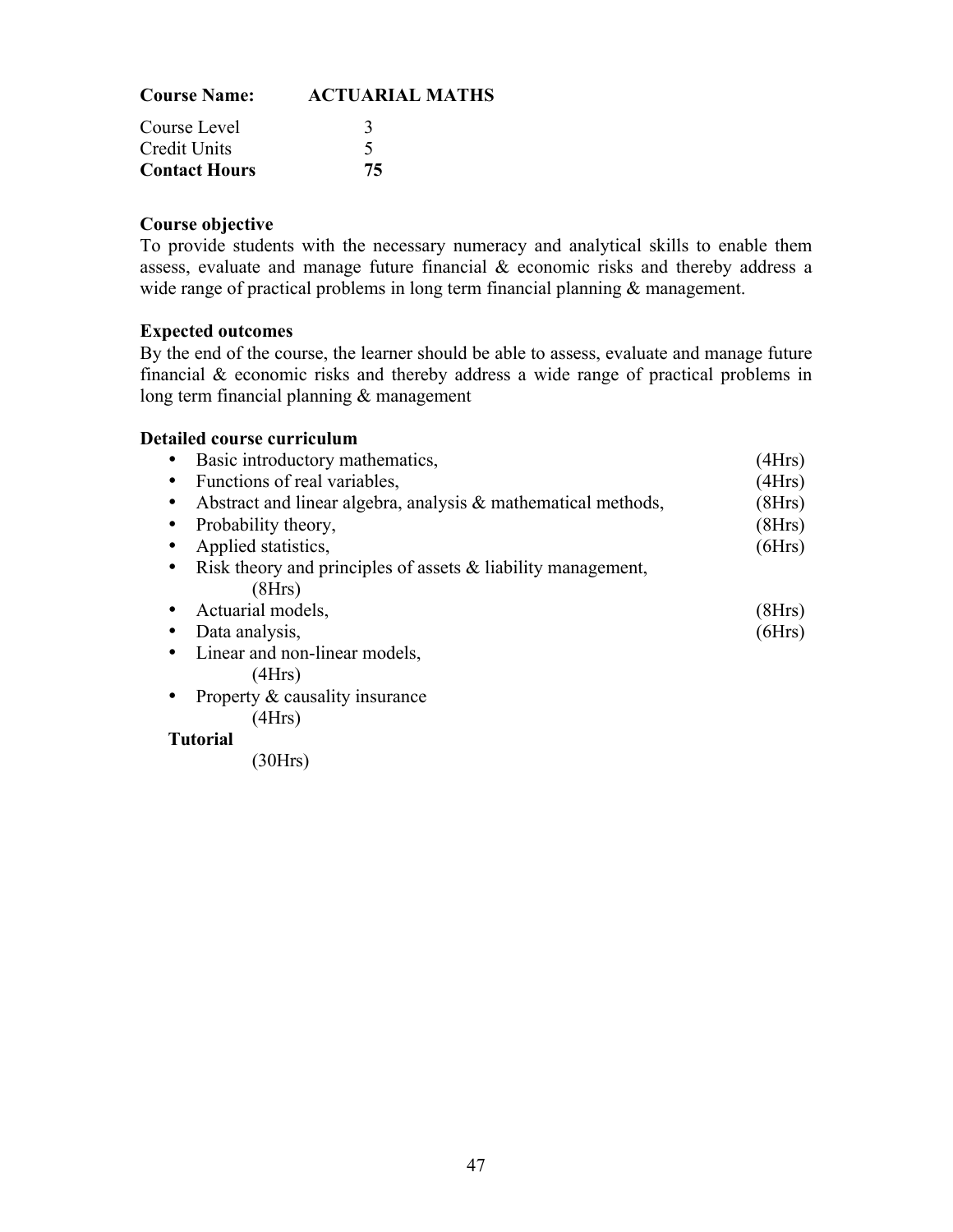**Course Name:** **ACTUARIAL MATHS**

Course Level 3
Credit Units 5
**Contact Hours** **75**

**Course objective**

To provide students with the necessary numeracy and analytical skills to enable them assess, evaluate and manage future financial & economic risks and thereby address a wide range of practical problems in long term financial planning & management.

**Expected outcomes**

By the end of the course, the learner should be able to assess, evaluate and manage future financial & economic risks and thereby address a wide range of practical problems in long term financial planning & management

**Detailed course curriculum**

- Basic introductory mathematics, (4Hrs)
- Functions of real variables, (4Hrs)
- Abstract and linear algebra, analysis & mathematical methods, (8Hrs)
- Probability theory, (8Hrs)
- Applied statistics, (6Hrs)
- Risk theory and principles of assets & liability management, (8Hrs)
- Actuarial models, (8Hrs)
- Data analysis, (6Hrs)
- Linear and non-linear models, (4Hrs)
- Property & causality insurance (4Hrs)

**Tutorial** (30Hrs)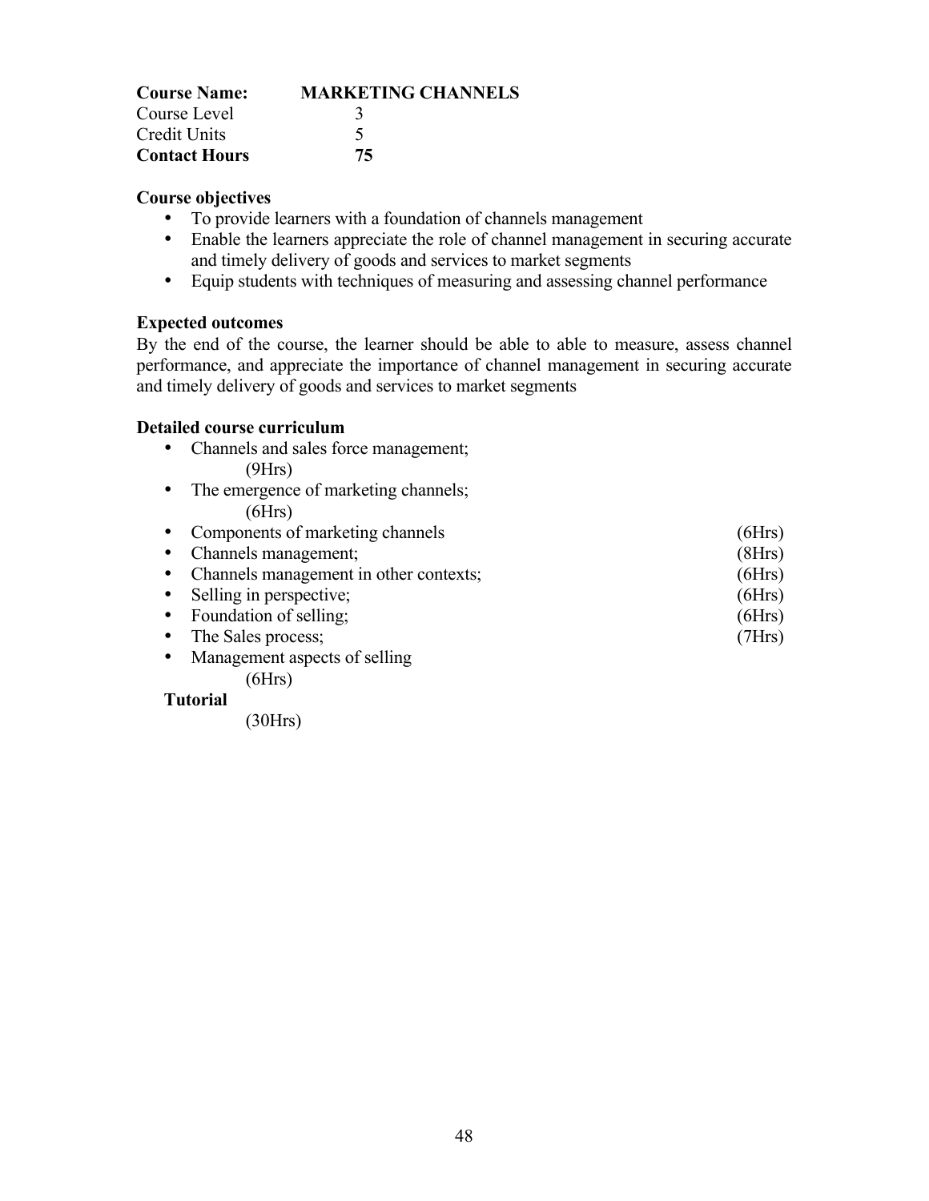**Course Name:** **MARKETING CHANNELS**
Course Level 3
Credit Units 5
**Contact Hours** **75**

**Course objectives**

- To provide learners with a foundation of channels management
- Enable the learners appreciate the role of channel management in securing accurate and timely delivery of goods and services to market segments
- Equip students with techniques of measuring and assessing channel performance

**Expected outcomes**

By the end of the course, the learner should be able to able to measure, assess channel performance, and appreciate the importance of channel management in securing accurate and timely delivery of goods and services to market segments

**Detailed course curriculum**

- Channels and sales force management; (9Hrs)
- The emergence of marketing channels; (6Hrs)
- Components of marketing channels (6Hrs)
- Channels management; (8Hrs)
- Channels management in other contexts; (6Hrs)
- Selling in perspective; (6Hrs)
- Foundation of selling; (6Hrs)
- The Sales process; (7Hrs)
- Management aspects of selling (6Hrs)

**Tutorial** (30Hrs)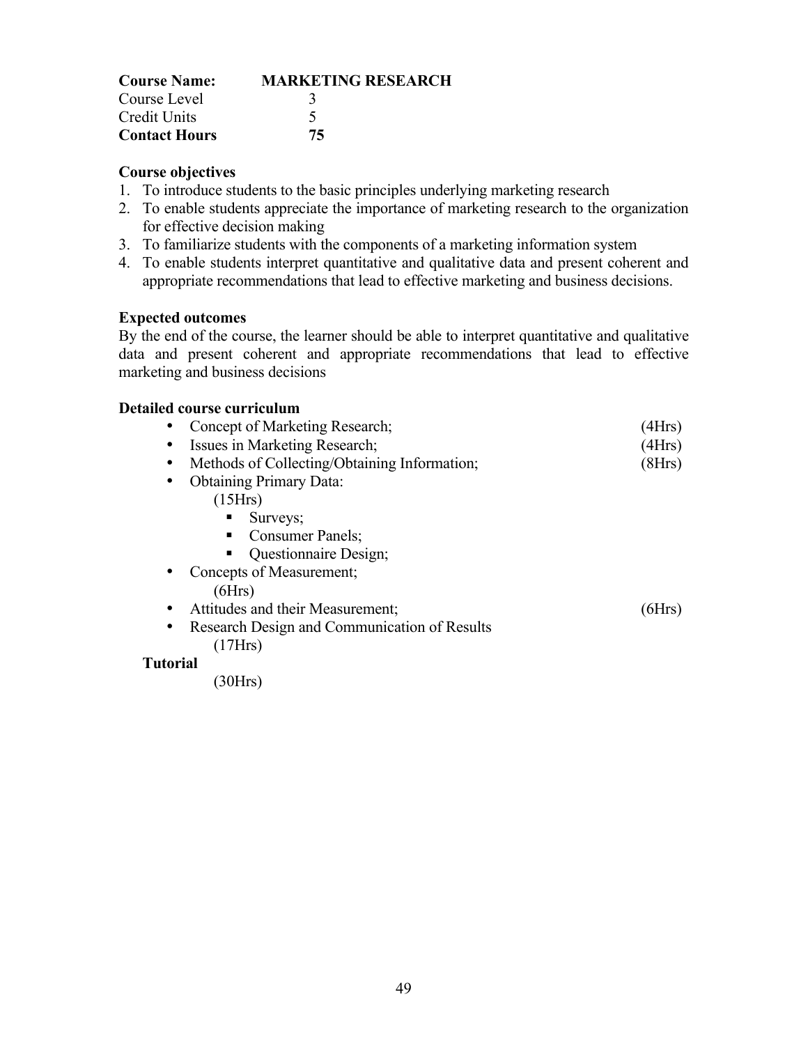**Course Name:** **MARKETING RESEARCH**
Course Level 3
Credit Units 5
**Contact Hours** **75**

**Course objectives**

1. To introduce students to the basic principles underlying marketing research
2. To enable students appreciate the importance of marketing research to the organization for effective decision making
3. To familiarize students with the components of a marketing information system
4. To enable students interpret quantitative and qualitative data and present coherent and appropriate recommendations that lead to effective marketing and business decisions.

**Expected outcomes**

By the end of the course, the learner should be able to interpret quantitative and qualitative data and present coherent and appropriate recommendations that lead to effective marketing and business decisions

**Detailed course curriculum**

- Concept of Marketing Research; (4Hrs)
- Issues in Marketing Research; (4Hrs)
- Methods of Collecting/Obtaining Information; (8Hrs)
- Obtaining Primary Data: (15Hrs)
  - Surveys;
  - Consumer Panels;
  - Questionnaire Design;
- Concepts of Measurement; (6Hrs)
- Attitudes and their Measurement; (6Hrs)
- Research Design and Communication of Results (17Hrs)

**Tutorial** (30Hrs)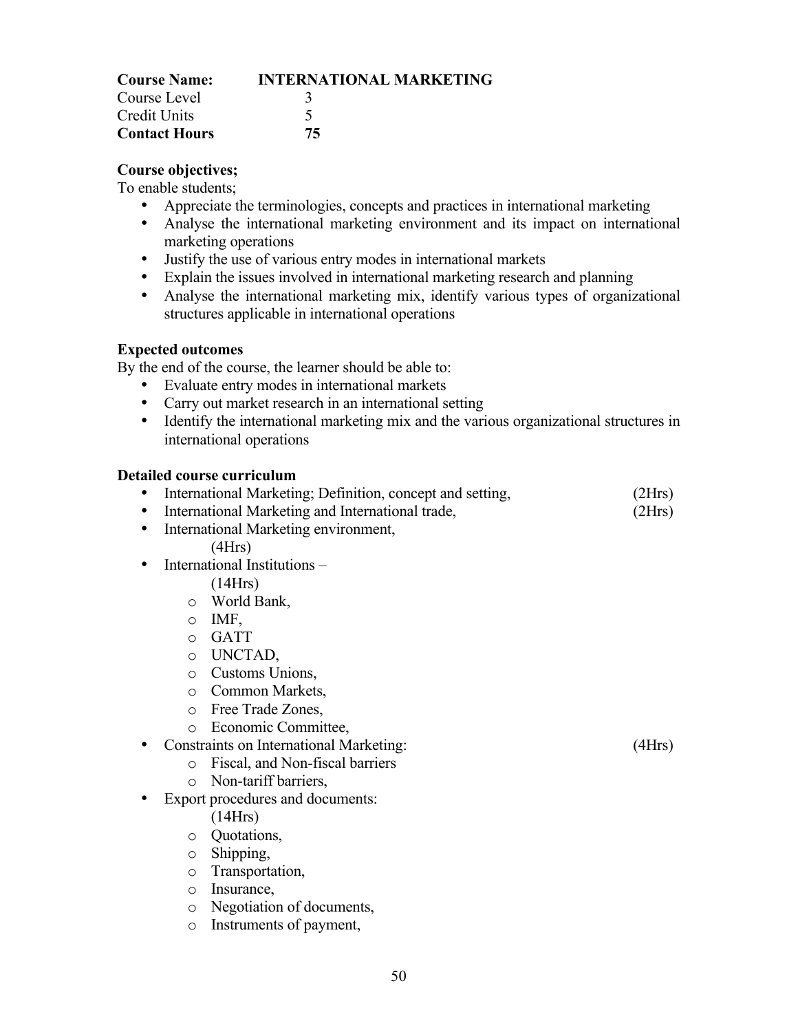**Course Name:** **INTERNATIONAL MARKETING**
Course Level 3
Credit Units 5
**Contact Hours** **75**

**Course objectives;**
To enable students;

- Appreciate the terminologies, concepts and practices in international marketing
- Analyse the international marketing environment and its impact on international marketing operations
- Justify the use of various entry modes in international markets
- Explain the issues involved in international marketing research and planning
- Analyse the international marketing mix, identify various types of organizational structures applicable in international operations

**Expected outcomes**
By the end of the course, the learner should be able to:

- Evaluate entry modes in international markets
- Carry out market research in an international setting
- Identify the international marketing mix and the various organizational structures in international operations

**Detailed course curriculum**

- International Marketing; Definition, concept and setting, (2Hrs)
- International Marketing and International trade, (2Hrs)
- International Marketing environment, (4Hrs)
- International Institutions – (14Hrs)
  - World Bank,
  - IMF,
  - GATT
  - UNCTAD,
  - Customs Unions,
  - Common Markets,
  - Free Trade Zones,
  - Economic Committee,
- Constraints on International Marketing: (4Hrs)
  - Fiscal, and Non-fiscal barriers
  - Non-tariff barriers,
- Export procedures and documents: (14Hrs)
  - Quotations,
  - Shipping,
  - Transportation,
  - Insurance,
  - Negotiation of documents,
  - Instruments of payment,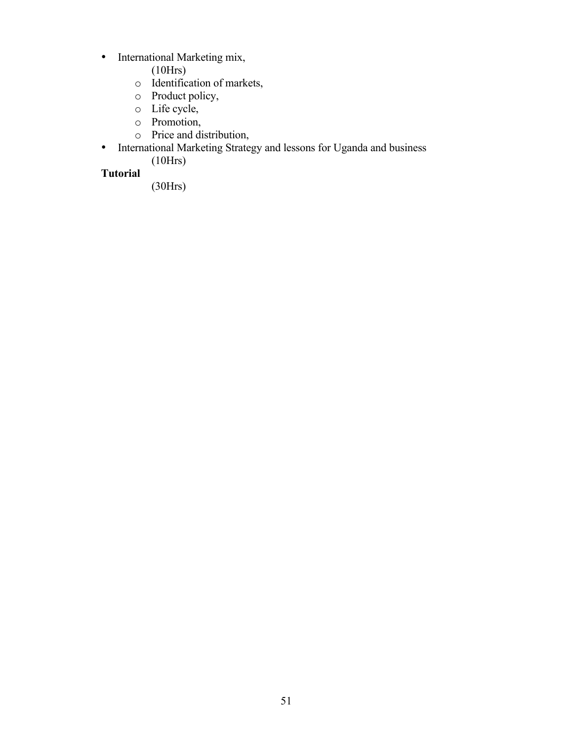- International Marketing mix,
  (10Hrs)
  - Identification of markets,
  - Product policy,
  - Life cycle,
  - Promotion,
  - Price and distribution,
- International Marketing Strategy and lessons for Uganda and business
  (10Hrs)

**Tutorial**
(30Hrs)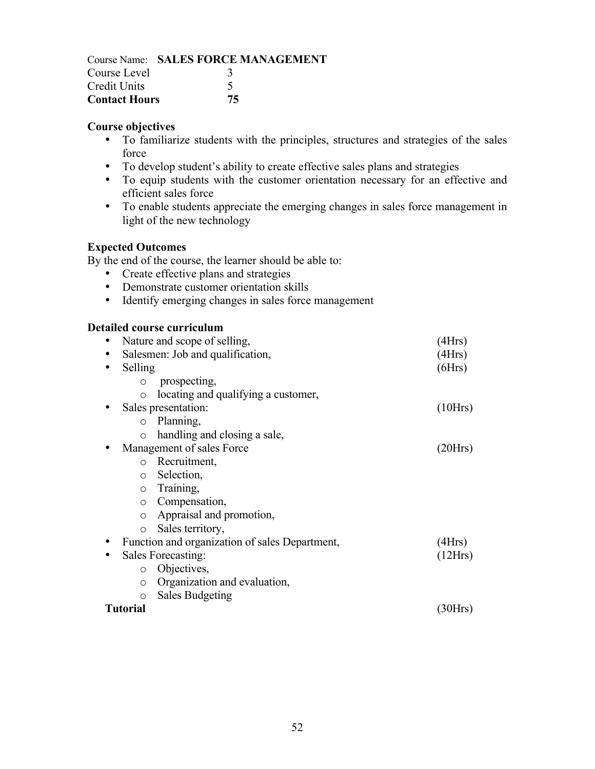Course Name: **SALES FORCE MANAGEMENT**
Course Level 3
Credit Units 5
**Contact Hours 75**

**Course objectives**

- To familiarize students with the principles, structures and strategies of the sales force
- To develop student's ability to create effective sales plans and strategies
- To equip students with the customer orientation necessary for an effective and efficient sales force
- To enable students appreciate the emerging changes in sales force management in light of the new technology

**Expected Outcomes**

By the end of the course, the learner should be able to:

- Create effective plans and strategies
- Demonstrate customer orientation skills
- Identify emerging changes in sales force management

**Detailed course curriculum**

- Nature and scope of selling, (4Hrs)
- Salesmen: Job and qualification, (4Hrs)
- Selling (6Hrs)
  - prospecting,
  - locating and qualifying a customer,
- Sales presentation: (10Hrs)
  - Planning,
  - handling and closing a sale,
- Management of sales Force (20Hrs)
  - Recruitment,
  - Selection,
  - Training,
  - Compensation,
  - Appraisal and promotion,
  - Sales territory,
- Function and organization of sales Department, (4Hrs)
- Sales Forecasting: (12Hrs)
  - Objectives,
  - Organization and evaluation,
  - Sales Budgeting

**Tutorial** (30Hrs)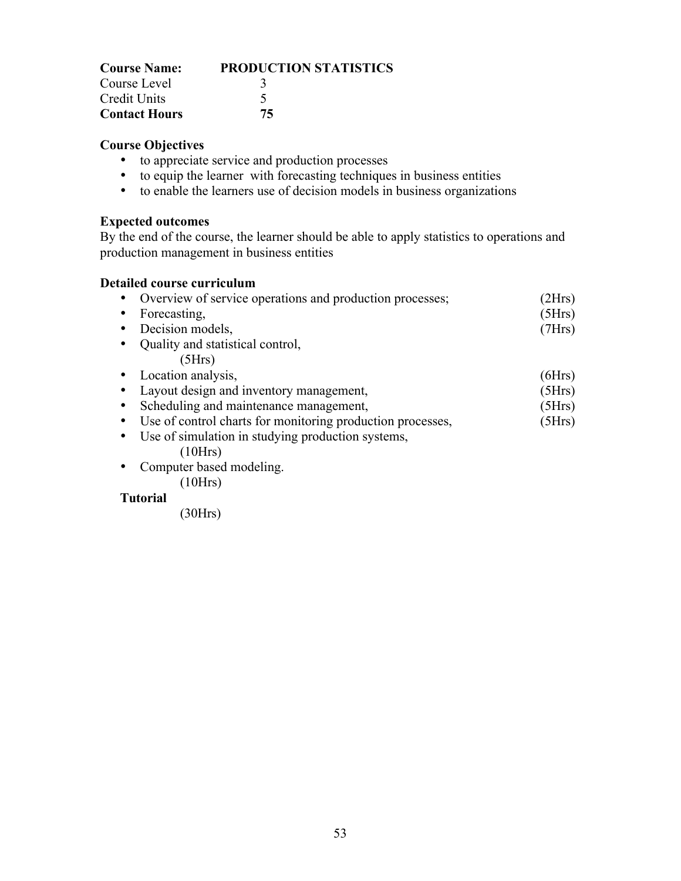**Course Name:** **PRODUCTION STATISTICS**
Course Level 3
Credit Units 5
**Contact Hours** **75**

**Course Objectives**

- to appreciate service and production processes
- to equip the learner with forecasting techniques in business entities
- to enable the learners use of decision models in business organizations

**Expected outcomes**

By the end of the course, the learner should be able to apply statistics to operations and production management in business entities

**Detailed course curriculum**

- Overview of service operations and production processes; (2Hrs)
- Forecasting, (5Hrs)
- Decision models, (7Hrs)
- Quality and statistical control, (5Hrs)
- Location analysis, (6Hrs)
- Layout design and inventory management, (5Hrs)
- Scheduling and maintenance management, (5Hrs)
- Use of control charts for monitoring production processes, (5Hrs)
- Use of simulation in studying production systems, (10Hrs)
- Computer based modeling. (10Hrs)

**Tutorial** (30Hrs)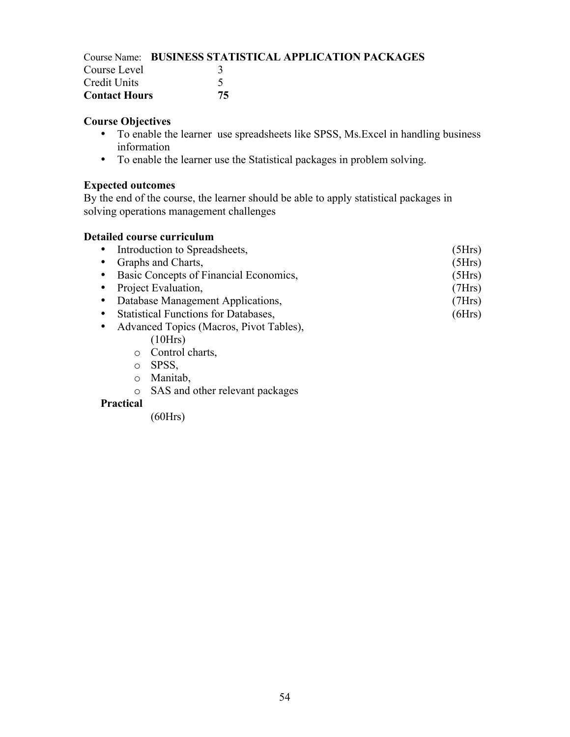Course Name: **BUSINESS STATISTICAL APPLICATION PACKAGES**

Course Level 3

Credit Units 5

**Contact Hours 75**

**Course Objectives**

- To enable the learner use spreadsheets like SPSS, Ms.Excel in handling business information
- To enable the learner use the Statistical packages in problem solving.

**Expected outcomes**

By the end of the course, the learner should be able to apply statistical packages in solving operations management challenges

**Detailed course curriculum**

- Introduction to Spreadsheets, (5Hrs)
- Graphs and Charts, (5Hrs)
- Basic Concepts of Financial Economics, (5Hrs)
- Project Evaluation, (7Hrs)
- Database Management Applications, (7Hrs)
- Statistical Functions for Databases, (6Hrs)
- Advanced Topics (Macros, Pivot Tables), (10Hrs)
  - Control charts,
  - SPSS,
  - Manitab,
  - SAS and other relevant packages

**Practical**

(60Hrs)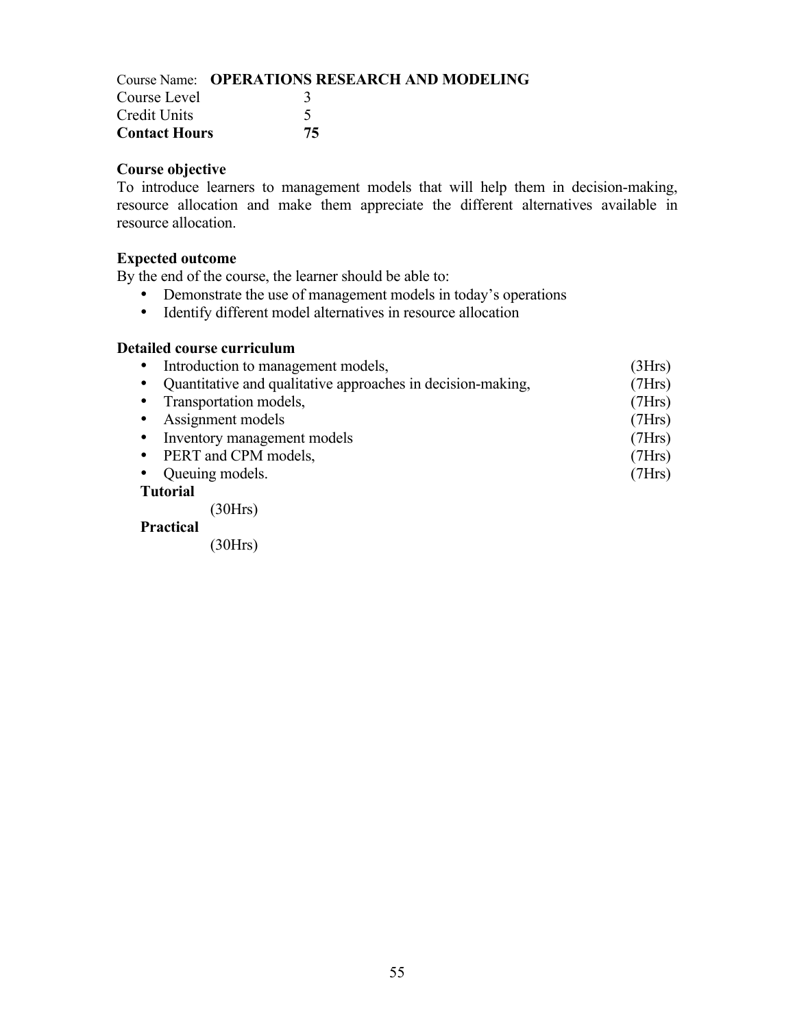Course Name: **OPERATIONS RESEARCH AND MODELING**

Course Level 3

Credit Units 5

**Contact Hours 75**

**Course objective**

To introduce learners to management models that will help them in decision-making, resource allocation and make them appreciate the different alternatives available in resource allocation.

**Expected outcome**

By the end of the course, the learner should be able to:

- Demonstrate the use of management models in today's operations
- Identify different model alternatives in resource allocation

**Detailed course curriculum**

- Introduction to management models, (3Hrs)
- Quantitative and qualitative approaches in decision-making, (7Hrs)
- Transportation models, (7Hrs)
- Assignment models (7Hrs)
- Inventory management models (7Hrs)
- PERT and CPM models, (7Hrs)
- Queuing models. (7Hrs)

**Tutorial**

(30Hrs)

**Practical**

(30Hrs)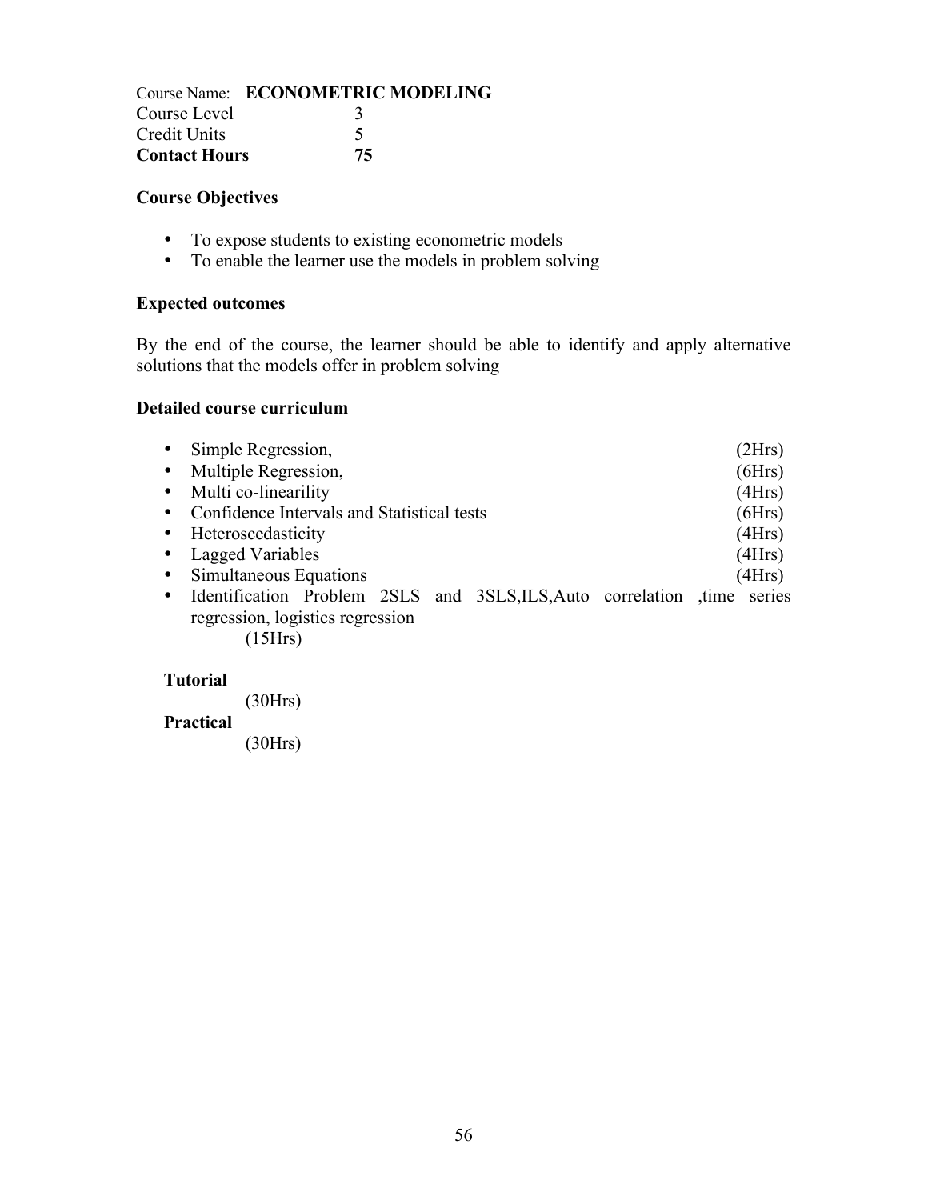Course Name: **ECONOMETRIC MODELING**
Course Level 3
Credit Units 5
**Contact Hours 75**

**Course Objectives**

- To expose students to existing econometric models
- To enable the learner use the models in problem solving

**Expected outcomes**

By the end of the course, the learner should be able to identify and apply alternative solutions that the models offer in problem solving

**Detailed course curriculum**

- Simple Regression, (2Hrs)
- Multiple Regression, (6Hrs)
- Multi co-linearility (4Hrs)
- Confidence Intervals and Statistical tests (6Hrs)
- Heteroscedasticity (4Hrs)
- Lagged Variables (4Hrs)
- Simultaneous Equations (4Hrs)
- Identification Problem 2SLS and 3SLS,ILS,Auto correlation ,time series regression, logistics regression (15Hrs)

**Tutorial** (30Hrs)

**Practical** (30Hrs)